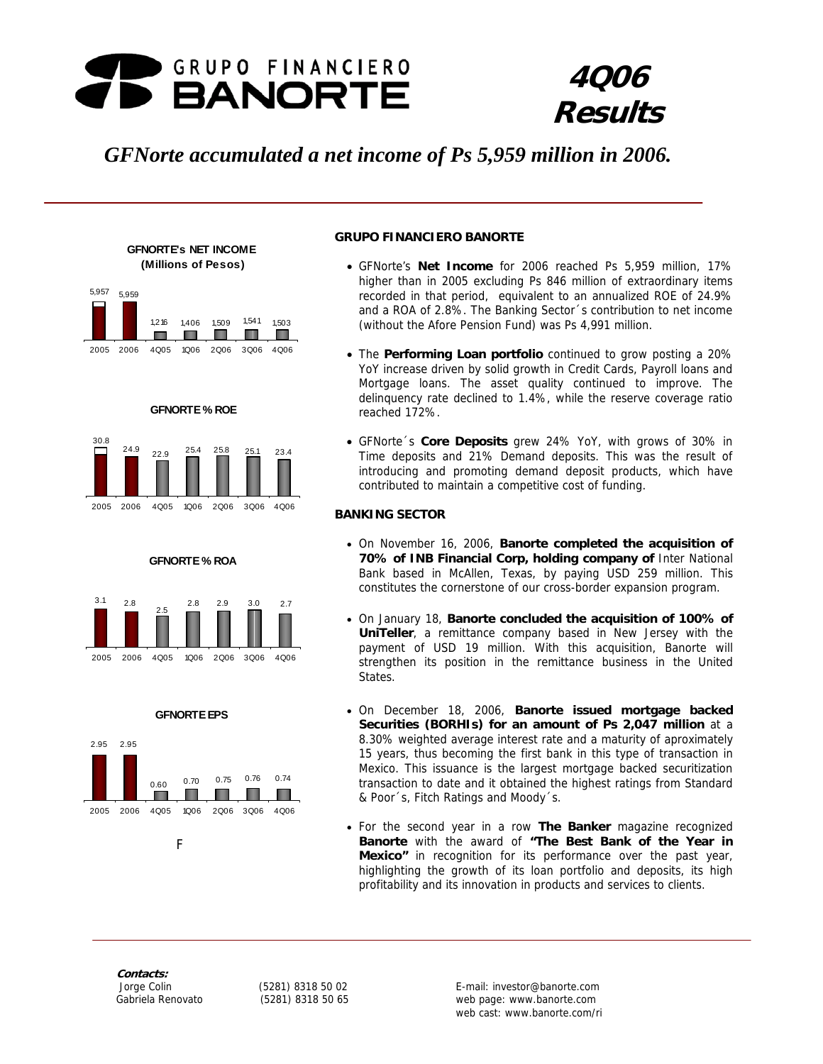# GRUPO FINANCIERO BANORTE

# 4Q06 Results

## *GFNorte accumulated a net income of Ps 5,959 million in 2006.*

**GFNORTE's NET INCOME (Millions of Pesos)**

| 2005 | 2006 | 4Q05 | 1Q06 | 2Q06 | 3Q06 | 4Q06 |
|---|---|---|---|---|---|---|
| 5,957 | 5,959 | 1,216 | 1,406 | 1,509 | 1,541 | 1,503 |

**GFNORTE % ROE**

| 2005 | 2006 | 4Q05 | 1Q06 | 2Q06 | 3Q06 | 4Q06 |
|---|---|---|---|---|---|---|
| 30.8 | 24.9 | 22.9 | 25.4 | 25.8 | 25.1 | 23.4 |

**GFNORTE % ROA**

| 2005 | 2006 | 4Q05 | 1Q06 | 2Q06 | 3Q06 | 4Q06 |
|---|---|---|---|---|---|---|
| 3.1 | 2.8 | 2.5 | 2.8 | 2.9 | 3.0 | 2.7 |

**GFNORTE EPS**

| 2005 | 2006 | 4Q05 | 1Q06 | 2Q06 | 3Q06 | 4Q06 |
|---|---|---|---|---|---|---|
| 2.95 | 2.95 | 0.60 | 0.70 | 0.75 | 0.76 | 0.74 |

F

### GRUPO FINANCIERO BANORTE

- GFNorte's **Net Income** for 2006 reached Ps 5,959 million, 17% higher than in 2005 excluding Ps 846 million of extraordinary items recorded in that period, equivalent to an annualized ROE of 24.9% and a ROA of 2.8%. The Banking Sector´s contribution to net income (without the Afore Pension Fund) was Ps 4,991 million.
- The **Performing Loan portfolio** continued to grow posting a 20% YoY increase driven by solid growth in Credit Cards, Payroll loans and Mortgage loans. The asset quality continued to improve. The delinquency rate declined to 1.4%, while the reserve coverage ratio reached 172%.
- GFNorte´s **Core Deposits** grew 24% YoY, with grows of 30% in Time deposits and 21% Demand deposits. This was the result of introducing and promoting demand deposit products, which have contributed to maintain a competitive cost of funding.

### BANKING SECTOR

- On November 16, 2006, **Banorte completed the acquisition of 70% of INB Financial Corp, holding company of** Inter National Bank based in McAllen, Texas, by paying USD 259 million. This constitutes the cornerstone of our cross-border expansion program.
- On January 18, **Banorte concluded the acquisition of 100% of UniTeller**, a remittance company based in New Jersey with the payment of USD 19 million. With this acquisition, Banorte will strengthen its position in the remittance business in the United States.
- On December 18, 2006, **Banorte issued mortgage backed Securities (BORHIs) for an amount of Ps 2,047 million** at a 8.30% weighted average interest rate and a maturity of aproximately 15 years, thus becoming the first bank in this type of transaction in Mexico. This issuance is the largest mortgage backed securitization transaction to date and it obtained the highest ratings from Standard & Poor´s, Fitch Ratings and Moody´s.
- For the second year in a row **The Banker** magazine recognized **Banorte** with the award of **"The Best Bank of the Year in Mexico"** in recognition for its performance over the past year, highlighting the growth of its loan portfolio and deposits, its high profitability and its innovation in products and services to clients.

**Contacts:**

| | | |
|---|---|---|
| Jorge Colin | (5281) 8318 50 02 | E-mail: investor@banorte.com |
| Gabriela Renovato | (5281) 8318 50 65 | web page: www.banorte.com |
| | | web cast: www.banorte.com/ri |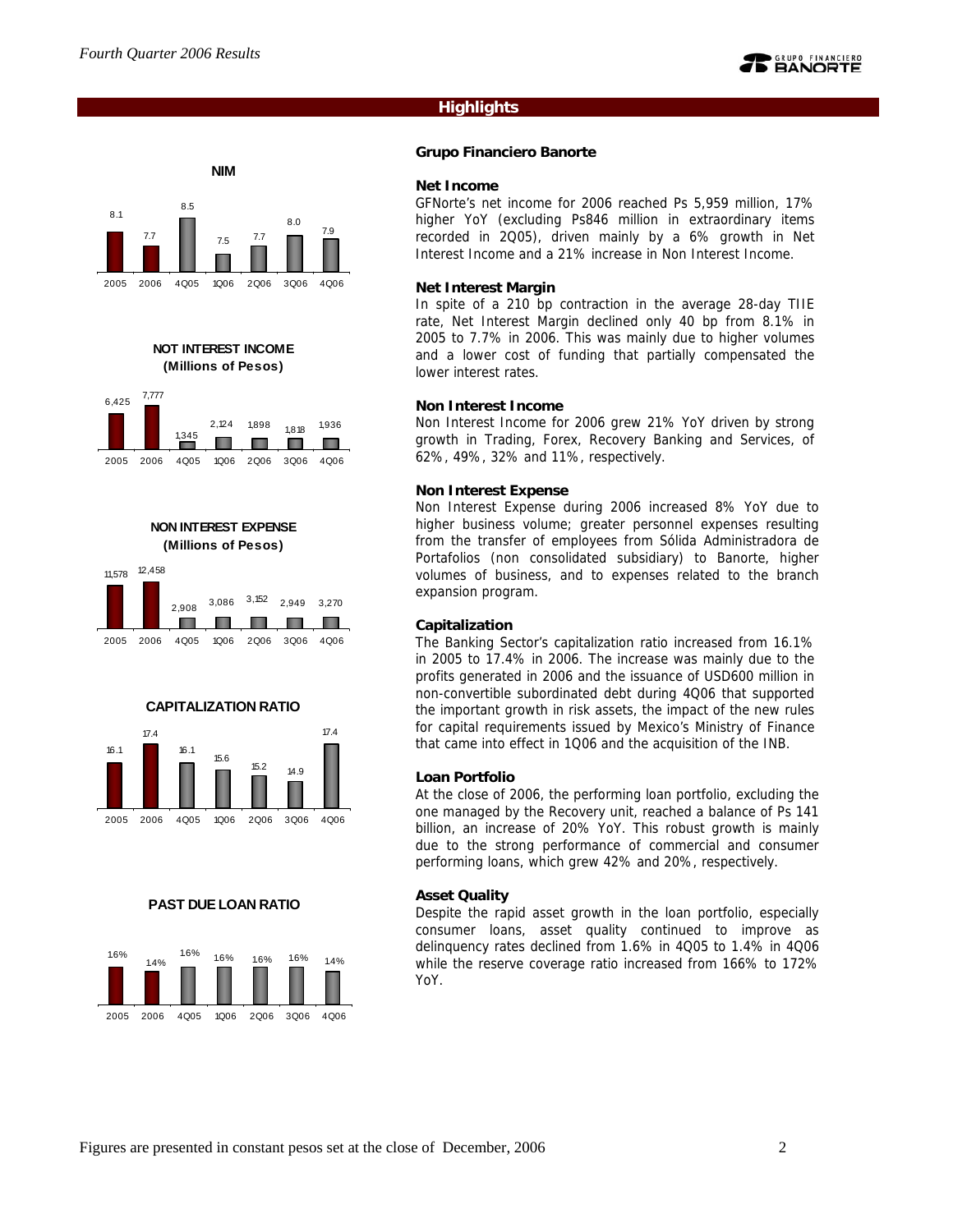## Highlights

**NIM**

| 2005 | 2006 | 4Q05 | 1Q06 | 2Q06 | 3Q06 | 4Q06 |
|---|---|---|---|---|---|---|
| 8.1 | 7.7 | 8.5 | 7.5 | 7.7 | 8.0 | 7.9 |

**NOT INTEREST INCOME (Millions of Pesos)**

| 2005 | 2006 | 4Q05 | 1Q06 | 2Q06 | 3Q06 | 4Q06 |
|---|---|---|---|---|---|---|
| 6,425 | 7,777 | 1,345 | 2,124 | 1,898 | 1,818 | 1,936 |

**NON INTEREST EXPENSE (Millions of Pesos)**

| 2005 | 2006 | 4Q05 | 1Q06 | 2Q06 | 3Q06 | 4Q06 |
|---|---|---|---|---|---|---|
| 11,578 | 12,458 | 2,908 | 3,086 | 3,152 | 2,949 | 3,270 |

**CAPITALIZATION RATIO**

| 2005 | 2006 | 4Q05 | 1Q06 | 2Q06 | 3Q06 | 4Q06 |
|---|---|---|---|---|---|---|
| 16.1 | 17.4 | 16.1 | 15.6 | 15.2 | 14.9 | 17.4 |

**PAST DUE LOAN RATIO**

| 2005 | 2006 | 4Q05 | 1Q06 | 2Q06 | 3Q06 | 4Q06 |
|---|---|---|---|---|---|---|
| 1.6% | 1.4% | 1.6% | 1.6% | 1.6% | 1.6% | 1.4% |

### Grupo Financiero Banorte

**Net Income**

GFNorte's net income for 2006 reached Ps 5,959 million, 17% higher YoY (excluding Ps846 million in extraordinary items recorded in 2Q05), driven mainly by a 6% growth in Net Interest Income and a 21% increase in Non Interest Income.

**Net Interest Margin**

In spite of a 210 bp contraction in the average 28-day TIIE rate, Net Interest Margin declined only 40 bp from 8.1% in 2005 to 7.7% in 2006. This was mainly due to higher volumes and a lower cost of funding that partially compensated the lower interest rates.

**Non Interest Income**

Non Interest Income for 2006 grew 21% YoY driven by strong growth in Trading, Forex, Recovery Banking and Services, of 62%, 49%, 32% and 11%, respectively.

**Non Interest Expense**

Non Interest Expense during 2006 increased 8% YoY due to higher business volume; greater personnel expenses resulting from the transfer of employees from Sólida Administradora de Portafolios (non consolidated subsidiary) to Banorte, higher volumes of business, and to expenses related to the branch expansion program.

**Capitalization**

The Banking Sector's capitalization ratio increased from 16.1% in 2005 to 17.4% in 2006. The increase was mainly due to the profits generated in 2006 and the issuance of USD600 million in non-convertible subordinated debt during 4Q06 that supported the important growth in risk assets, the impact of the new rules for capital requirements issued by Mexico's Ministry of Finance that came into effect in 1Q06 and the acquisition of the INB.

**Loan Portfolio**

At the close of 2006, the performing loan portfolio, excluding the one managed by the Recovery unit, reached a balance of Ps 141 billion, an increase of 20% YoY. This robust growth is mainly due to the strong performance of commercial and consumer performing loans, which grew 42% and 20%, respectively.

**Asset Quality**

Despite the rapid asset growth in the loan portfolio, especially consumer loans, asset quality continued to improve as delinquency rates declined from 1.6% in 4Q05 to 1.4% in 4Q06 while the reserve coverage ratio increased from 166% to 172% YoY.

Figures are presented in constant pesos set at the close of December, 2006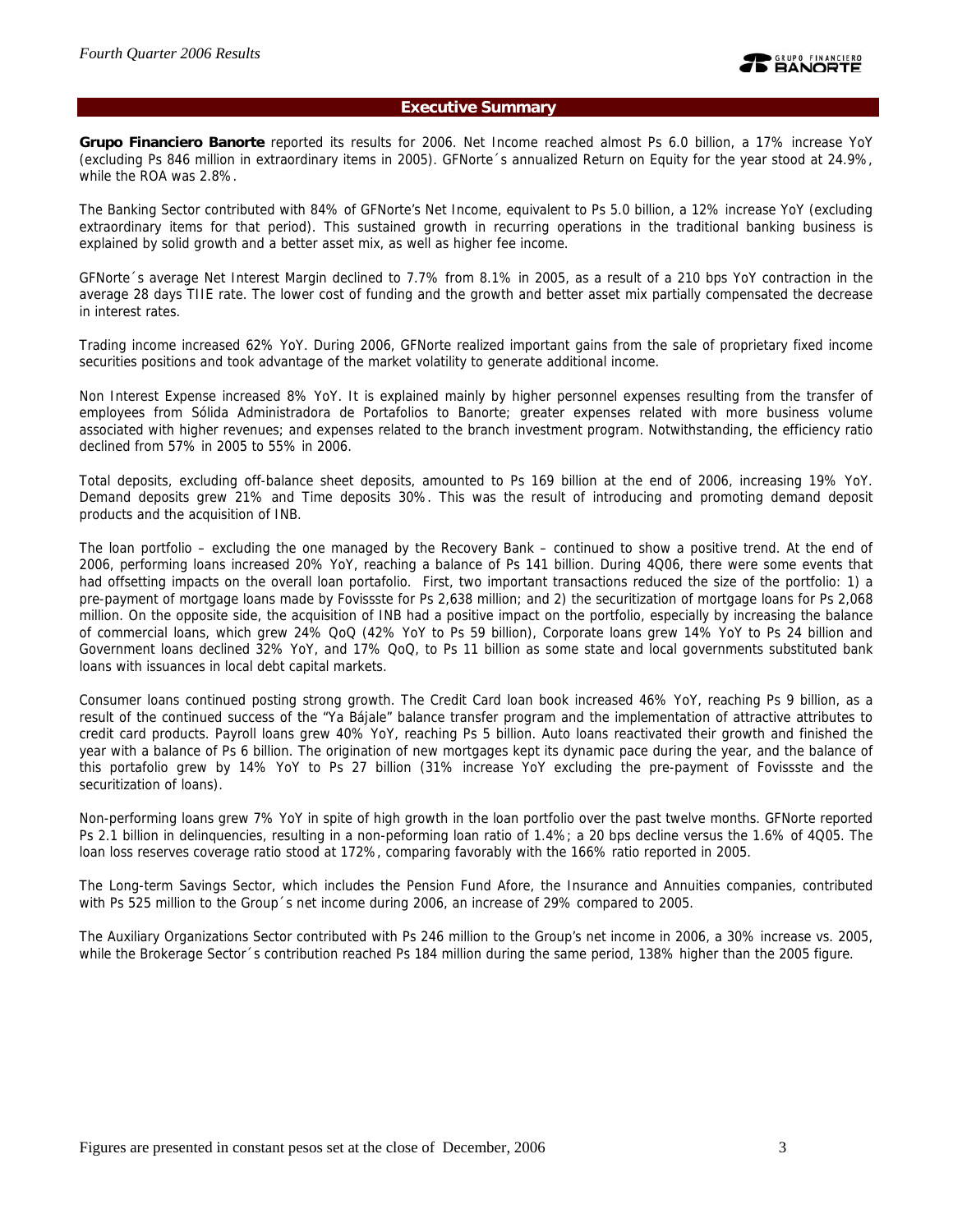## Executive Summary

**Grupo Financiero Banorte** reported its results for 2006. Net Income reached almost Ps 6.0 billion, a 17% increase YoY (excluding Ps 846 million in extraordinary items in 2005). GFNorte´s annualized Return on Equity for the year stood at 24.9%, while the ROA was 2.8%.

The Banking Sector contributed with 84% of GFNorte's Net Income, equivalent to Ps 5.0 billion, a 12% increase YoY (excluding extraordinary items for that period). This sustained growth in recurring operations in the traditional banking business is explained by solid growth and a better asset mix, as well as higher fee income.

GFNorte´s average Net Interest Margin declined to 7.7% from 8.1% in 2005, as a result of a 210 bps YoY contraction in the average 28 days TIIE rate. The lower cost of funding and the growth and better asset mix partially compensated the decrease in interest rates.

Trading income increased 62% YoY. During 2006, GFNorte realized important gains from the sale of proprietary fixed income securities positions and took advantage of the market volatility to generate additional income.

Non Interest Expense increased 8% YoY. It is explained mainly by higher personnel expenses resulting from the transfer of employees from Sólida Administradora de Portafolios to Banorte; greater expenses related with more business volume associated with higher revenues; and expenses related to the branch investment program. Notwithstanding, the efficiency ratio declined from 57% in 2005 to 55% in 2006.

Total deposits, excluding off-balance sheet deposits, amounted to Ps 169 billion at the end of 2006, increasing 19% YoY. Demand deposits grew 21% and Time deposits 30%. This was the result of introducing and promoting demand deposit products and the acquisition of INB.

The loan portfolio – excluding the one managed by the Recovery Bank – continued to show a positive trend. At the end of 2006, performing loans increased 20% YoY, reaching a balance of Ps 141 billion. During 4Q06, there were some events that had offsetting impacts on the overall loan portafolio. First, two important transactions reduced the size of the portfolio: 1) a pre-payment of mortgage loans made by Fovissste for Ps 2,638 million; and 2) the securitization of mortgage loans for Ps 2,068 million. On the opposite side, the acquisition of INB had a positive impact on the portfolio, especially by increasing the balance of commercial loans, which grew 24% QoQ (42% YoY to Ps 59 billion), Corporate loans grew 14% YoY to Ps 24 billion and Government loans declined 32% YoY, and 17% QoQ, to Ps 11 billion as some state and local governments substituted bank loans with issuances in local debt capital markets.

Consumer loans continued posting strong growth. The Credit Card loan book increased 46% YoY, reaching Ps 9 billion, as a result of the continued success of the "Ya Bájale" balance transfer program and the implementation of attractive attributes to credit card products. Payroll loans grew 40% YoY, reaching Ps 5 billion. Auto loans reactivated their growth and finished the year with a balance of Ps 6 billion. The origination of new mortgages kept its dynamic pace during the year, and the balance of this portafolio grew by 14% YoY to Ps 27 billion (31% increase YoY excluding the pre-payment of Fovissste and the securitization of loans).

Non-performing loans grew 7% YoY in spite of high growth in the loan portfolio over the past twelve months. GFNorte reported Ps 2.1 billion in delinquencies, resulting in a non-peforming loan ratio of 1.4%; a 20 bps decline versus the 1.6% of 4Q05. The loan loss reserves coverage ratio stood at 172%, comparing favorably with the 166% ratio reported in 2005.

The Long-term Savings Sector, which includes the Pension Fund Afore, the Insurance and Annuities companies, contributed with Ps 525 million to the Group´s net income during 2006, an increase of 29% compared to 2005.

The Auxiliary Organizations Sector contributed with Ps 246 million to the Group's net income in 2006, a 30% increase vs. 2005, while the Brokerage Sector´s contribution reached Ps 184 million during the same period, 138% higher than the 2005 figure.

Figures are presented in constant pesos set at the close of December, 2006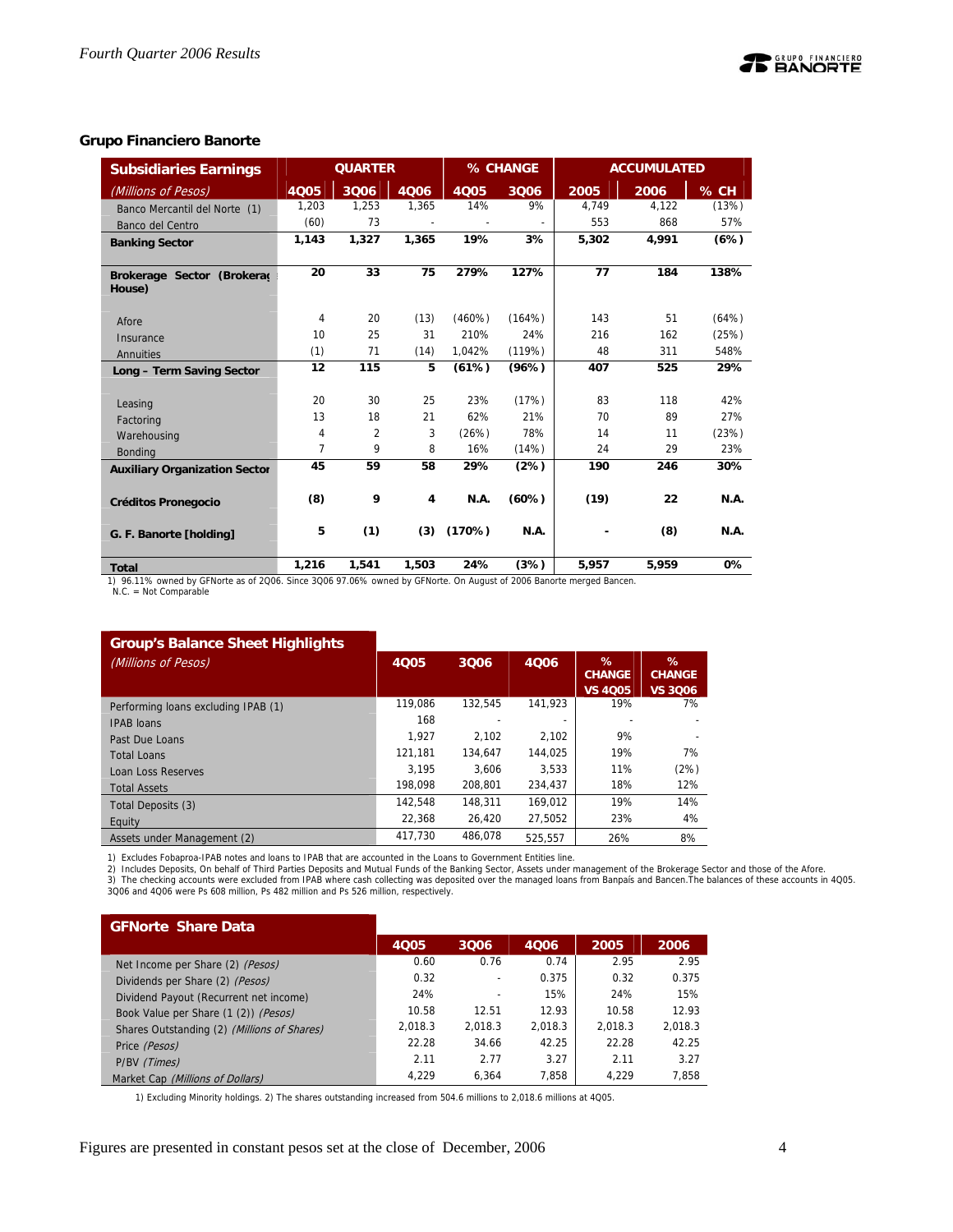### Grupo Financiero Banorte

| **Subsidiaries Earnings** | QUARTER | | | % CHANGE | | ACCUMULATED | | |
|---|---|---|---|---|---|---|---|---|
| *(Millions of Pesos)* | 4Q05 | 3Q06 | 4Q06 | 4Q05 | 3Q06 | 2005 | 2006 | % CH |
| Banco Mercantil del Norte (1) | 1,203 | 1,253 | 1,365 | 14% | 9% | 4,749 | 4,122 | (13%) |
| Banco del Centro | (60) | 73 | - | - | - | 553 | 868 | 57% |
| **Banking Sector** | **1,143** | **1,327** | **1,365** | **19%** | **3%** | **5,302** | **4,991** | **(6%)** |
| **Brokerage Sector (Brokerage House)** | **20** | **33** | **75** | **279%** | **127%** | **77** | **184** | **138%** |
| Afore | 4 | 20 | (13) | (460%) | (164%) | 143 | 51 | (64%) |
| Insurance | 10 | 25 | 31 | 210% | 24% | 216 | 162 | (25%) |
| Annuities | (1) | 71 | (14) | 1,042% | (119%) | 48 | 311 | 548% |
| **Long – Term Saving Sector** | **12** | **115** | **5** | **(61%)** | **(96%)** | **407** | **525** | **29%** |
| Leasing | 20 | 30 | 25 | 23% | (17%) | 83 | 118 | 42% |
| Factoring | 13 | 18 | 21 | 62% | 21% | 70 | 89 | 27% |
| Warehousing | 4 | 2 | 3 | (26%) | 78% | 14 | 11 | (23%) |
| Bonding | 7 | 9 | 8 | 16% | (14%) | 24 | 29 | 23% |
| **Auxiliary Organization Sector** | **45** | **59** | **58** | **29%** | **(2%)** | **190** | **246** | **30%** |
| **Créditos Pronegocio** | **(8)** | **9** | **4** | **N.A.** | **(60%)** | **(19)** | **22** | **N.A.** |
| **G. F. Banorte [holding]** | **5** | **(1)** | **(3)** | **(170%)** | **N.A.** | **-** | **(8)** | **N.A.** |
| **Total** | **1,216** | **1,541** | **1,503** | **24%** | **(3%)** | **5,957** | **5,959** | **0%** |

1) 96.11% owned by GFNorte as of 2Q06. Since 3Q06 97.06% owned by GFNorte. On August of 2006 Banorte merged Bancen.
N.C. = Not Comparable

| **Group's Balance Sheet Highlights** *(Millions of Pesos)* | 4Q05 | 3Q06 | 4Q06 | % CHANGE VS 4Q05 | % CHANGE VS 3Q06 |
|---|---|---|---|---|---|
| Performing loans excluding IPAB (1) | 119,086 | 132,545 | 141,923 | 19% | 7% |
| IPAB loans | 168 | - | - | - | - |
| Past Due Loans | 1,927 | 2,102 | 2,102 | 9% | - |
| Total Loans | 121,181 | 134,647 | 144,025 | 19% | 7% |
| Loan Loss Reserves | 3,195 | 3,606 | 3,533 | 11% | (2%) |
| Total Assets | 198,098 | 208,801 | 234,437 | 18% | 12% |
| Total Deposits (3) | 142,548 | 148,311 | 169,012 | 19% | 14% |
| Equity | 22,368 | 26,420 | 27,5052 | 23% | 4% |
| Assets under Management (2) | 417,730 | 486,078 | 525,557 | 26% | 8% |

1) Excludes Fobaproa-IPAB notes and loans to IPAB that are accounted in the Loans to Government Entities line.
2) Includes Deposits, On behalf of Third Parties Deposits and Mutual Funds of the Banking Sector, Assets under management of the Brokerage Sector and those of the Afore.
3) The checking accounts were excluded from IPAB where cash collecting was deposited over the managed loans from Banpaís and Bancen.The balances of these accounts in 4Q05. 3Q06 and 4Q06 were Ps 608 million, Ps 482 million and Ps 526 million, respectively.

| **GFNorte Share Data** | 4Q05 | 3Q06 | 4Q06 | 2005 | 2006 |
|---|---|---|---|---|---|
| Net Income per Share (2) *(Pesos)* | 0.60 | 0.76 | 0.74 | 2.95 | 2.95 |
| Dividends per Share (2) *(Pesos)* | 0.32 | - | 0.375 | 0.32 | 0.375 |
| Dividend Payout (Recurrent net income) | 24% | - | 15% | 24% | 15% |
| Book Value per Share (1 (2)) *(Pesos)* | 10.58 | 12.51 | 12.93 | 10.58 | 12.93 |
| Shares Outstanding (2) *(Millions of Shares)* | 2,018.3 | 2,018.3 | 2,018.3 | 2,018.3 | 2,018.3 |
| Price *(Pesos)* | 22.28 | 34.66 | 42.25 | 22.28 | 42.25 |
| P/BV *(Times)* | 2.11 | 2.77 | 3.27 | 2.11 | 3.27 |
| Market Cap *(Millions of Dollars)* | 4,229 | 6,364 | 7,858 | 4,229 | 7,858 |

1) Excluding Minority holdings. 2) The shares outstanding increased from 504.6 millions to 2,018.6 millions at 4Q05.

Figures are presented in constant pesos set at the close of December, 2006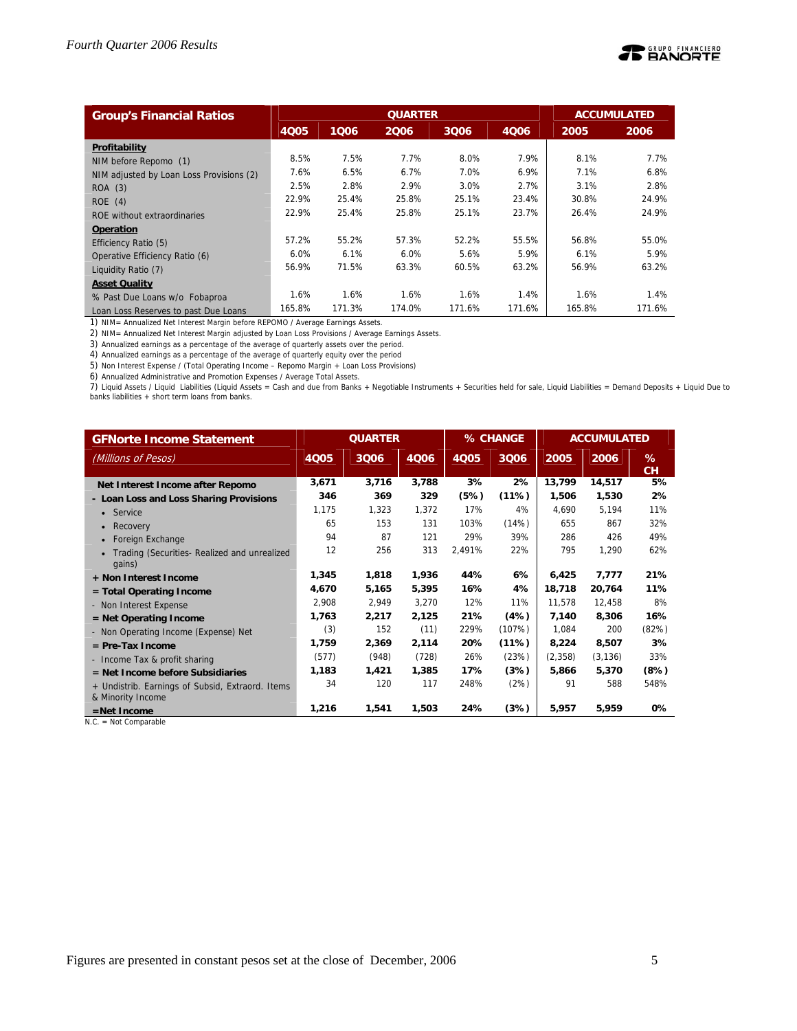| Group's Financial Ratios | QUARTER | | | | | ACCUMULATED | |
|---|---|---|---|---|---|---|---|
| | 4Q05 | 1Q06 | 2Q06 | 3Q06 | 4Q06 | 2005 | 2006 |
| **Profitability** | | | | | | | |
| NIM before Repomo (1) | 8.5% | 7.5% | 7.7% | 8.0% | 7.9% | 8.1% | 7.7% |
| NIM adjusted by Loan Loss Provisions (2) | 7.6% | 6.5% | 6.7% | 7.0% | 6.9% | 7.1% | 6.8% |
| ROA (3) | 2.5% | 2.8% | 2.9% | 3.0% | 2.7% | 3.1% | 2.8% |
| ROE (4) | 22.9% | 25.4% | 25.8% | 25.1% | 23.4% | 30.8% | 24.9% |
| ROE without extraordinaries | 22.9% | 25.4% | 25.8% | 25.1% | 23.7% | 26.4% | 24.9% |
| **Operation** | | | | | | | |
| Efficiency Ratio (5) | 57.2% | 55.2% | 57.3% | 52.2% | 55.5% | 56.8% | 55.0% |
| Operative Efficiency Ratio (6) | 6.0% | 6.1% | 6.0% | 5.6% | 5.9% | 6.1% | 5.9% |
| Liquidity Ratio (7) | 56.9% | 71.5% | 63.3% | 60.5% | 63.2% | 56.9% | 63.2% |
| **Asset Quality** | | | | | | | |
| % Past Due Loans w/o Fobaproa | 1.6% | 1.6% | 1.6% | 1.6% | 1.4% | 1.6% | 1.4% |
| Loan Loss Reserves to past Due Loans | 165.8% | 171.3% | 174.0% | 171.6% | 171.6% | 165.8% | 171.6% |

1) NIM= Annualized Net Interest Margin before REPOMO / Average Earnings Assets.
2) NIM= Annualized Net Interest Margin adjusted by Loan Loss Provisions / Average Earnings Assets.
3) Annualized earnings as a percentage of the average of quarterly assets over the period.
4) Annualized earnings as a percentage of the average of quarterly equity over the period
5) Non Interest Expense / (Total Operating Income – Repomo Margin + Loan Loss Provisions)
6) Annualized Administrative and Promotion Expenses / Average Total Assets.
7) Liquid Assets / Liquid Liabilities (Liquid Assets = Cash and due from Banks + Negotiable Instruments + Securities held for sale, Liquid Liabilities = Demand Deposits + Liquid Due to banks liabilities + short term loans from banks.

| GFNorte Income Statement | QUARTER | | | % CHANGE | | ACCUMULATED | | |
|---|---|---|---|---|---|---|---|---|
| *(Millions of Pesos)* | 4Q05 | 3Q06 | 4Q06 | 4Q05 | 3Q06 | 2005 | 2006 | % CH |
| **Net Interest Income after Repomo** | **3,671** | **3,716** | **3,788** | **3%** | **2%** | **13,799** | **14,517** | **5%** |
| **- Loan Loss and Loss Sharing Provisions** | **346** | **369** | **329** | **(5%)** | **(11%)** | **1,506** | **1,530** | **2%** |
| • Service | 1,175 | 1,323 | 1,372 | 17% | 4% | 4,690 | 5,194 | 11% |
| • Recovery | 65 | 153 | 131 | 103% | (14%) | 655 | 867 | 32% |
| • Foreign Exchange | 94 | 87 | 121 | 29% | 39% | 286 | 426 | 49% |
| • Trading (Securities- Realized and unrealized gains) | 12 | 256 | 313 | 2,491% | 22% | 795 | 1,290 | 62% |
| **+ Non Interest Income** | **1,345** | **1,818** | **1,936** | **44%** | **6%** | **6,425** | **7,777** | **21%** |
| **= Total Operating Income** | **4,670** | **5,165** | **5,395** | **16%** | **4%** | **18,718** | **20,764** | **11%** |
| - Non Interest Expense | 2,908 | 2,949 | 3,270 | 12% | 11% | 11,578 | 12,458 | 8% |
| **= Net Operating Income** | **1,763** | **2,217** | **2,125** | **21%** | **(4%)** | **7,140** | **8,306** | **16%** |
| - Non Operating Income (Expense) Net | (3) | 152 | (11) | 229% | (107%) | 1,084 | 200 | (82%) |
| **= Pre-Tax Income** | **1,759** | **2,369** | **2,114** | **20%** | **(11%)** | **8,224** | **8,507** | **3%** |
| - Income Tax & profit sharing | (577) | (948) | (728) | 26% | (23%) | (2,358) | (3,136) | 33% |
| **= Net Income before Subsidiaries** | **1,183** | **1,421** | **1,385** | **17%** | **(3%)** | **5,866** | **5,370** | **(8%)** |
| + Undistrib. Earnings of Subsid, Extraord. Items & Minority Income | 34 | 120 | 117 | 248% | (2%) | 91 | 588 | 548% |
| **=Net Income** | **1,216** | **1,541** | **1,503** | **24%** | **(3%)** | **5,957** | **5,959** | **0%** |

N.C. = Not Comparable

Figures are presented in constant pesos set at the close of December, 2006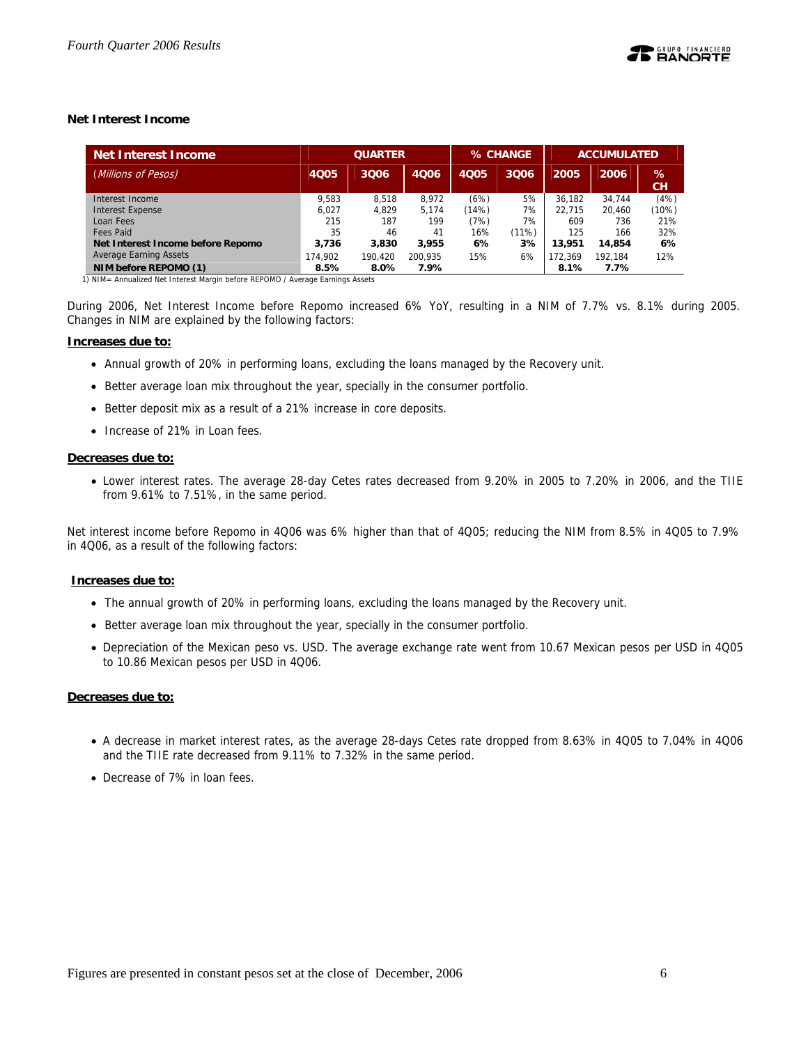### Net Interest Income

| Net Interest Income | QUARTER | | | % CHANGE | | ACCUMULATED | | |
|---|---|---|---|---|---|---|---|---|
| *(Millions of Pesos)* | 4Q05 | 3Q06 | 4Q06 | 4Q05 | 3Q06 | 2005 | 2006 | % CH |
| Interest Income | 9,583 | 8,518 | 8,972 | (6%) | 5% | 36,182 | 34,744 | (4%) |
| Interest Expense | 6,027 | 4,829 | 5,174 | (14%) | 7% | 22,715 | 20,460 | (10%) |
| Loan Fees | 215 | 187 | 199 | (7%) | 7% | 609 | 736 | 21% |
| Fees Paid | 35 | 46 | 41 | 16% | (11%) | 125 | 166 | 32% |
| **Net Interest Income before Repomo** | **3,736** | **3,830** | **3,955** | **6%** | **3%** | **13,951** | **14,854** | **6%** |
| Average Earning Assets | 174,902 | 190,420 | 200,935 | 15% | 6% | 172,369 | 192,184 | 12% |
| **NIM before REPOMO (1)** | **8.5%** | **8.0%** | **7.9%** | | | **8.1%** | **7.7%** | |

1) NIM= Annualized Net Interest Margin before REPOMO / Average Earnings Assets

During 2006, Net Interest Income before Repomo increased 6% YoY, resulting in a NIM of 7.7% vs. 8.1% during 2005. Changes in NIM are explained by the following factors:

**Increases due to:**

- Annual growth of 20% in performing loans, excluding the loans managed by the Recovery unit.
- Better average loan mix throughout the year, specially in the consumer portfolio.
- Better deposit mix as a result of a 21% increase in core deposits.
- Increase of 21% in Loan fees.

**Decreases due to:**

- Lower interest rates. The average 28-day Cetes rates decreased from 9.20% in 2005 to 7.20% in 2006, and the TIIE from 9.61% to 7.51%, in the same period.

Net interest income before Repomo in 4Q06 was 6% higher than that of 4Q05; reducing the NIM from 8.5% in 4Q05 to 7.9% in 4Q06, as a result of the following factors:

**Increases due to:**

- The annual growth of 20% in performing loans, excluding the loans managed by the Recovery unit.
- Better average loan mix throughout the year, specially in the consumer portfolio.
- Depreciation of the Mexican peso vs. USD. The average exchange rate went from 10.67 Mexican pesos per USD in 4Q05 to 10.86 Mexican pesos per USD in 4Q06.

**Decreases due to:**

- A decrease in market interest rates, as the average 28-days Cetes rate dropped from 8.63% in 4Q05 to 7.04% in 4Q06 and the TIIE rate decreased from 9.11% to 7.32% in the same period.
- Decrease of 7% in loan fees.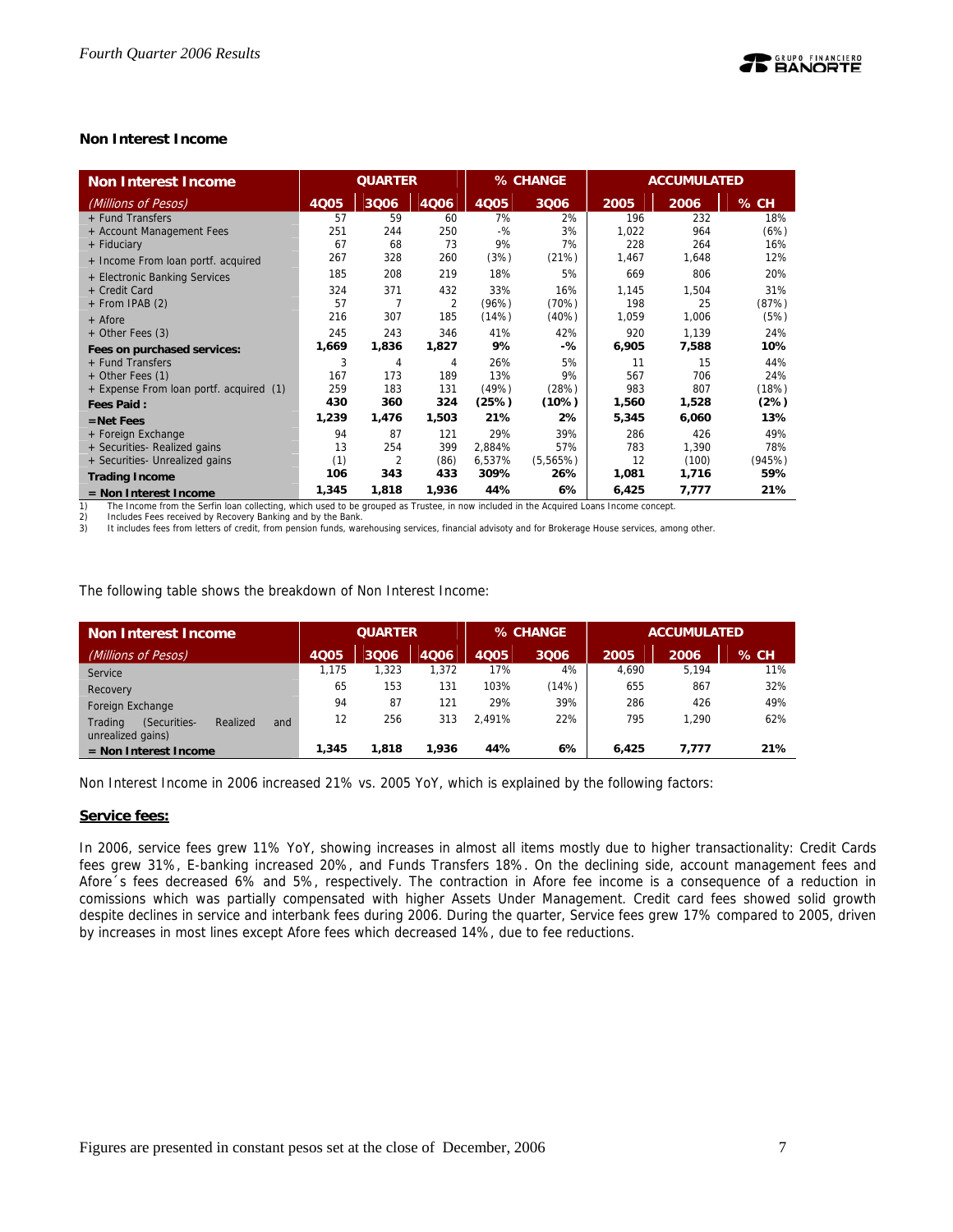### Non Interest Income

| Non Interest Income | QUARTER | | | % CHANGE | | ACCUMULATED | | |
|---|---|---|---|---|---|---|---|---|
| *(Millions of Pesos)* | 4Q05 | 3Q06 | 4Q06 | 4Q05 | 3Q06 | 2005 | 2006 | % CH |
| + Fund Transfers | 57 | 59 | 60 | 7% | 2% | 196 | 232 | 18% |
| + Account Management Fees | 251 | 244 | 250 | -% | 3% | 1,022 | 964 | (6%) |
| + Fiduciary | 67 | 68 | 73 | 9% | 7% | 228 | 264 | 16% |
| + Income From loan portf. acquired | 267 | 328 | 260 | (3%) | (21%) | 1,467 | 1,648 | 12% |
| + Electronic Banking Services | 185 | 208 | 219 | 18% | 5% | 669 | 806 | 20% |
| + Credit Card | 324 | 371 | 432 | 33% | 16% | 1,145 | 1,504 | 31% |
| + From IPAB (2) | 57 | 7 | 2 | (96%) | (70%) | 198 | 25 | (87%) |
| + Afore | 216 | 307 | 185 | (14%) | (40%) | 1,059 | 1,006 | (5%) |
| + Other Fees (3) | 245 | 243 | 346 | 41% | 42% | 920 | 1,139 | 24% |
| **Fees on purchased services:** | **1,669** | **1,836** | **1,827** | **9%** | **-%** | **6,905** | **7,588** | **10%** |
| + Fund Transfers | 3 | 4 | 4 | 26% | 5% | 11 | 15 | 44% |
| + Other Fees (1) | 167 | 173 | 189 | 13% | 9% | 567 | 706 | 24% |
| + Expense From loan portf. acquired (1) | 259 | 183 | 131 | (49%) | (28%) | 983 | 807 | (18%) |
| **Fees Paid :** | **430** | **360** | **324** | **(25%)** | **(10%)** | **1,560** | **1,528** | **(2%)** |
| **=Net Fees** | **1,239** | **1,476** | **1,503** | **21%** | **2%** | **5,345** | **6,060** | **13%** |
| + Foreign Exchange | 94 | 87 | 121 | 29% | 39% | 286 | 426 | 49% |
| + Securities- Realized gains | 13 | 254 | 399 | 2,884% | 57% | 783 | 1,390 | 78% |
| + Securities- Unrealized gains | (1) | 2 | (86) | 6,537% | (5,565%) | 12 | (100) | (945%) |
| **Trading Income** | **106** | **343** | **433** | **309%** | **26%** | **1,081** | **1,716** | **59%** |
| **= Non Interest Income** | **1,345** | **1,818** | **1,936** | **44%** | **6%** | **6,425** | **7,777** | **21%** |

1) The Income from the Serfin loan collecting, which used to be grouped as Trustee, in now included in the Acquired Loans Income concept.
2) Includes Fees received by Recovery Banking and by the Bank.
3) It includes fees from letters of credit, from pension funds, warehousing services, financial advisoty and for Brokerage House services, among other.

The following table shows the breakdown of Non Interest Income:

| Non Interest Income | QUARTER | | | % CHANGE | | ACCUMULATED | | |
|---|---|---|---|---|---|---|---|---|
| *(Millions of Pesos)* | 4Q05 | 3Q06 | 4Q06 | 4Q05 | 3Q06 | 2005 | 2006 | % CH |
| Service | 1,175 | 1,323 | 1,372 | 17% | 4% | 4,690 | 5,194 | 11% |
| Recovery | 65 | 153 | 131 | 103% | (14%) | 655 | 867 | 32% |
| Foreign Exchange | 94 | 87 | 121 | 29% | 39% | 286 | 426 | 49% |
| Trading (Securities- Realized and unrealized gains) | 12 | 256 | 313 | 2,491% | 22% | 795 | 1,290 | 62% |
| **= Non Interest Income** | **1,345** | **1,818** | **1,936** | **44%** | **6%** | **6,425** | **7,777** | **21%** |

Non Interest Income in 2006 increased 21% vs. 2005 YoY, which is explained by the following factors:

**Service fees:**

In 2006, service fees grew 11% YoY, showing increases in almost all items mostly due to higher transactionality: Credit Cards fees grew 31%, E-banking increased 20%, and Funds Transfers 18%. On the declining side, account management fees and Afore´s fees decreased 6% and 5%, respectively. The contraction in Afore fee income is a consequence of a reduction in comissions which was partially compensated with higher Assets Under Management. Credit card fees showed solid growth despite declines in service and interbank fees during 2006. During the quarter, Service fees grew 17% compared to 2005, driven by increases in most lines except Afore fees which decreased 14%, due to fee reductions.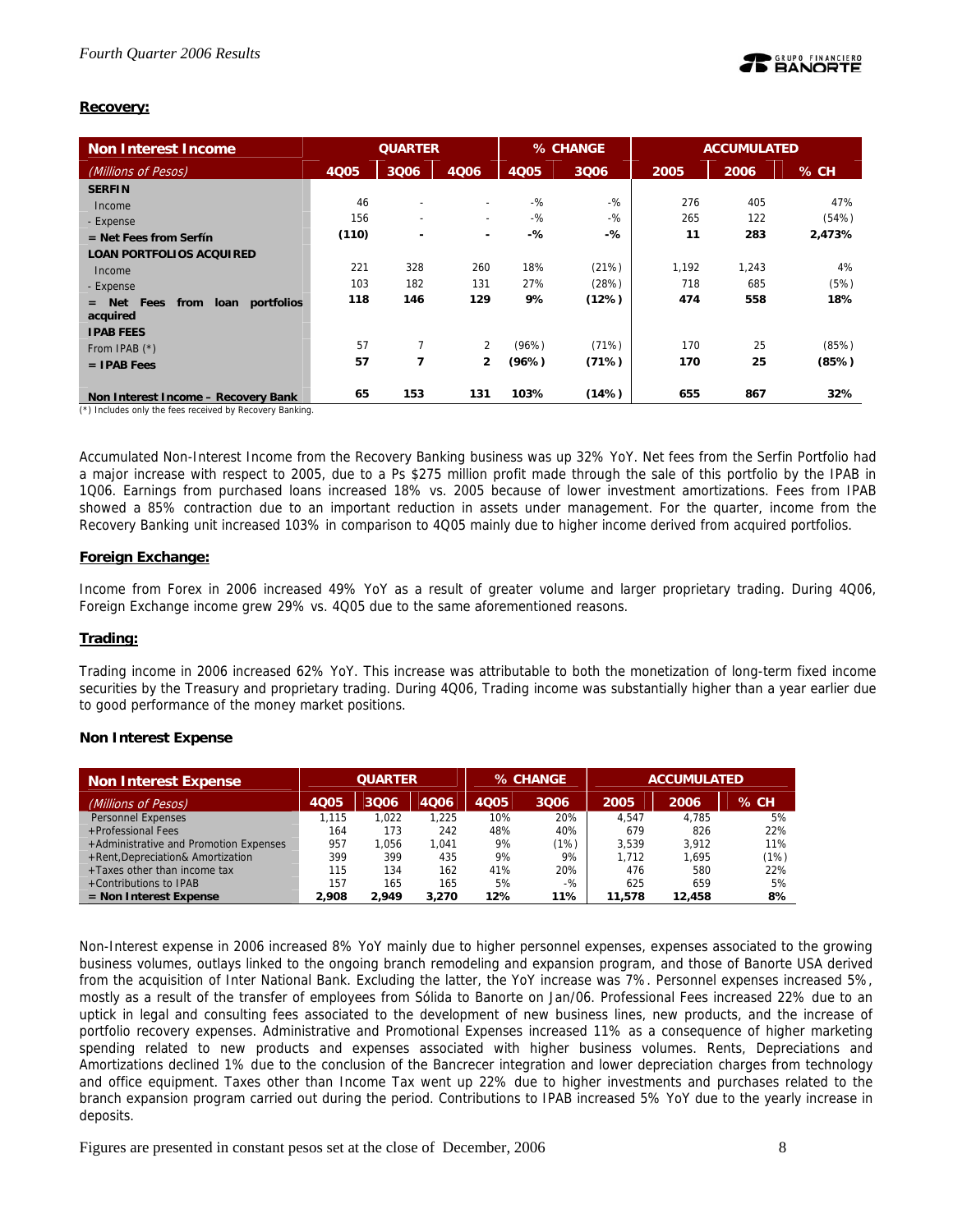## Recovery:

| Non Interest Income | QUARTER | | | % CHANGE | | ACCUMULATED | | |
|---|---|---|---|---|---|---|---|---|
| *(Millions of Pesos)* | 4Q05 | 3Q06 | 4Q06 | 4Q05 | 3Q06 | 2005 | 2006 | % CH |
| **SERFIN** | | | | | | | | |
| Income | 46 | - | - | -% | -% | 276 | 405 | 47% |
| - Expense | 156 | - | - | -% | -% | 265 | 122 | (54%) |
| **= Net Fees from Serfín** | **(110)** | **-** | **-** | **-%** | **-%** | **11** | **283** | **2,473%** |
| **LOAN PORTFOLIOS ACQUIRED** | | | | | | | | |
| Income | 221 | 328 | 260 | 18% | (21%) | 1,192 | 1,243 | 4% |
| - Expense | 103 | 182 | 131 | 27% | (28%) | 718 | 685 | (5%) |
| **= Net Fees from loan portfolios acquired** | **118** | **146** | **129** | **9%** | **(12%)** | **474** | **558** | **18%** |
| **IPAB FEES** | | | | | | | | |
| From IPAB (*) | 57 | 7 | 2 | (96%) | (71%) | 170 | 25 | (85%) |
| **= IPAB Fees** | **57** | **7** | **2** | **(96%)** | **(71%)** | **170** | **25** | **(85%)** |
| **Non Interest Income – Recovery Bank** | **65** | **153** | **131** | **103%** | **(14%)** | **655** | **867** | **32%** |

(*) Includes only the fees received by Recovery Banking.

Accumulated Non-Interest Income from the Recovery Banking business was up 32% YoY. Net fees from the Serfin Portfolio had a major increase with respect to 2005, due to a Ps $275 million profit made through the sale of this portfolio by the IPAB in 1Q06. Earnings from purchased loans increased 18% vs. 2005 because of lower investment amortizations. Fees from IPAB showed a 85% contraction due to an important reduction in assets under management. For the quarter, income from the Recovery Banking unit increased 103% in comparison to 4Q05 mainly due to higher income derived from acquired portfolios.

## Foreign Exchange:

Income from Forex in 2006 increased 49% YoY as a result of greater volume and larger proprietary trading. During 4Q06, Foreign Exchange income grew 29% vs. 4Q05 due to the same aforementioned reasons.

## Trading:

Trading income in 2006 increased 62% YoY. This increase was attributable to both the monetization of long-term fixed income securities by the Treasury and proprietary trading. During 4Q06, Trading income was substantially higher than a year earlier due to good performance of the money market positions.

### Non Interest Expense

| Non Interest Expense | QUARTER | | | % CHANGE | | ACCUMULATED | | |
|---|---|---|---|---|---|---|---|---|
| *(Millions of Pesos)* | 4Q05 | 3Q06 | 4Q06 | 4Q05 | 3Q06 | 2005 | 2006 | % CH |
| Personnel Expenses | 1,115 | 1,022 | 1,225 | 10% | 20% | 4,547 | 4,785 | 5% |
| +Professional Fees | 164 | 173 | 242 | 48% | 40% | 679 | 826 | 22% |
| +Administrative and Promotion Expenses | 957 | 1,056 | 1,041 | 9% | (1%) | 3,539 | 3,912 | 11% |
| +Rent,Depreciation& Amortization | 399 | 399 | 435 | 9% | 9% | 1,712 | 1,695 | (1%) |
| +Taxes other than income tax | 115 | 134 | 162 | 41% | 20% | 476 | 580 | 22% |
| +Contributions to IPAB | 157 | 165 | 165 | 5% | -% | 625 | 659 | 5% |
| **= Non Interest Expense** | **2,908** | **2,949** | **3,270** | **12%** | **11%** | **11,578** | **12,458** | **8%** |

Non-Interest expense in 2006 increased 8% YoY mainly due to higher personnel expenses, expenses associated to the growing business volumes, outlays linked to the ongoing branch remodeling and expansion program, and those of Banorte USA derived from the acquisition of Inter National Bank. Excluding the latter, the YoY increase was 7%. Personnel expenses increased 5%, mostly as a result of the transfer of employees from Sólida to Banorte on Jan/06. Professional Fees increased 22% due to an uptick in legal and consulting fees associated to the development of new business lines, new products, and the increase of portfolio recovery expenses. Administrative and Promotional Expenses increased 11% as a consequence of higher marketing spending related to new products and expenses associated with higher business volumes. Rents, Depreciations and Amortizations declined 1% due to the conclusion of the Bancrecer integration and lower depreciation charges from technology and office equipment. Taxes other than Income Tax went up 22% due to higher investments and purchases related to the branch expansion program carried out during the period. Contributions to IPAB increased 5% YoY due to the yearly increase in deposits.

Figures are presented in constant pesos set at the close of December, 2006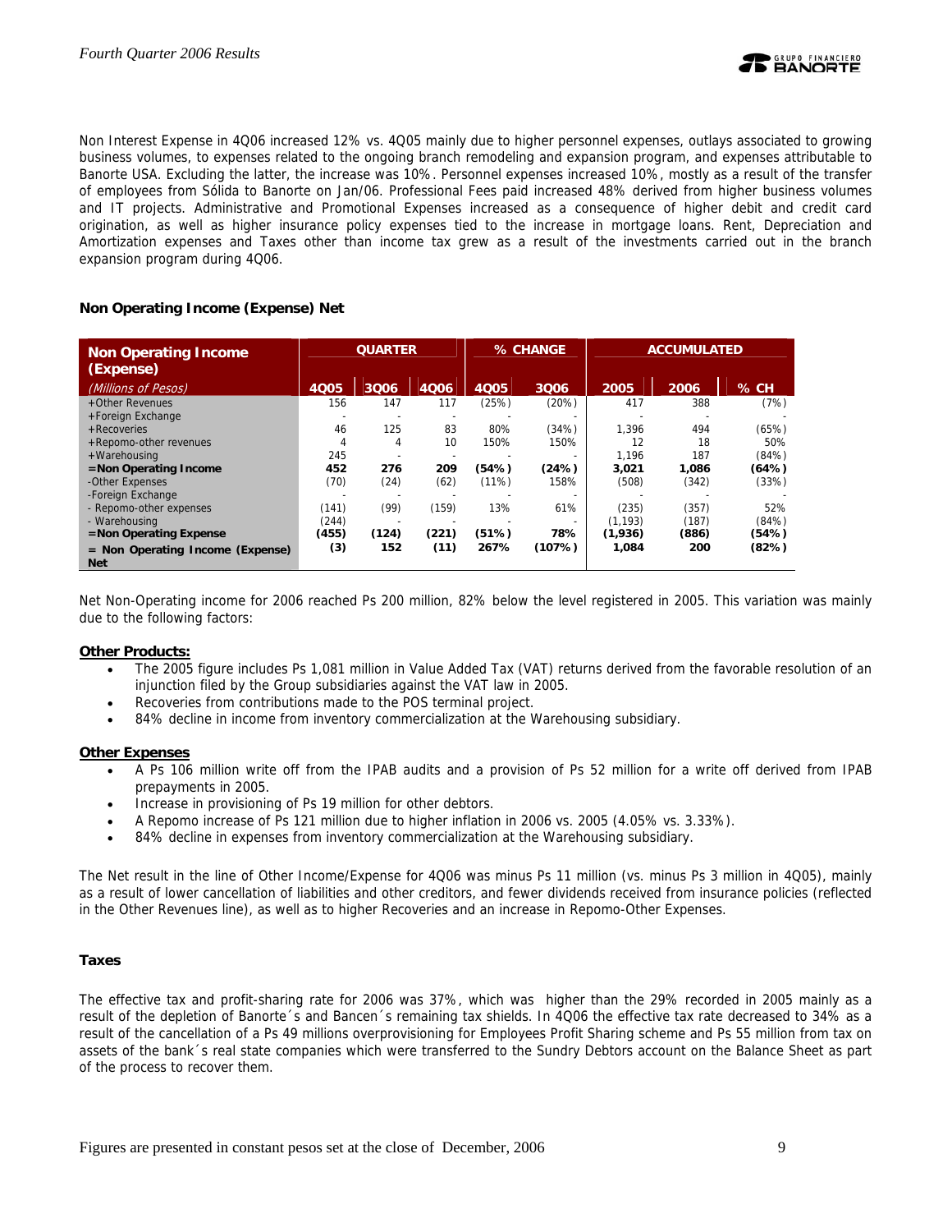Non Interest Expense in 4Q06 increased 12% vs. 4Q05 mainly due to higher personnel expenses, outlays associated to growing business volumes, to expenses related to the ongoing branch remodeling and expansion program, and expenses attributable to Banorte USA. Excluding the latter, the increase was 10%. Personnel expenses increased 10%, mostly as a result of the transfer of employees from Sólida to Banorte on Jan/06. Professional Fees paid increased 48% derived from higher business volumes and IT projects. Administrative and Promotional Expenses increased as a consequence of higher debit and credit card origination, as well as higher insurance policy expenses tied to the increase in mortgage loans. Rent, Depreciation and Amortization expenses and Taxes other than income tax grew as a result of the investments carried out in the branch expansion program during 4Q06.

### Non Operating Income (Expense) Net

| Non Operating Income (Expense) | QUARTER | | | % CHANGE | | ACCUMULATED | | |
|---|---|---|---|---|---|---|---|---|
| *(Millions of Pesos)* | 4Q05 | 3Q06 | 4Q06 | 4Q05 | 3Q06 | 2005 | 2006 | % CH |
| +Other Revenues | 156 | 147 | 117 | (25%) | (20%) | 417 | 388 | (7%) |
| +Foreign Exchange | - | - | - | - | - | - | - | - |
| +Recoveries | 46 | 125 | 83 | 80% | (34%) | 1,396 | 494 | (65%) |
| +Repomo-other revenues | 4 | 4 | 10 | 150% | 150% | 12 | 18 | 50% |
| +Warehousing | 245 | - | - | - | - | 1,196 | 187 | (84%) |
| **=Non Operating Income** | **452** | **276** | **209** | **(54%)** | **(24%)** | **3,021** | **1,086** | **(64%)** |
| -Other Expenses | (70) | (24) | (62) | (11%) | 158% | (508) | (342) | (33%) |
| -Foreign Exchange | - | - | - | - | - | - | - | - |
| - Repomo-other expenses | (141) | (99) | (159) | 13% | 61% | (235) | (357) | 52% |
| - Warehousing | (244) | - | - | - | - | (1,193) | (187) | (84%) |
| **=Non Operating Expense** | **(455)** | **(124)** | **(221)** | **(51%)** | **78%** | **(1,936)** | **(886)** | **(54%)** |
| **= Non Operating Income (Expense) Net** | **(3)** | **152** | **(11)** | **267%** | **(107%)** | **1,084** | **200** | **(82%)** |

Net Non-Operating income for 2006 reached Ps 200 million, 82% below the level registered in 2005. This variation was mainly due to the following factors:

**Other Products:**

- The 2005 figure includes Ps 1,081 million in Value Added Tax (VAT) returns derived from the favorable resolution of an injunction filed by the Group subsidiaries against the VAT law in 2005.
- Recoveries from contributions made to the POS terminal project.
- 84% decline in income from inventory commercialization at the Warehousing subsidiary.

**Other Expenses**

- A Ps 106 million write off from the IPAB audits and a provision of Ps 52 million for a write off derived from IPAB prepayments in 2005.
- Increase in provisioning of Ps 19 million for other debtors.
- A Repomo increase of Ps 121 million due to higher inflation in 2006 vs. 2005 (4.05% vs. 3.33%).
- 84% decline in expenses from inventory commercialization at the Warehousing subsidiary.

The Net result in the line of Other Income/Expense for 4Q06 was minus Ps 11 million (vs. minus Ps 3 million in 4Q05), mainly as a result of lower cancellation of liabilities and other creditors, and fewer dividends received from insurance policies (reflected in the Other Revenues line), as well as to higher Recoveries and an increase in Repomo-Other Expenses.

### Taxes

The effective tax and profit-sharing rate for 2006 was 37%, which was higher than the 29% recorded in 2005 mainly as a result of the depletion of Banorte´s and Bancen´s remaining tax shields. In 4Q06 the effective tax rate decreased to 34% as a result of the cancellation of a Ps 49 millions overprovisioning for Employees Profit Sharing scheme and Ps 55 million from tax on assets of the bank´s real state companies which were transferred to the Sundry Debtors account on the Balance Sheet as part of the process to recover them.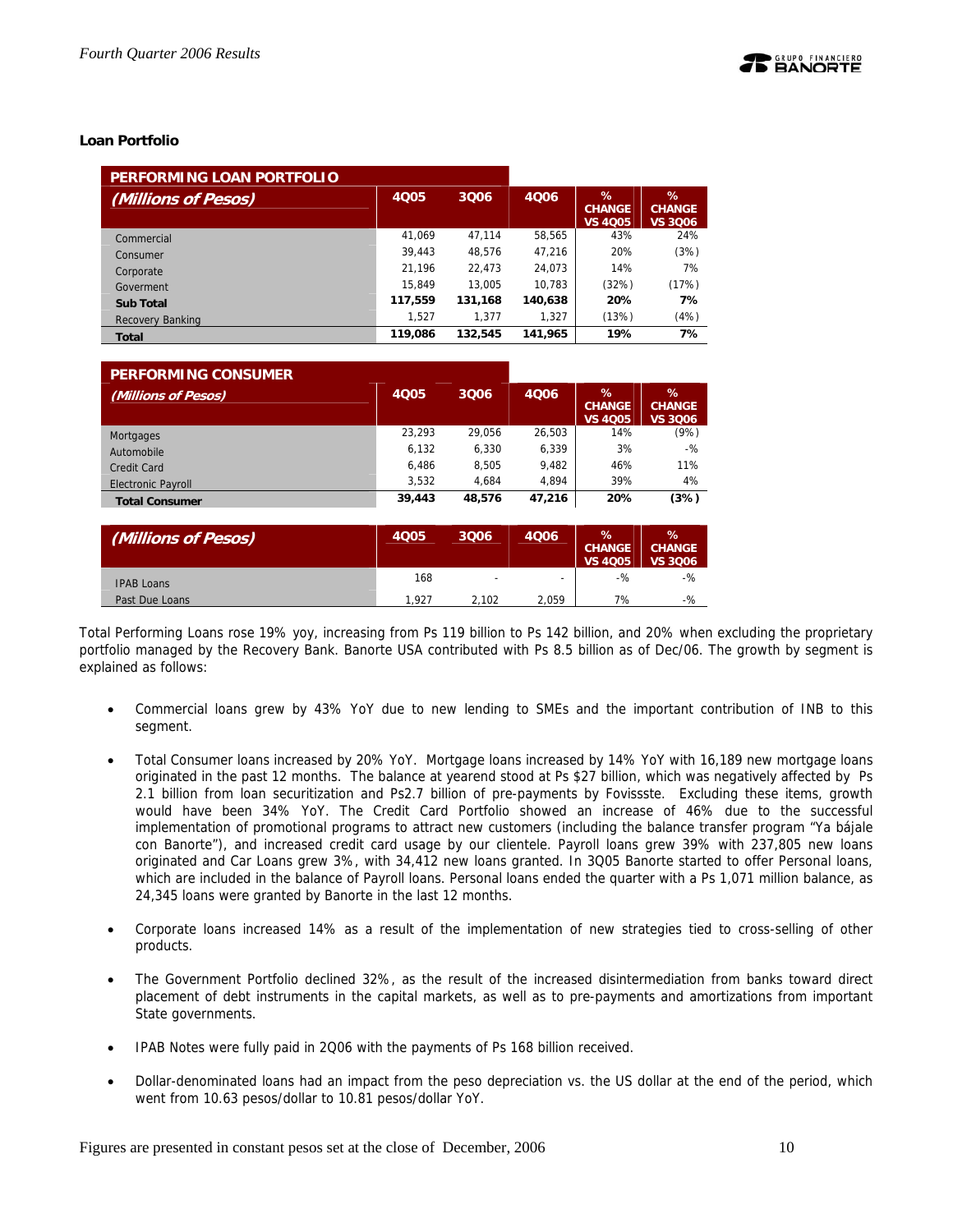### Loan Portfolio

| PERFORMING LOAN PORTFOLIO (Millions of Pesos) | 4Q05 | 3Q06 | 4Q06 | % CHANGE VS 4Q05 | % CHANGE VS 3Q06 |
|---|---|---|---|---|---|
| Commercial | 41,069 | 47,114 | 58,565 | 43% | 24% |
| Consumer | 39,443 | 48,576 | 47,216 | 20% | (3%) |
| Corporate | 21,196 | 22,473 | 24,073 | 14% | 7% |
| Goverment | 15,849 | 13,005 | 10,783 | (32%) | (17%) |
| **Sub Total** | **117,559** | **131,168** | **140,638** | **20%** | **7%** |
| Recovery Banking | 1,527 | 1,377 | 1,327 | (13%) | (4%) |
| **Total** | **119,086** | **132,545** | **141,965** | **19%** | **7%** |

| PERFORMING CONSUMER (Millions of Pesos) | 4Q05 | 3Q06 | 4Q06 | % CHANGE VS 4Q05 | % CHANGE VS 3Q06 |
|---|---|---|---|---|---|
| Mortgages | 23,293 | 29,056 | 26,503 | 14% | (9%) |
| Automobile | 6,132 | 6,330 | 6,339 | 3% | -% |
| Credit Card | 6,486 | 8,505 | 9,482 | 46% | 11% |
| Electronic Payroll | 3,532 | 4,684 | 4,894 | 39% | 4% |
| **Total Consumer** | **39,443** | **48,576** | **47,216** | **20%** | **(3%)** |

| (Millions of Pesos) | 4Q05 | 3Q06 | 4Q06 | % CHANGE VS 4Q05 | % CHANGE VS 3Q06 |
|---|---|---|---|---|---|
| IPAB Loans | 168 | - | - | -% | -% |
| Past Due Loans | 1,927 | 2,102 | 2,059 | 7% | -% |

Total Performing Loans rose 19% yoy, increasing from Ps 119 billion to Ps 142 billion, and 20% when excluding the proprietary portfolio managed by the Recovery Bank. Banorte USA contributed with Ps 8.5 billion as of Dec/06. The growth by segment is explained as follows:

- Commercial loans grew by 43% YoY due to new lending to SMEs and the important contribution of INB to this segment.
- Total Consumer loans increased by 20% YoY. Mortgage loans increased by 14% YoY with 16,189 new mortgage loans originated in the past 12 months. The balance at yearend stood at Ps $27 billion, which was negatively affected by Ps 2.1 billion from loan securitization and Ps2.7 billion of pre-payments by Fovissste. Excluding these items, growth would have been 34% YoY. The Credit Card Portfolio showed an increase of 46% due to the successful implementation of promotional programs to attract new customers (including the balance transfer program "Ya bájale con Banorte"), and increased credit card usage by our clientele. Payroll loans grew 39% with 237,805 new loans originated and Car Loans grew 3%, with 34,412 new loans granted. In 3Q05 Banorte started to offer Personal loans, which are included in the balance of Payroll loans. Personal loans ended the quarter with a Ps 1,071 million balance, as 24,345 loans were granted by Banorte in the last 12 months.
- Corporate loans increased 14% as a result of the implementation of new strategies tied to cross-selling of other products.
- The Government Portfolio declined 32%, as the result of the increased disintermediation from banks toward direct placement of debt instruments in the capital markets, as well as to pre-payments and amortizations from important State governments.
- IPAB Notes were fully paid in 2Q06 with the payments of Ps 168 billion received.
- Dollar-denominated loans had an impact from the peso depreciation vs. the US dollar at the end of the period, which went from 10.63 pesos/dollar to 10.81 pesos/dollar YoY.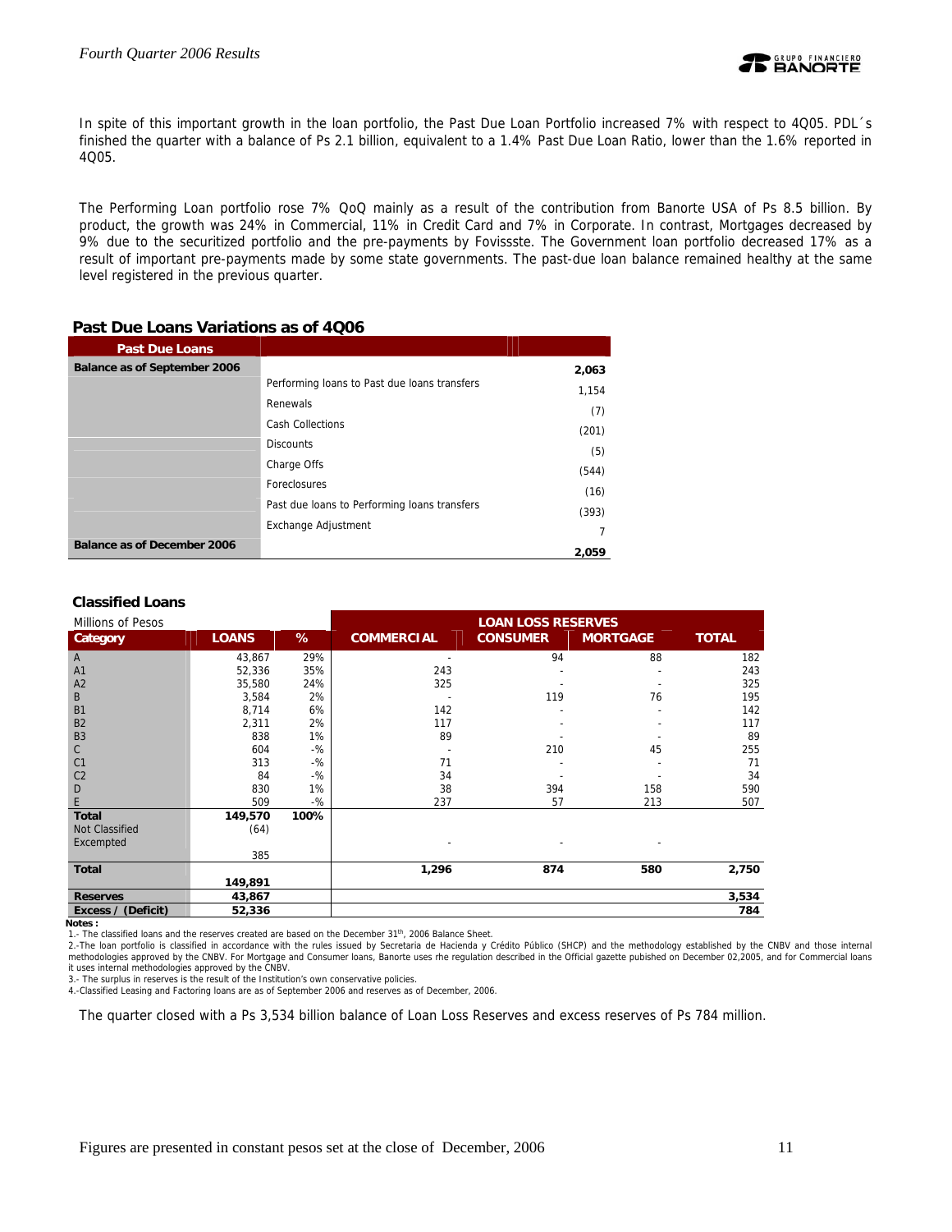In spite of this important growth in the loan portfolio, the Past Due Loan Portfolio increased 7% with respect to 4Q05. PDL´s finished the quarter with a balance of Ps 2.1 billion, equivalent to a 1.4% Past Due Loan Ratio, lower than the 1.6% reported in 4Q05.

The Performing Loan portfolio rose 7% QoQ mainly as a result of the contribution from Banorte USA of Ps 8.5 billion. By product, the growth was 24% in Commercial, 11% in Credit Card and 7% in Corporate. In contrast, Mortgages decreased by 9% due to the securitized portfolio and the pre-payments by Fovissste. The Government loan portfolio decreased 17% as a result of important pre-payments made by some state governments. The past-due loan balance remained healthy at the same level registered in the previous quarter.

### Past Due Loans Variations as of 4Q06

| Past Due Loans | | |
|---|---|---|
| Balance as of September 2006 | | 2,063 |
| | Performing loans to Past due loans transfers | 1,154 |
| | Renewals | (7) |
| | Cash Collections | (201) |
| | Discounts | (5) |
| | Charge Offs | (544) |
| | Foreclosures | (16) |
| | Past due loans to Performing loans transfers | (393) |
| | Exchange Adjustment | 7 |
| Balance as of December 2006 | | 2,059 |

### Classified Loans

| Millions of Pesos | | | LOAN LOSS RESERVES | | | |
|---|---|---|---|---|---|---|
| **Category** | **LOANS** | **%** | **COMMERCIAL** | **CONSUMER** | **MORTGAGE** | **TOTAL** |
| A | 43,867 | 29% | - | 94 | 88 | 182 |
| A1 | 52,336 | 35% | 243 | - | - | 243 |
| A2 | 35,580 | 24% | 325 | - | - | 325 |
| B | 3,584 | 2% | - | 119 | 76 | 195 |
| B1 | 8,714 | 6% | 142 | - | - | 142 |
| B2 | 2,311 | 2% | 117 | - | - | 117 |
| B3 | 838 | 1% | 89 | - | - | 89 |
| C | 604 | -% | - | 210 | 45 | 255 |
| C1 | 313 | -% | 71 | - | - | 71 |
| C2 | 84 | -% | 34 | - | - | 34 |
| D | 830 | 1% | 38 | 394 | 158 | 590 |
| E | 509 | -% | 237 | 57 | 213 | 507 |
| **Total** | **149,570** | **100%** | | | | |
| Not Classified | (64) | | | | | |
| Excempted | 385 | | - | - | - | |
| **Total** | **149,891** | | **1,296** | **874** | **580** | **2,750** |
| **Reserves** | **43,867** | | | | | **3,534** |
| **Excess / (Deficit)** | **52,336** | | | | | **784** |

**Notes :**

1.- The classified loans and the reserves created are based on the December 31th, 2006 Balance Sheet.

2.-The loan portfolio is classified in accordance with the rules issued by Secretaria de Hacienda y Crédito Público (SHCP) and the methodology established by the CNBV and those internal methodologies approved by the CNBV. For Mortgage and Consumer loans, Banorte uses rhe regulation described in the Official gazette pubished on December 02,2005, and for Commercial loans it uses internal methodologies approved by the CNBV.

3.- The surplus in reserves is the result of the Institution's own conservative policies.

4.-Classified Leasing and Factoring loans are as of September 2006 and reserves as of December, 2006.

The quarter closed with a Ps 3,534 billion balance of Loan Loss Reserves and excess reserves of Ps 784 million.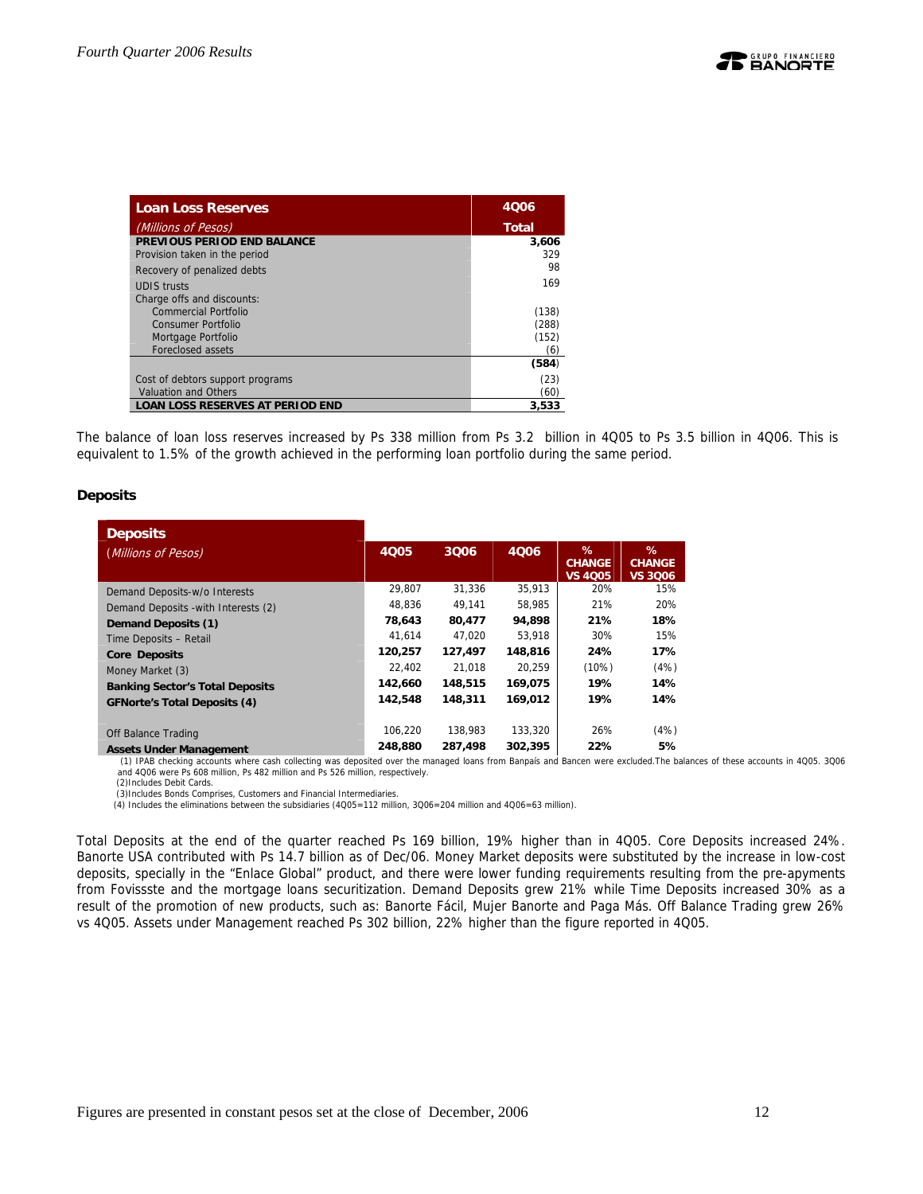| Loan Loss Reserves | 4Q06 |
|---|---|
| *(Millions of Pesos)* | **Total** |
| **PREVIOUS PERIOD END BALANCE** | **3,606** |
| Provision taken in the period | 329 |
| Recovery of penalized debts | 98 |
| UDIS trusts | 169 |
| Charge offs and discounts: | |
| Commercial Portfolio | (138) |
| Consumer Portfolio | (288) |
| Mortgage Portfolio | (152) |
| Foreclosed assets | (6) |
| | **(584)** |
| Cost of debtors support programs | (23) |
| Valuation and Others | (60) |
| **LOAN LOSS RESERVES AT PERIOD END** | **3,533** |

The balance of loan loss reserves increased by Ps 338 million from Ps 3.2 billion in 4Q05 to Ps 3.5 billion in 4Q06. This is equivalent to 1.5% of the growth achieved in the performing loan portfolio during the same period.

### Deposits

| Deposits *(Millions of Pesos)* | 4Q05 | 3Q06 | 4Q06 | % CHANGE VS 4Q05 | % CHANGE VS 3Q06 |
|---|---|---|---|---|---|
| Demand Deposits-w/o Interests | 29,807 | 31,336 | 35,913 | 20% | 15% |
| Demand Deposits -with Interests (2) | 48,836 | 49,141 | 58,985 | 21% | 20% |
| **Demand Deposits (1)** | **78,643** | **80,477** | **94,898** | **21%** | **18%** |
| Time Deposits – Retail | 41,614 | 47,020 | 53,918 | 30% | 15% |
| **Core Deposits** | **120,257** | **127,497** | **148,816** | **24%** | **17%** |
| Money Market (3) | 22,402 | 21,018 | 20,259 | (10%) | (4%) |
| **Banking Sector's Total Deposits** | **142,660** | **148,515** | **169,075** | **19%** | **14%** |
| **GFNorte's Total Deposits (4)** | **142,548** | **148,311** | **169,012** | **19%** | **14%** |
| | | | | | |
| Off Balance Trading | 106,220 | 138,983 | 133,320 | 26% | (4%) |
| **Assets Under Management** | **248,880** | **287,498** | **302,395** | **22%** | **5%** |

(1) IPAB checking accounts where cash collecting was deposited over the managed loans from Banpaís and Bancen were excluded.The balances of these accounts in 4Q05. 3Q06 and 4Q06 were Ps 608 million, Ps 482 million and Ps 526 million, respectively.
(2)Includes Debit Cards.
(3)Includes Bonds Comprises, Customers and Financial Intermediaries.
(4) Includes the eliminations between the subsidiaries (4Q05=112 million, 3Q06=204 million and 4Q06=63 million).

Total Deposits at the end of the quarter reached Ps 169 billion, 19% higher than in 4Q05. Core Deposits increased 24%. Banorte USA contributed with Ps 14.7 billion as of Dec/06. Money Market deposits were substituted by the increase in low-cost deposits, specially in the "Enlace Global" product, and there were lower funding requirements resulting from the pre-payments from Fovissste and the mortgage loans securitization. Demand Deposits grew 21% while Time Deposits increased 30% as a result of the promotion of new products, such as: Banorte Fácil, Mujer Banorte and Paga Más. Off Balance Trading grew 26% vs 4Q05. Assets under Management reached Ps 302 billion, 22% higher than the figure reported in 4Q05.

Figures are presented in constant pesos set at the close of December, 2006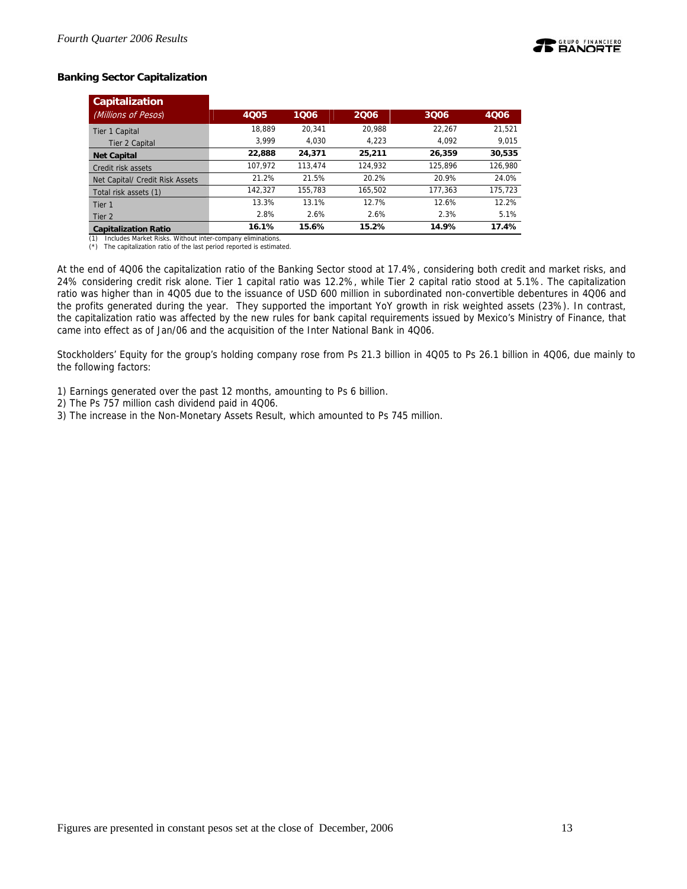## Banking Sector Capitalization

| Capitalization *(Millions of Pesos)* | 4Q05 | 1Q06 | 2Q06 | 3Q06 | 4Q06 |
|---|---|---|---|---|---|
| Tier 1 Capital | 18,889 | 20,341 | 20,988 | 22,267 | 21,521 |
| Tier 2 Capital | 3,999 | 4,030 | 4,223 | 4,092 | 9,015 |
| **Net Capital** | **22,888** | **24,371** | **25,211** | **26,359** | **30,535** |
| Credit risk assets | 107,972 | 113,474 | 124,932 | 125,896 | 126,980 |
| Net Capital/ Credit Risk Assets | 21.2% | 21.5% | 20.2% | 20.9% | 24.0% |
| Total risk assets (1) | 142,327 | 155,783 | 165,502 | 177,363 | 175,723 |
| Tier 1 | 13.3% | 13.1% | 12.7% | 12.6% | 12.2% |
| Tier 2 | 2.8% | 2.6% | 2.6% | 2.3% | 5.1% |
| **Capitalization Ratio** | **16.1%** | **15.6%** | **15.2%** | **14.9%** | **17.4%** |

(1) Includes Market Risks. Without inter-company eliminations.
(*) The capitalization ratio of the last period reported is estimated.

At the end of 4Q06 the capitalization ratio of the Banking Sector stood at 17.4%, considering both credit and market risks, and 24% considering credit risk alone. Tier 1 capital ratio was 12.2%, while Tier 2 capital ratio stood at 5.1%. The capitalization ratio was higher than in 4Q05 due to the issuance of USD 600 million in subordinated non-convertible debentures in 4Q06 and the profits generated during the year. They supported the important YoY growth in risk weighted assets (23%). In contrast, the capitalization ratio was affected by the new rules for bank capital requirements issued by Mexico's Ministry of Finance, that came into effect as of Jan/06 and the acquisition of the Inter National Bank in 4Q06.

Stockholders' Equity for the group's holding company rose from Ps 21.3 billion in 4Q05 to Ps 26.1 billion in 4Q06, due mainly to the following factors:

1) Earnings generated over the past 12 months, amounting to Ps 6 billion.
2) The Ps 757 million cash dividend paid in 4Q06.
3) The increase in the Non-Monetary Assets Result, which amounted to Ps 745 million.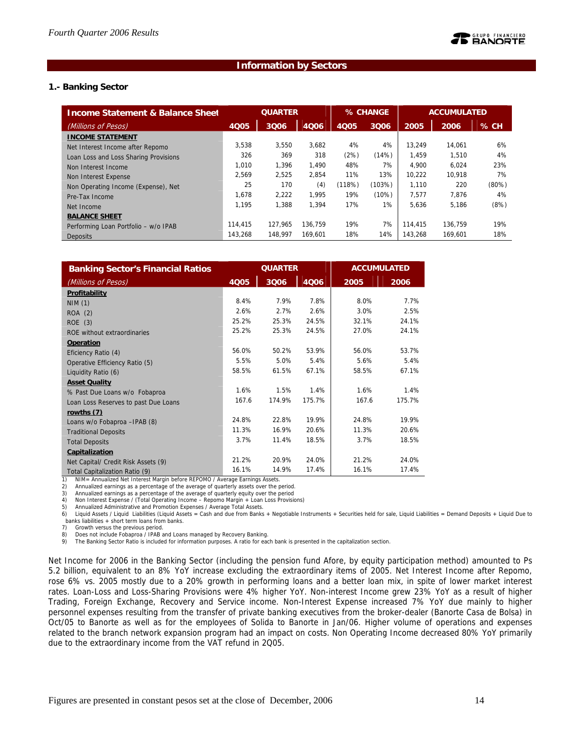## Information by Sectors

### 1.- Banking Sector

| Income Statement & Balance Sheet | QUARTER | | | % CHANGE | | ACCUMULATED | | |
|---|---|---|---|---|---|---|---|---|
| *(Millions of Pesos)* | 4Q05 | 3Q06 | 4Q06 | 4Q05 | 3Q06 | 2005 | 2006 | % CH |
| **INCOME STATEMENT** | | | | | | | | |
| Net Interest Income after Repomo | 3,538 | 3,550 | 3,682 | 4% | 4% | 13,249 | 14,061 | 6% |
| Loan Loss and Loss Sharing Provisions | 326 | 369 | 318 | (2%) | (14%) | 1,459 | 1,510 | 4% |
| Non Interest Income | 1,010 | 1,396 | 1,490 | 48% | 7% | 4,900 | 6,024 | 23% |
| Non Interest Expense | 2,569 | 2,525 | 2,854 | 11% | 13% | 10,222 | 10,918 | 7% |
| Non Operating Income (Expense), Net | 25 | 170 | (4) | (118%) | (103%) | 1,110 | 220 | (80%) |
| Pre-Tax Income | 1,678 | 2,222 | 1,995 | 19% | (10%) | 7,577 | 7,876 | 4% |
| Net Income | 1,195 | 1,388 | 1,394 | 17% | 1% | 5,636 | 5,186 | (8%) |
| **BALANCE SHEET** | | | | | | | | |
| Performing Loan Portfolio – w/o IPAB | 114,415 | 127,965 | 136,759 | 19% | 7% | 114,415 | 136,759 | 19% |
| Deposits | 143,268 | 148,997 | 169,601 | 18% | 14% | 143,268 | 169,601 | 18% |

| Banking Sector's Financial Ratios | QUARTER | | | ACCUMULATED | |
|---|---|---|---|---|---|
| *(Millions of Pesos)* | 4Q05 | 3Q06 | 4Q06 | 2005 | 2006 |
| **Profitability** | | | | | |
| NIM (1) | 8.4% | 7.9% | 7.8% | 8.0% | 7.7% |
| ROA (2) | 2.6% | 2.7% | 2.6% | 3.0% | 2.5% |
| ROE (3) | 25.2% | 25.3% | 24.5% | 32.1% | 24.1% |
| ROE without extraordinaries | 25.2% | 25.3% | 24.5% | 27.0% | 24.1% |
| **Operation** | | | | | |
| Eficiency Ratio (4) | 56.0% | 50.2% | 53.9% | 56.0% | 53.7% |
| Operative Efficiency Ratio (5) | 5.5% | 5.0% | 5.4% | 5.6% | 5.4% |
| Liquidity Ratio (6) | 58.5% | 61.5% | 67.1% | 58.5% | 67.1% |
| **Asset Quality** | | | | | |
| % Past Due Loans w/o Fobaproa | 1.6% | 1.5% | 1.4% | 1.6% | 1.4% |
| Loan Loss Reserves to past Due Loans | 167.6 | 174.9% | 175.7% | 167.6 | 175.7% |
| **rowths (7)** | | | | | |
| Loans w/o Fobaproa –IPAB (8) | 24.8% | 22.8% | 19.9% | 24.8% | 19.9% |
| Traditional Deposits | 11.3% | 16.9% | 20.6% | 11.3% | 20.6% |
| Total Deposits | 3.7% | 11.4% | 18.5% | 3.7% | 18.5% |
| **Capitalization** | | | | | |
| Net Capital/ Credit Risk Assets (9) | 21.2% | 20.9% | 24.0% | 21.2% | 24.0% |
| Total Capitalization Ratio (9) | 16.1% | 14.9% | 17.4% | 16.1% | 17.4% |

1) NIM= Annualized Net Interest Margin before REPOMO / Average Earnings Assets.
2) Annualized earnings as a percentage of the average of quarterly assets over the period.
3) Annualized earnings as a percentage of the average of quarterly equity over the period
4) Non Interest Expense / (Total Operating Income – Repomo Margin + Loan Loss Provisions)
5) Annualized Administrative and Promotion Expenses / Average Total Assets.
6) Liquid Assets / Liquid Liabilities (Liquid Assets = Cash and due from Banks + Negotiable Instruments + Securities held for sale, Liquid Liabilities = Demand Deposits + Liquid Due to banks liabilities + short term loans from banks.
7) Growth versus the previous period.
8) Does not include Fobaproa / IPAB and Loans managed by Recovery Banking.
9) The Banking Sector Ratio is included for information purposes. A ratio for each bank is presented in the capitalization section.

Net Income for 2006 in the Banking Sector (including the pension fund Afore, by equity participation method) amounted to Ps 5.2 billion, equivalent to an 8% YoY increase excluding the extraordinary items of 2005. Net Interest Income after Repomo, rose 6% vs. 2005 mostly due to a 20% growth in performing loans and a better loan mix, in spite of lower market interest rates. Loan-Loss and Loss-Sharing Provisions were 4% higher YoY. Non-interest Income grew 23% YoY as a result of higher Trading, Foreign Exchange, Recovery and Service income. Non-Interest Expense increased 7% YoY due mainly to higher personnel expenses resulting from the transfer of private banking executives from the broker-dealer (Banorte Casa de Bolsa) in Oct/05 to Banorte as well as for the employees of Solida to Banorte in Jan/06. Higher volume of operations and expenses related to the branch network expansion program had an impact on costs. Non Operating Income decreased 80% YoY primarily due to the extraordinary income from the VAT refund in 2Q05.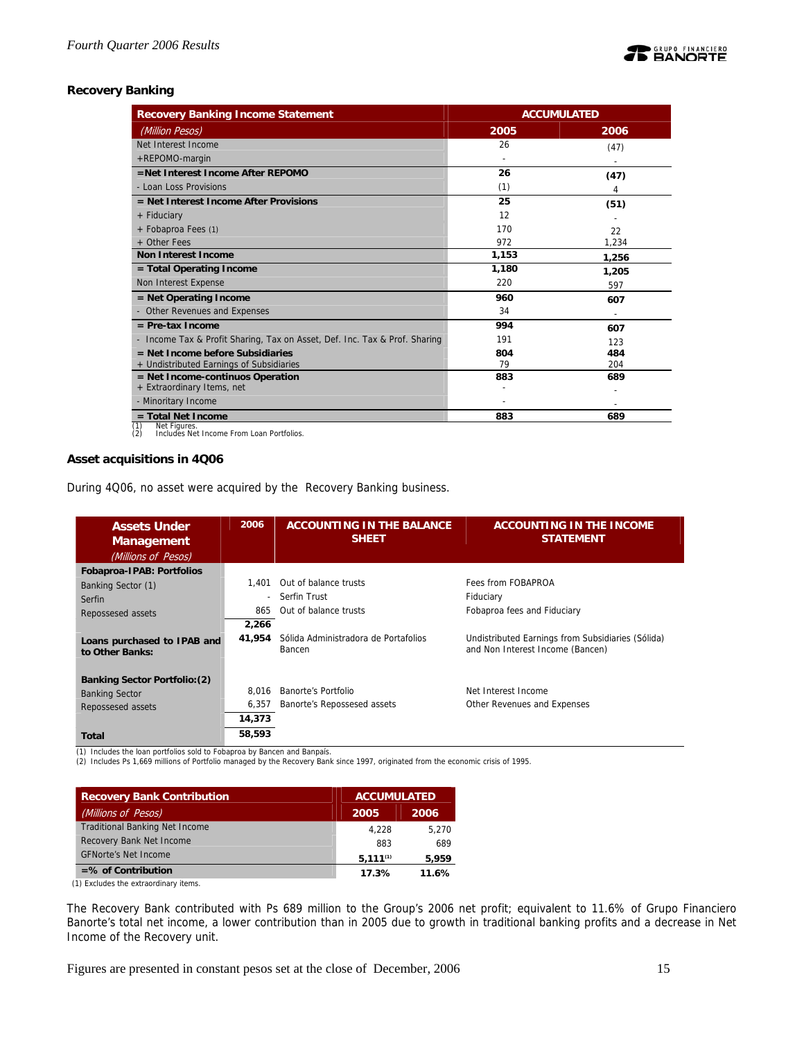## Recovery Banking

| Recovery Banking Income Statement | ACCUMULATED | |
|---|---|---|
| *(Million Pesos)* | **2005** | **2006** |
| Net Interest Income | 26 | (47) |
| +REPOMO-margin | - | - |
| **=Net Interest Income After REPOMO** | **26** | **(47)** |
| - Loan Loss Provisions | (1) | 4 |
| **= Net Interest Income After Provisions** | **25** | **(51)** |
| + Fiduciary | 12 | - |
| + Fobaproa Fees (1) | 170 | 22 |
| + Other Fees | 972 | 1,234 |
| **Non Interest Income** | **1,153** | **1,256** |
| **= Total Operating Income** | **1,180** | **1,205** |
| Non Interest Expense | 220 | 597 |
| **= Net Operating Income** | **960** | **607** |
| - Other Revenues and Expenses | 34 | - |
| **= Pre-tax Income** | **994** | **607** |
| - Income Tax & Profit Sharing, Tax on Asset, Def. Inc. Tax & Prof. Sharing | 191 | 123 |
| **= Net Income before Subsidiaries** | **804** | **484** |
| + Undistributed Earnings of Subsidiaries | 79 | 204 |
| **= Net Income-continuos Operation** | **883** | **689** |
| + Extraordinary Items, net | - | - |
| - Minoritary Income | - | - |
| **= Total Net Income** | **883** | **689** |

(1) Net Figures.
(2) Includes Net Income From Loan Portfolios.

### Asset acquisitions in 4Q06

During 4Q06, no asset were acquired by the Recovery Banking business.

| **Assets Under Management** *(Millions of Pesos)* | 2006 | ACCOUNTING IN THE BALANCE SHEET | ACCOUNTING IN THE INCOME STATEMENT |
|---|---|---|---|
| **Fobaproa-IPAB: Portfolios** | | | |
| Banking Sector (1) | 1,401 | Out of balance trusts | Fees from FOBAPROA |
| Serfin | - | Serfin Trust | Fiduciary |
| Repossesed assets | 865 | Out of balance trusts | Fobaproa fees and Fiduciary |
| | **2,266** | | |
| **Loans purchased to IPAB and to Other Banks:** | **41,954** | Sólida Administradora de Portafolios Bancen | Undistributed Earnings from Subsidiaries (Sólida) and Non Interest Income (Bancen) |
| **Banking Sector Portfolio:(2)** | | | |
| Banking Sector | 8,016 | Banorte's Portfolio | Net Interest Income |
| Repossesed assets | 6,357 | Banorte's Repossesed assets | Other Revenues and Expenses |
| | **14,373** | | |
| **Total** | **58,593** | | |

(1) Includes the loan portfolios sold to Fobaproa by Bancen and Banpaís.
(2) Includes Ps 1,669 millions of Portfolio managed by the Recovery Bank since 1997, originated from the economic crisis of 1995.

| Recovery Bank Contribution | ACCUMULATED | |
|---|---|---|
| *(Millions of Pesos)* | **2005** | **2006** |
| Traditional Banking Net Income | 4,228 | 5,270 |
| Recovery Bank Net Income | 883 | 689 |
| GFNorte's Net Income | **5,111**(1) | **5,959** |
| **=% of Contribution** | **17.3%** | **11.6%** |

(1) Excludes the extraordinary items.

The Recovery Bank contributed with Ps 689 million to the Group's 2006 net profit; equivalent to 11.6% of Grupo Financiero Banorte's total net income, a lower contribution than in 2005 due to growth in traditional banking profits and a decrease in Net Income of the Recovery unit.

Figures are presented in constant pesos set at the close of December, 2006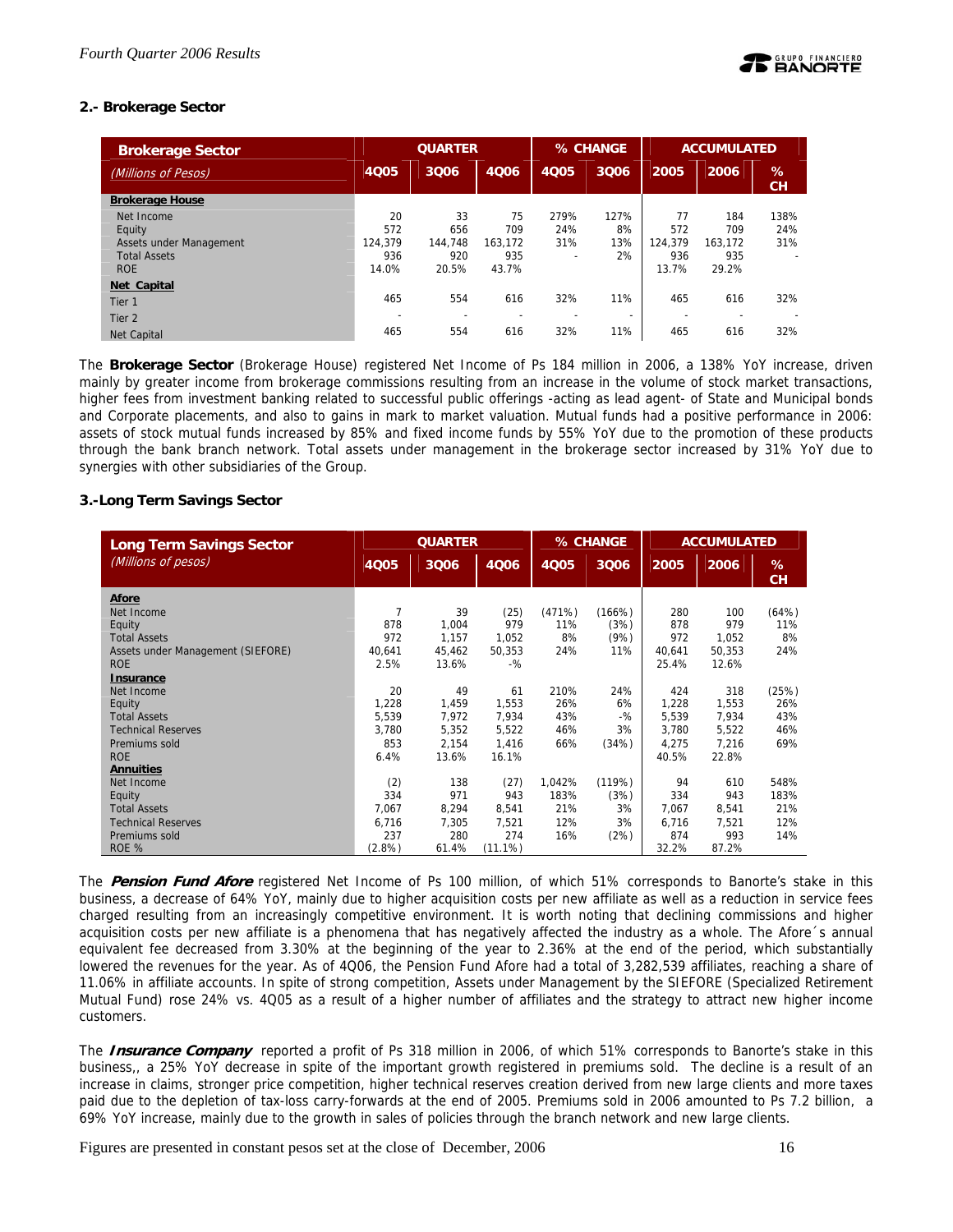### 2.- Brokerage Sector

| Brokerage Sector (Millions of Pesos) | QUARTER | | | % CHANGE | | ACCUMULATED | | |
|---|---|---|---|---|---|---|---|---|
| | 4Q05 | 3Q06 | 4Q06 | 4Q05 | 3Q06 | 2005 | 2006 | % CH |
| **Brokerage House** | | | | | | | | |
| Net Income | 20 | 33 | 75 | 279% | 127% | 77 | 184 | 138% |
| Equity | 572 | 656 | 709 | 24% | 8% | 572 | 709 | 24% |
| Assets under Management | 124,379 | 144,748 | 163,172 | 31% | 13% | 124,379 | 163,172 | 31% |
| Total Assets | 936 | 920 | 935 | - | 2% | 936 | 935 | - |
| ROE | 14.0% | 20.5% | 43.7% | | | 13.7% | 29.2% | |
| **Net Capital** | | | | | | | | |
| Tier 1 | 465 | 554 | 616 | 32% | 11% | 465 | 616 | 32% |
| Tier 2 | - | - | - | - | - | - | - | - |
| Net Capital | 465 | 554 | 616 | 32% | 11% | 465 | 616 | 32% |

The **Brokerage Sector** (Brokerage House) registered Net Income of Ps 184 million in 2006, a 138% YoY increase, driven mainly by greater income from brokerage commissions resulting from an increase in the volume of stock market transactions, higher fees from investment banking related to successful public offerings -acting as lead agent- of State and Municipal bonds and Corporate placements, and also to gains in mark to market valuation. Mutual funds had a positive performance in 2006: assets of stock mutual funds increased by 85% and fixed income funds by 55% YoY due to the promotion of these products through the bank branch network. Total assets under management in the brokerage sector increased by 31% YoY due to synergies with other subsidiaries of the Group.

### 3.-Long Term Savings Sector

| Long Term Savings Sector (Millions of pesos) | QUARTER | | | % CHANGE | | ACCUMULATED | | |
|---|---|---|---|---|---|---|---|---|
| | 4Q05 | 3Q06 | 4Q06 | 4Q05 | 3Q06 | 2005 | 2006 | % CH |
| **Afore** | | | | | | | | |
| Net Income | 7 | 39 | (25) | (471%) | (166%) | 280 | 100 | (64%) |
| Equity | 878 | 1,004 | 979 | 11% | (3%) | 878 | 979 | 11% |
| Total Assets | 972 | 1,157 | 1,052 | 8% | (9%) | 972 | 1,052 | 8% |
| Assets under Management (SIEFORE) | 40,641 | 45,462 | 50,353 | 24% | 11% | 40,641 | 50,353 | 24% |
| ROE | 2.5% | 13.6% | -% | | | 25.4% | 12.6% | |
| **Insurance** | | | | | | | | |
| Net Income | 20 | 49 | 61 | 210% | 24% | 424 | 318 | (25%) |
| Equity | 1,228 | 1,459 | 1,553 | 26% | 6% | 1,228 | 1,553 | 26% |
| Total Assets | 5,539 | 7,972 | 7,934 | 43% | -% | 5,539 | 7,934 | 43% |
| Technical Reserves | 3,780 | 5,352 | 5,522 | 46% | 3% | 3,780 | 5,522 | 46% |
| Premiums sold | 853 | 2,154 | 1,416 | 66% | (34%) | 4,275 | 7,216 | 69% |
| ROE | 6.4% | 13.6% | 16.1% | | | 40.5% | 22.8% | |
| **Annuities** | | | | | | | | |
| Net Income | (2) | 138 | (27) | 1,042% | (119%) | 94 | 610 | 548% |
| Equity | 334 | 971 | 943 | 183% | (3%) | 334 | 943 | 183% |
| Total Assets | 7,067 | 8,294 | 8,541 | 21% | 3% | 7,067 | 8,541 | 21% |
| Technical Reserves | 6,716 | 7,305 | 7,521 | 12% | 3% | 6,716 | 7,521 | 12% |
| Premiums sold | 237 | 280 | 274 | 16% | (2%) | 874 | 993 | 14% |
| ROE % | (2.8%) | 61.4% | (11.1%) | | | 32.2% | 87.2% | |

The ***Pension Fund Afore*** registered Net Income of Ps 100 million, of which 51% corresponds to Banorte's stake in this business, a decrease of 64% YoY, mainly due to higher acquisition costs per new affiliate as well as a reduction in service fees charged resulting from an increasingly competitive environment. It is worth noting that declining commissions and higher acquisition costs per new affiliate is a phenomena that has negatively affected the industry as a whole. The Afore´s annual equivalent fee decreased from 3.30% at the beginning of the year to 2.36% at the end of the period, which substantially lowered the revenues for the year. As of 4Q06, the Pension Fund Afore had a total of 3,282,539 affiliates, reaching a share of 11.06% in affiliate accounts. In spite of strong competition, Assets under Management by the SIEFORE (Specialized Retirement Mutual Fund) rose 24% vs. 4Q05 as a result of a higher number of affiliates and the strategy to attract new higher income customers.

The ***Insurance Company*** reported a profit of Ps 318 million in 2006, of which 51% corresponds to Banorte's stake in this business,, a 25% YoY decrease in spite of the important growth registered in premiums sold. The decline is a result of an increase in claims, stronger price competition, higher technical reserves creation derived from new large clients and more taxes paid due to the depletion of tax-loss carry-forwards at the end of 2005. Premiums sold in 2006 amounted to Ps 7.2 billion, a 69% YoY increase, mainly due to the growth in sales of policies through the branch network and new large clients.

Figures are presented in constant pesos set at the close of December, 2006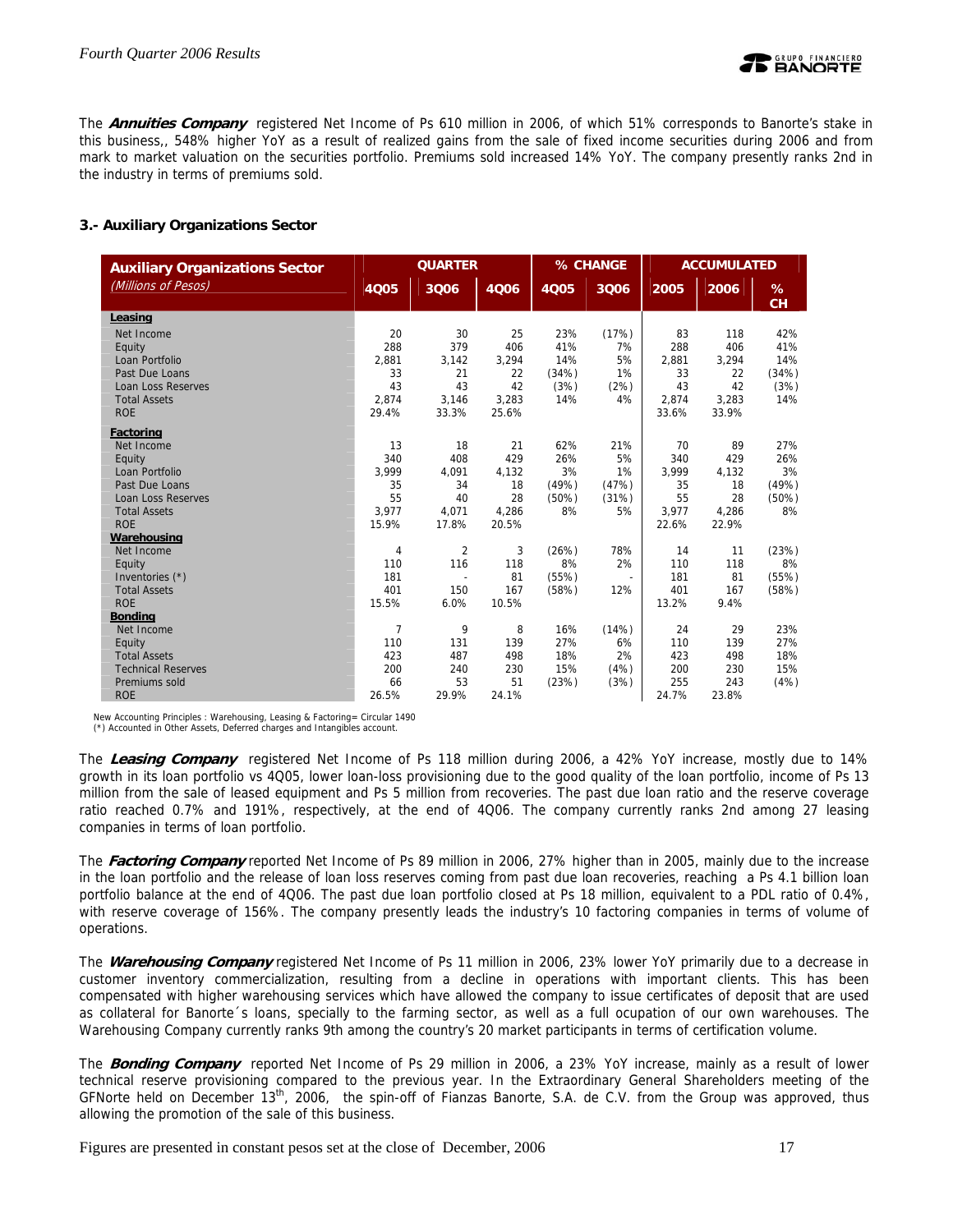The ***Annuities Company*** registered Net Income of Ps 610 million in 2006, of which 51% corresponds to Banorte's stake in this business,, 548% higher YoY as a result of realized gains from the sale of fixed income securities during 2006 and from mark to market valuation on the securities portfolio. Premiums sold increased 14% YoY. The company presently ranks 2nd in the industry in terms of premiums sold.

### 3.- Auxiliary Organizations Sector

| **Auxiliary Organizations Sector** *(Millions of Pesos)* | QUARTER | | | % CHANGE | | ACCUMULATED | | |
|---|---|---|---|---|---|---|---|---|
| | **4Q05** | **3Q06** | **4Q06** | **4Q05** | **3Q06** | **2005** | **2006** | **% CH** |
| **Leasing** | | | | | | | | |
| Net Income | 20 | 30 | 25 | 23% | (17%) | 83 | 118 | 42% |
| Equity | 288 | 379 | 406 | 41% | 7% | 288 | 406 | 41% |
| Loan Portfolio | 2,881 | 3,142 | 3,294 | 14% | 5% | 2,881 | 3,294 | 14% |
| Past Due Loans | 33 | 21 | 22 | (34%) | 1% | 33 | 22 | (34%) |
| Loan Loss Reserves | 43 | 43 | 42 | (3%) | (2%) | 43 | 42 | (3%) |
| Total Assets | 2,874 | 3,146 | 3,283 | 14% | 4% | 2,874 | 3,283 | 14% |
| ROE | 29.4% | 33.3% | 25.6% | | | 33.6% | 33.9% | |
| **Factoring** | | | | | | | | |
| Net Income | 13 | 18 | 21 | 62% | 21% | 70 | 89 | 27% |
| Equity | 340 | 408 | 429 | 26% | 5% | 340 | 429 | 26% |
| Loan Portfolio | 3,999 | 4,091 | 4,132 | 3% | 1% | 3,999 | 4,132 | 3% |
| Past Due Loans | 35 | 34 | 18 | (49%) | (47%) | 35 | 18 | (49%) |
| Loan Loss Reserves | 55 | 40 | 28 | (50%) | (31%) | 55 | 28 | (50%) |
| Total Assets | 3,977 | 4,071 | 4,286 | 8% | 5% | 3,977 | 4,286 | 8% |
| ROE | 15.9% | 17.8% | 20.5% | | | 22.6% | 22.9% | |
| **Warehousing** | | | | | | | | |
| Net Income | 4 | 2 | 3 | (26%) | 78% | 14 | 11 | (23%) |
| Equity | 110 | 116 | 118 | 8% | 2% | 110 | 118 | 8% |
| Inventories (*) | 181 | - | 81 | (55%) | - | 181 | 81 | (55%) |
| Total Assets | 401 | 150 | 167 | (58%) | 12% | 401 | 167 | (58%) |
| ROE | 15.5% | 6.0% | 10.5% | | | 13.2% | 9.4% | |
| **Bonding** | | | | | | | | |
| Net Income | 7 | 9 | 8 | 16% | (14%) | 24 | 29 | 23% |
| Equity | 110 | 131 | 139 | 27% | 6% | 110 | 139 | 27% |
| Total Assets | 423 | 487 | 498 | 18% | 2% | 423 | 498 | 18% |
| Technical Reserves | 200 | 240 | 230 | 15% | (4%) | 200 | 230 | 15% |
| Premiums sold | 66 | 53 | 51 | (23%) | (3%) | 255 | 243 | (4%) |
| ROE | 26.5% | 29.9% | 24.1% | | | 24.7% | 23.8% | |

New Accounting Principles : Warehousing, Leasing & Factoring= Circular 1490
(*) Accounted in Other Assets, Deferred charges and Intangibles account.

The ***Leasing Company*** registered Net Income of Ps 118 million during 2006, a 42% YoY increase, mostly due to 14% growth in its loan portfolio vs 4Q05, lower loan-loss provisioning due to the good quality of the loan portfolio, income of Ps 13 million from the sale of leased equipment and Ps 5 million from recoveries. The past due loan ratio and the reserve coverage ratio reached 0.7% and 191%, respectively, at the end of 4Q06. The company currently ranks 2nd among 27 leasing companies in terms of loan portfolio.

The ***Factoring Company*** reported Net Income of Ps 89 million in 2006, 27% higher than in 2005, mainly due to the increase in the loan portfolio and the release of loan loss reserves coming from past due loan recoveries, reaching a Ps 4.1 billion loan portfolio balance at the end of 4Q06. The past due loan portfolio closed at Ps 18 million, equivalent to a PDL ratio of 0.4%, with reserve coverage of 156%. The company presently leads the industry's 10 factoring companies in terms of volume of operations.

The ***Warehousing Company*** registered Net Income of Ps 11 million in 2006, 23% lower YoY primarily due to a decrease in customer inventory commercialization, resulting from a decline in operations with important clients. This has been compensated with higher warehousing services which have allowed the company to issue certificates of deposit that are used as collateral for Banorte´s loans, specially to the farming sector, as well as a full ocupation of our own warehouses. The Warehousing Company currently ranks 9th among the country's 20 market participants in terms of certification volume.

The ***Bonding Company*** reported Net Income of Ps 29 million in 2006, a 23% YoY increase, mainly as a result of lower technical reserve provisioning compared to the previous year. In the Extraordinary General Shareholders meeting of the GFNorte held on December 13th, 2006, the spin-off of Fianzas Banorte, S.A. de C.V. from the Group was approved, thus allowing the promotion of the sale of this business.

Figures are presented in constant pesos set at the close of December, 2006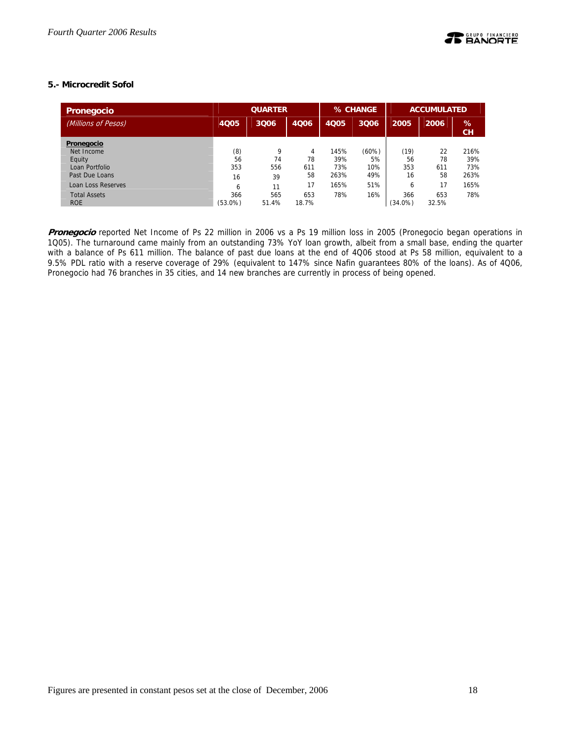### 5.- Microcredit Sofol

| Pronegocio | QUARTER | | | % CHANGE | | ACCUMULATED | | |
|---|---|---|---|---|---|---|---|---|
| *(Millions of Pesos)* | 4Q05 | 3Q06 | 4Q06 | 4Q05 | 3Q06 | 2005 | 2006 | % CH |
| **Pronegocio** | | | | | | | | |
| Net Income | (8) | 9 | 4 | 145% | (60%) | (19) | 22 | 216% |
| Equity | 56 | 74 | 78 | 39% | 5% | 56 | 78 | 39% |
| Loan Portfolio | 353 | 556 | 611 | 73% | 10% | 353 | 611 | 73% |
| Past Due Loans | 16 | 39 | 58 | 263% | 49% | 16 | 58 | 263% |
| Loan Loss Reserves | 6 | 11 | 17 | 165% | 51% | 6 | 17 | 165% |
| Total Assets | 366 | 565 | 653 | 78% | 16% | 366 | 653 | 78% |
| ROE | (53.0%) | 51.4% | 18.7% | | | (34.0%) | 32.5% | |

***Pronegocio*** reported Net Income of Ps 22 million in 2006 vs a Ps 19 million loss in 2005 (Pronegocio began operations in 1Q05). The turnaround came mainly from an outstanding 73% YoY loan growth, albeit from a small base, ending the quarter with a balance of Ps 611 million. The balance of past due loans at the end of 4Q06 stood at Ps 58 million, equivalent to a 9.5% PDL ratio with a reserve coverage of 29% (equivalent to 147% since Nafin guarantees 80% of the loans). As of 4Q06, Pronegocio had 76 branches in 35 cities, and 14 new branches are currently in process of being opened.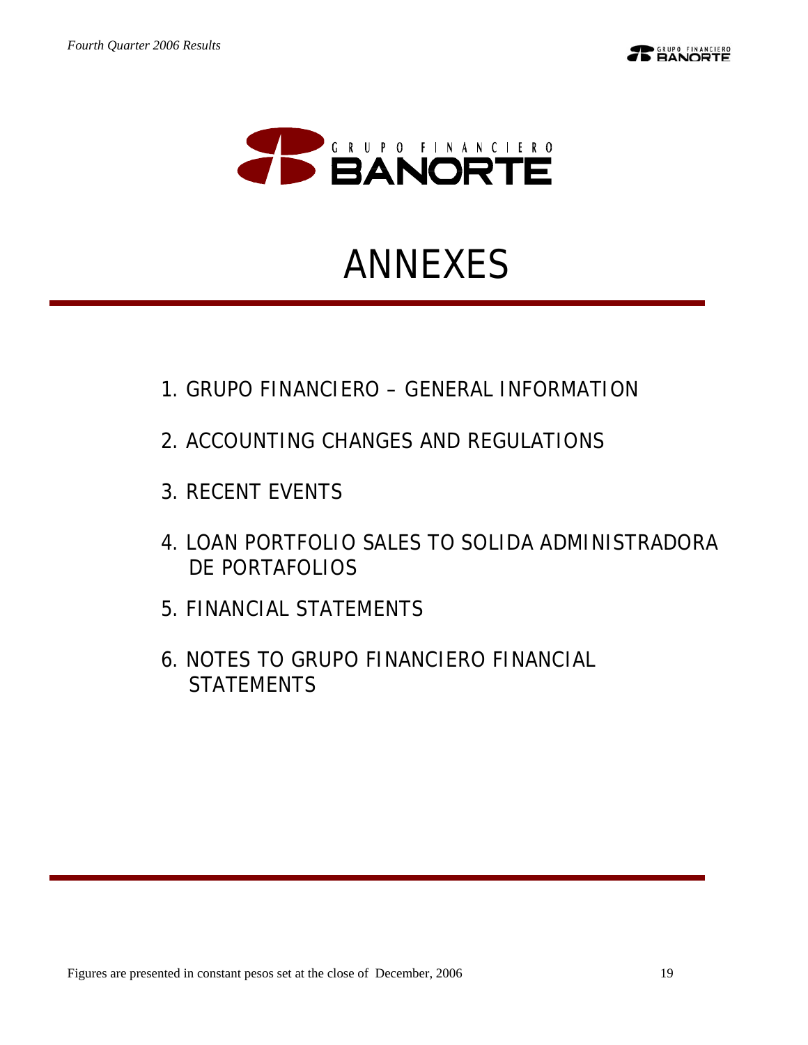# ANNEXES

1. GRUPO FINANCIERO – GENERAL INFORMATION
2. ACCOUNTING CHANGES AND REGULATIONS
3. RECENT EVENTS
4. LOAN PORTFOLIO SALES TO SOLIDA ADMINISTRADORA DE PORTAFOLIOS
5. FINANCIAL STATEMENTS
6. NOTES TO GRUPO FINANCIERO FINANCIAL STATEMENTS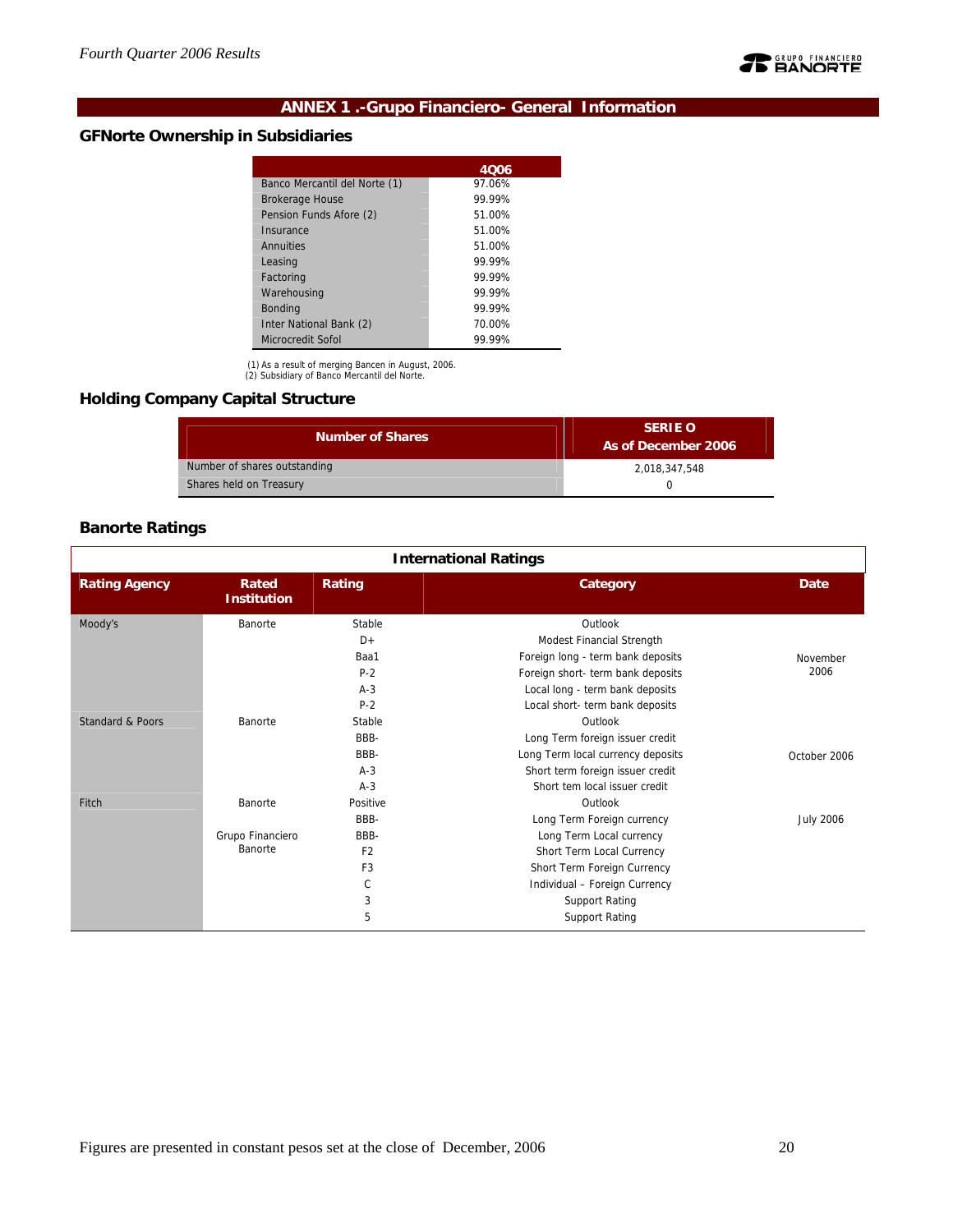## ANNEX 1 .-Grupo Financiero- General Information

### GFNorte Ownership in Subsidiaries

| | 4Q06 |
|---|---|
| Banco Mercantil del Norte (1) | 97.06% |
| Brokerage House | 99.99% |
| Pension Funds Afore (2) | 51.00% |
| Insurance | 51.00% |
| Annuities | 51.00% |
| Leasing | 99.99% |
| Factoring | 99.99% |
| Warehousing | 99.99% |
| Bonding | 99.99% |
| Inter National Bank (2) | 70.00% |
| Microcredit Sofol | 99.99% |

(1) As a result of merging Bancen in August, 2006.
(2) Subsidiary of Banco Mercantil del Norte.

### Holding Company Capital Structure

| Number of Shares | SERIE O As of December 2006 |
|---|---|
| Number of shares outstanding | 2,018,347,548 |
| Shares held on Treasury | 0 |

### Banorte Ratings

**International Ratings**

| Rating Agency | Rated Institution | Rating | Category | Date |
|---|---|---|---|---|
| Moody's | Banorte | Stable | Outlook | November 2006 |
| | | D+ | Modest Financial Strength | |
| | | Baa1 | Foreign long - term bank deposits | |
| | | P-2 | Foreign short- term bank deposits | |
| | | A-3 | Local long - term bank deposits | |
| | | P-2 | Local short- term bank deposits | |
| Standard & Poors | Banorte | Stable | Outlook | October 2006 |
| | | BBB- | Long Term foreign issuer credit | |
| | | BBB- | Long Term local currency deposits | |
| | | A-3 | Short term foreign issuer credit | |
| | | A-3 | Short tem local issuer credit | |
| Fitch | Banorte | Positive | Outlook | July 2006 |
| | | BBB- | Long Term Foreign currency | |
| | Grupo Financiero Banorte | BBB- | Long Term Local currency | |
| | | F2 | Short Term Local Currency | |
| | | F3 | Short Term Foreign Currency | |
| | | C | Individual – Foreign Currency | |
| | | 3 | Support Rating | |
| | | 5 | Support Rating | |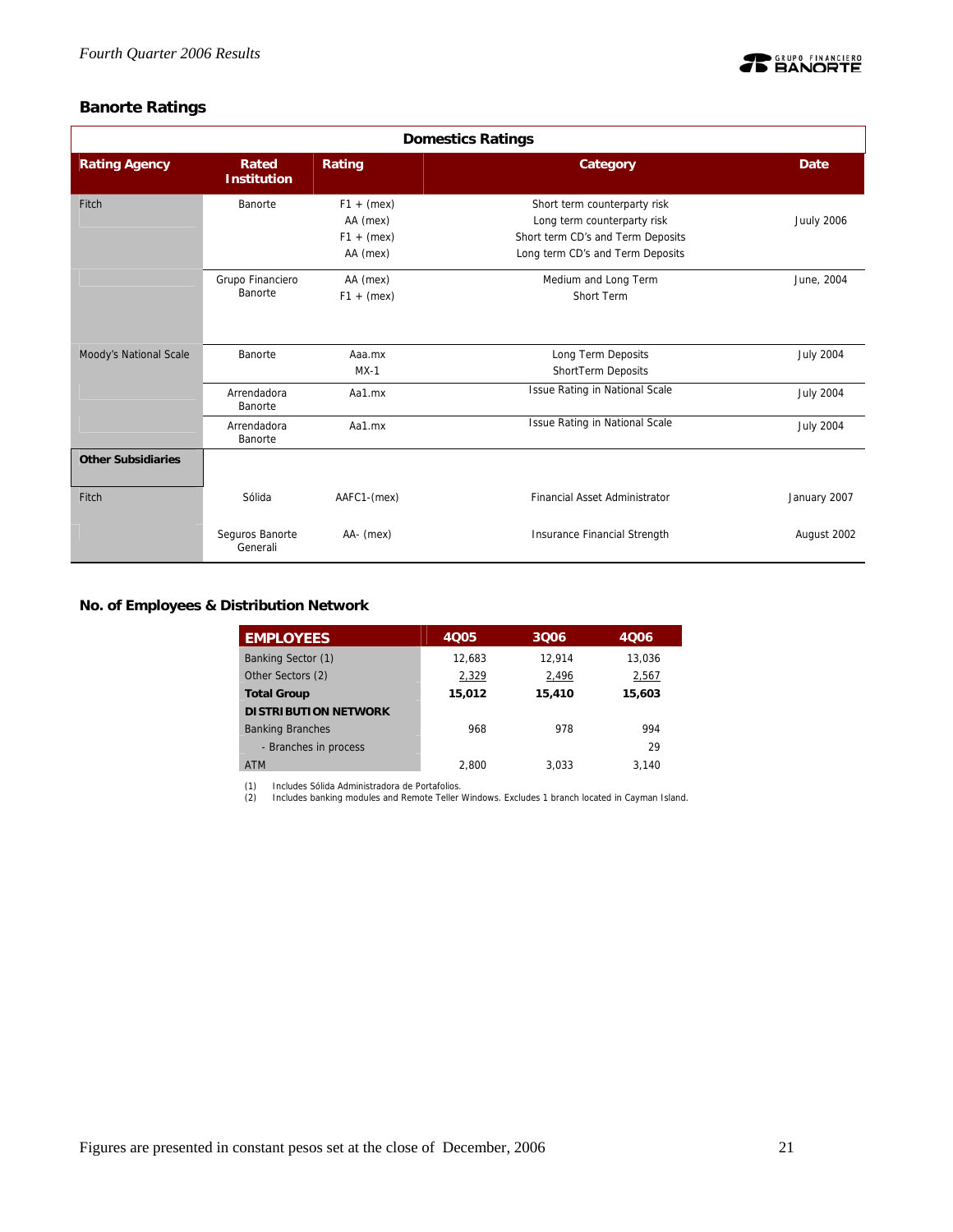## Banorte Ratings

| Domestics Ratings | | | | |
|---|---|---|---|---|
| **Rating Agency** | **Rated Institution** | **Rating** | **Category** | **Date** |
| Fitch | Banorte | F1 + (mex)<br>AA (mex)<br>F1 + (mex)<br>AA (mex) | Short term counterparty risk<br>Long term counterparty risk<br>Short term CD's and Term Deposits<br>Long term CD's and Term Deposits | Jully 2006 |
| | Grupo Financiero Banorte | AA (mex)<br>F1 + (mex) | Medium and Long Term<br>Short Term | June, 2004 |
| Moody's National Scale | Banorte | Aaa.mx<br>MX-1 | Long Term Deposits<br>ShortTerm Deposits | July 2004 |
| | Arrendadora Banorte | Aa1.mx | Issue Rating in National Scale | July 2004 |
| | Arrendadora Banorte | Aa1.mx | Issue Rating in National Scale | July 2004 |
| **Other Subsidiaries** | | | | |
| Fitch | Sólida | AAFC1-(mex) | Financial Asset Administrator | January 2007 |
| | Seguros Banorte Generali | AA- (mex) | Insurance Financial Strength | August 2002 |

## No. of Employees & Distribution Network

| EMPLOYEES | 4Q05 | 3Q06 | 4Q06 |
|---|---|---|---|
| Banking Sector (1) | 12,683 | 12,914 | 13,036 |
| Other Sectors (2) | 2,329 | 2,496 | 2,567 |
| **Total Group** | **15,012** | **15,410** | **15,603** |
| **DISTRIBUTION NETWORK** | | | |
| Banking Branches | 968 | 978 | 994 |
| - Branches in process | | | 29 |
| ATM | 2,800 | 3,033 | 3,140 |

(1) Includes Sólida Administradora de Portafolios.
(2) Includes banking modules and Remote Teller Windows. Excludes 1 branch located in Cayman Island.

Figures are presented in constant pesos set at the close of December, 2006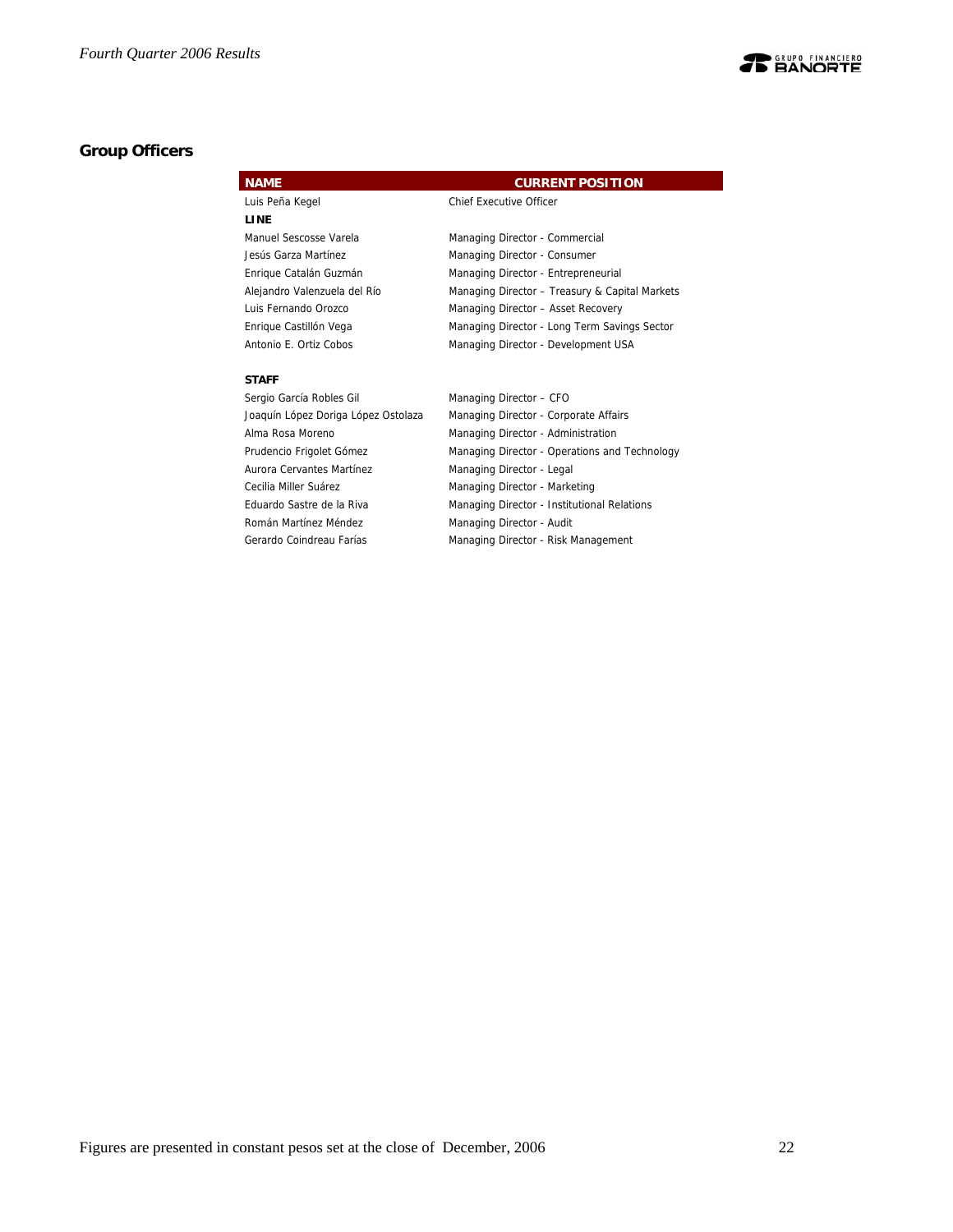## Group Officers

| NAME | CURRENT POSITION |
| --- | --- |
| Luis Peña Kegel | Chief Executive Officer |
| **LINE** | |
| Manuel Sescosse Varela | Managing Director - Commercial |
| Jesús Garza Martínez | Managing Director - Consumer |
| Enrique Catalán Guzmán | Managing Director - Entrepreneurial |
| Alejandro Valenzuela del Río | Managing Director – Treasury & Capital Markets |
| Luis Fernando Orozco | Managing Director – Asset Recovery |
| Enrique Castillón Vega | Managing Director - Long Term Savings Sector |
| Antonio E. Ortiz Cobos | Managing Director - Development USA |
| **STAFF** | |
| Sergio García Robles Gil | Managing Director – CFO |
| Joaquín López Doriga López Ostolaza | Managing Director - Corporate Affairs |
| Alma Rosa Moreno | Managing Director - Administration |
| Prudencio Frigolet Gómez | Managing Director - Operations and Technology |
| Aurora Cervantes Martínez | Managing Director - Legal |
| Cecilia Miller Suárez | Managing Director - Marketing |
| Eduardo Sastre de la Riva | Managing Director - Institutional Relations |
| Román Martínez Méndez | Managing Director - Audit |
| Gerardo Coindreau Farías | Managing Director - Risk Management |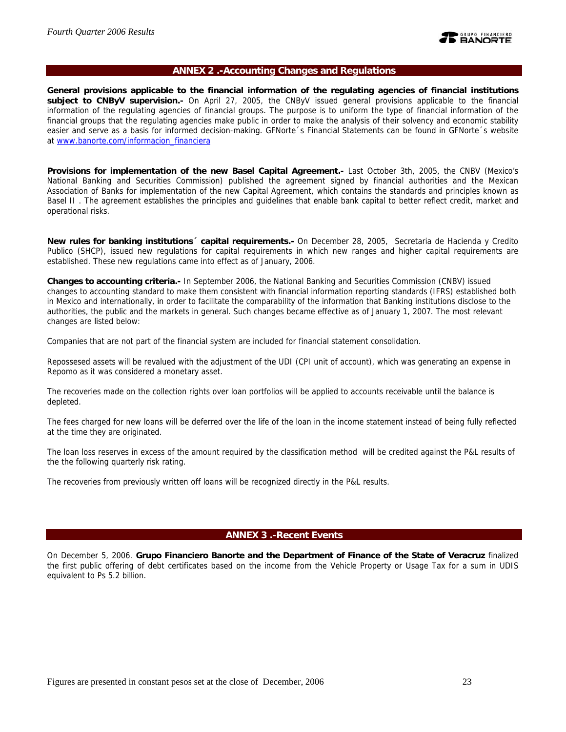## ANNEX 2 .-Accounting Changes and Regulations

**General provisions applicable to the financial information of the regulating agencies of financial institutions subject to CNByV supervision.-** On April 27, 2005, the CNByV issued general provisions applicable to the financial information of the regulating agencies of financial groups. The purpose is to uniform the type of financial information of the financial groups that the regulating agencies make public in order to make the analysis of their solvency and economic stability easier and serve as a basis for informed decision-making. GFNorte´s Financial Statements can be found in GFNorte´s website at www.banorte.com/informacion_financiera

**Provisions for implementation of the new Basel Capital Agreement.-** Last October 3th, 2005, the CNBV (Mexico's National Banking and Securities Commission) published the agreement signed by financial authorities and the Mexican Association of Banks for implementation of the new Capital Agreement, which contains the standards and principles known as Basel II . The agreement establishes the principles and guidelines that enable bank capital to better reflect credit, market and operational risks.

**New rules for banking institutions´ capital requirements.-** On December 28, 2005, Secretaria de Hacienda y Credito Publico (SHCP), issued new regulations for capital requirements in which new ranges and higher capital requirements are established. These new regulations came into effect as of January, 2006.

**Changes to accounting criteria.-** In September 2006, the National Banking and Securities Commission (CNBV) issued changes to accounting standard to make them consistent with financial information reporting standards (IFRS) established both in Mexico and internationally, in order to facilitate the comparability of the information that Banking institutions disclose to the authorities, the public and the markets in general. Such changes became effective as of January 1, 2007. The most relevant changes are listed below:

Companies that are not part of the financial system are included for financial statement consolidation.

Repossesed assets will be revalued with the adjustment of the UDI (CPI unit of account), which was generating an expense in Repomo as it was considered a monetary asset.

The recoveries made on the collection rights over loan portfolios will be applied to accounts receivable until the balance is depleted.

The fees charged for new loans will be deferred over the life of the loan in the income statement instead of being fully reflected at the time they are originated.

The loan loss reserves in excess of the amount required by the classification method will be credited against the P&L results of the the following quarterly risk rating.

The recoveries from previously written off loans will be recognized directly in the P&L results.

## ANNEX 3 .-Recent Events

On December 5, 2006. **Grupo Financiero Banorte and the Department of Finance of the State of Veracruz** finalized the first public offering of debt certificates based on the income from the Vehicle Property or Usage Tax for a sum in UDIS equivalent to Ps 5.2 billion.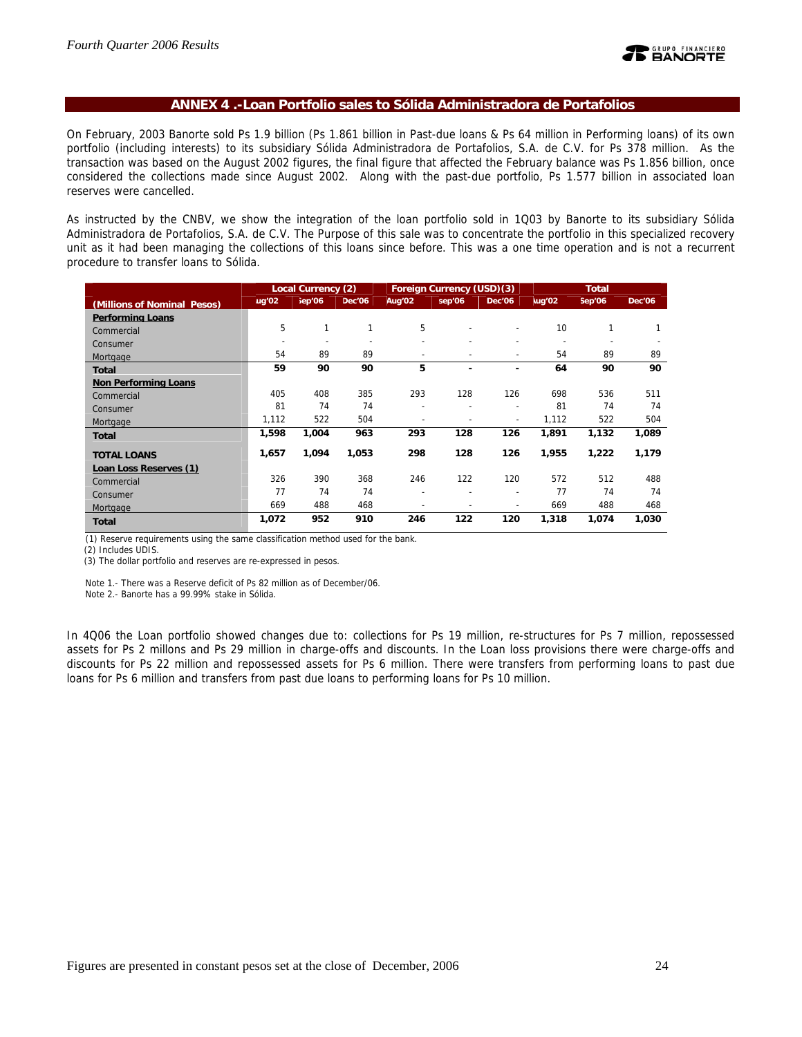## ANNEX 4 .-Loan Portfolio sales to Sólida Administradora de Portafolios

On February, 2003 Banorte sold Ps 1.9 billion (Ps 1.861 billion in Past-due loans & Ps 64 million in Performing loans) of its own portfolio (including interests) to its subsidiary Sólida Administradora de Portafolios, S.A. de C.V. for Ps 378 million. As the transaction was based on the August 2002 figures, the final figure that affected the February balance was Ps 1.856 billion, once considered the collections made since August 2002. Along with the past-due portfolio, Ps 1.577 billion in associated loan reserves were cancelled.

As instructed by the CNBV, we show the integration of the loan portfolio sold in 1Q03 by Banorte to its subsidiary Sólida Administradora de Portafolios, S.A. de C.V. The Purpose of this sale was to concentrate the portfolio in this specialized recovery unit as it had been managing the collections of this loans since before. This was a one time operation and is not a recurrent procedure to transfer loans to Sólida.

| (Millions of Nominal Pesos) | Local Currency (2) | | | Foreign Currency (USD)(3) | | | Total | | |
|---|---|---|---|---|---|---|---|---|---|
| | Aug'02 | Sep'06 | Dec'06 | Aug'02 | Sep'06 | Dec'06 | Aug'02 | Sep'06 | Dec'06 |
| **Performing Loans** | | | | | | | | | |
| Commercial | 5 | 1 | 1 | 5 | - | - | 10 | 1 | 1 |
| Consumer | - | - | - | - | - | - | - | - | - |
| Mortgage | 54 | 89 | 89 | - | - | - | 54 | 89 | 89 |
| **Total** | **59** | **90** | **90** | **5** | **-** | **-** | **64** | **90** | **90** |
| **Non Performing Loans** | | | | | | | | | |
| Commercial | 405 | 408 | 385 | 293 | 128 | 126 | 698 | 536 | 511 |
| Consumer | 81 | 74 | 74 | - | - | - | 81 | 74 | 74 |
| Mortgage | 1,112 | 522 | 504 | - | - | - | 1,112 | 522 | 504 |
| **Total** | **1,598** | **1,004** | **963** | **293** | **128** | **126** | **1,891** | **1,132** | **1,089** |
| **TOTAL LOANS** | **1,657** | **1,094** | **1,053** | **298** | **128** | **126** | **1,955** | **1,222** | **1,179** |
| **Loan Loss Reserves (1)** | | | | | | | | | |
| Commercial | 326 | 390 | 368 | 246 | 122 | 120 | 572 | 512 | 488 |
| Consumer | 77 | 74 | 74 | - | - | - | 77 | 74 | 74 |
| Mortgage | 669 | 488 | 468 | - | - | - | 669 | 488 | 468 |
| **Total** | **1,072** | **952** | **910** | **246** | **122** | **120** | **1,318** | **1,074** | **1,030** |

(1) Reserve requirements using the same classification method used for the bank.
(2) Includes UDIS.
(3) The dollar portfolio and reserves are re-expressed in pesos.

Note 1.- There was a Reserve deficit of Ps 82 million as of December/06.
Note 2.- Banorte has a 99.99% stake in Sólida.

In 4Q06 the Loan portfolio showed changes due to: collections for Ps 19 million, re-structures for Ps 7 million, repossessed assets for Ps 2 millons and Ps 29 million in charge-offs and discounts. In the Loan loss provisions there were charge-offs and discounts for Ps 22 million and repossessed assets for Ps 6 million. There were transfers from performing loans to past due loans for Ps 6 million and transfers from past due loans to performing loans for Ps 10 million.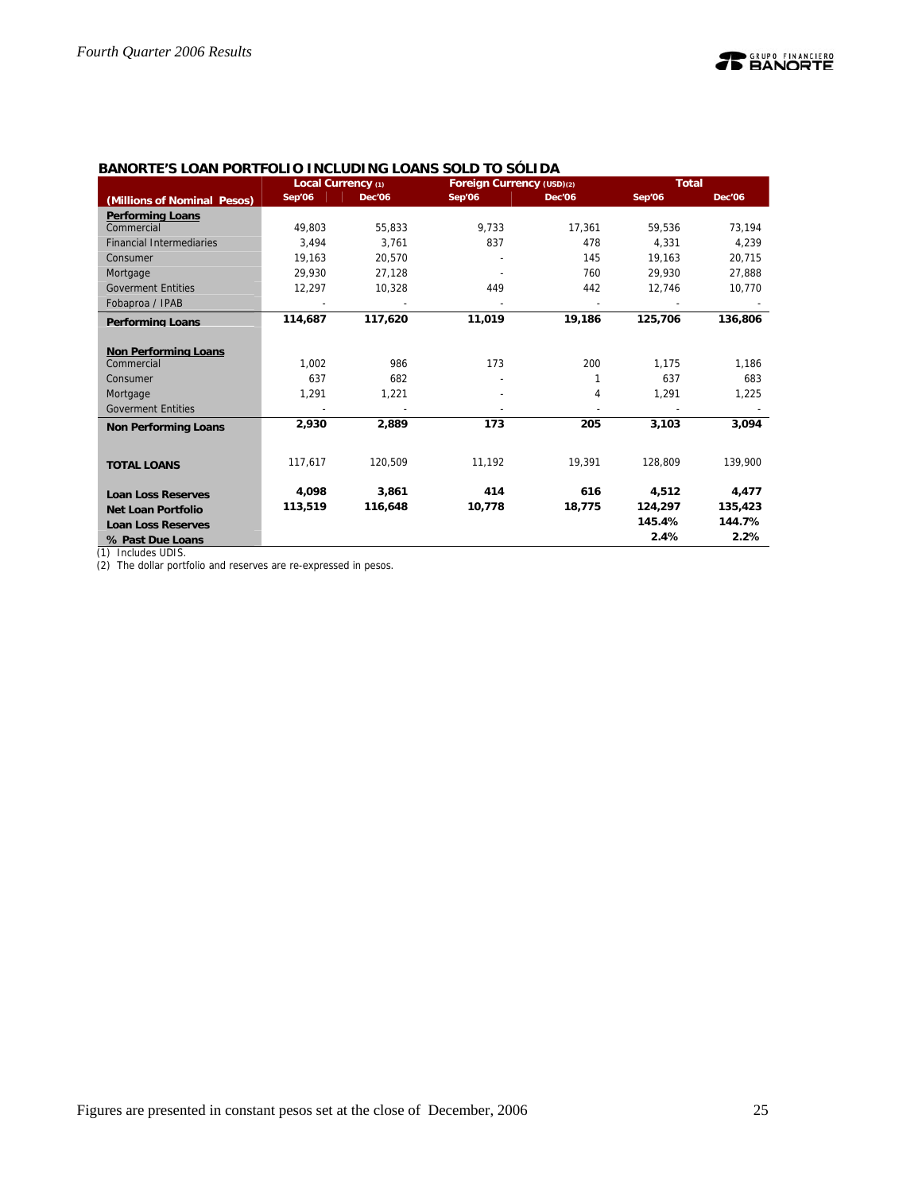## BANORTE'S LOAN PORTFOLIO INCLUDING LOANS SOLD TO SÓLIDA

| (Millions of Nominal Pesos) | Local Currency (1) | | Foreign Currency (USD)(2) | | Total | |
|---|---|---|---|---|---|---|
| | Sep'06 | Dec'06 | Sep'06 | Dec'06 | Sep'06 | Dec'06 |
| **Performing Loans** | | | | | | |
| Commercial | 49,803 | 55,833 | 9,733 | 17,361 | 59,536 | 73,194 |
| Financial Intermediaries | 3,494 | 3,761 | 837 | 478 | 4,331 | 4,239 |
| Consumer | 19,163 | 20,570 | - | 145 | 19,163 | 20,715 |
| Mortgage | 29,930 | 27,128 | - | 760 | 29,930 | 27,888 |
| Goverment Entities | 12,297 | 10,328 | 449 | 442 | 12,746 | 10,770 |
| Fobaproa / IPAB | - | - | - | - | - | - |
| **Performing Loans** | **114,687** | **117,620** | **11,019** | **19,186** | **125,706** | **136,806** |
| **Non Performing Loans** | | | | | | |
| Commercial | 1,002 | 986 | 173 | 200 | 1,175 | 1,186 |
| Consumer | 637 | 682 | - | 1 | 637 | 683 |
| Mortgage | 1,291 | 1,221 | - | 4 | 1,291 | 1,225 |
| Goverment Entities | - | - | - | - | - | - |
| **Non Performing Loans** | **2,930** | **2,889** | **173** | **205** | **3,103** | **3,094** |
| **TOTAL LOANS** | 117,617 | 120,509 | 11,192 | 19,391 | 128,809 | 139,900 |
| **Loan Loss Reserves** | **4,098** | **3,861** | **414** | **616** | **4,512** | **4,477** |
| **Net Loan Portfolio** | **113,519** | **116,648** | **10,778** | **18,775** | **124,297** | **135,423** |
| **Loan Loss Reserves** | | | | | **145.4%** | **144.7%** |
| **% Past Due Loans** | | | | | **2.4%** | **2.2%** |

(1) Includes UDIS.
(2) The dollar portfolio and reserves are re-expressed in pesos.

Figures are presented in constant pesos set at the close of December, 2006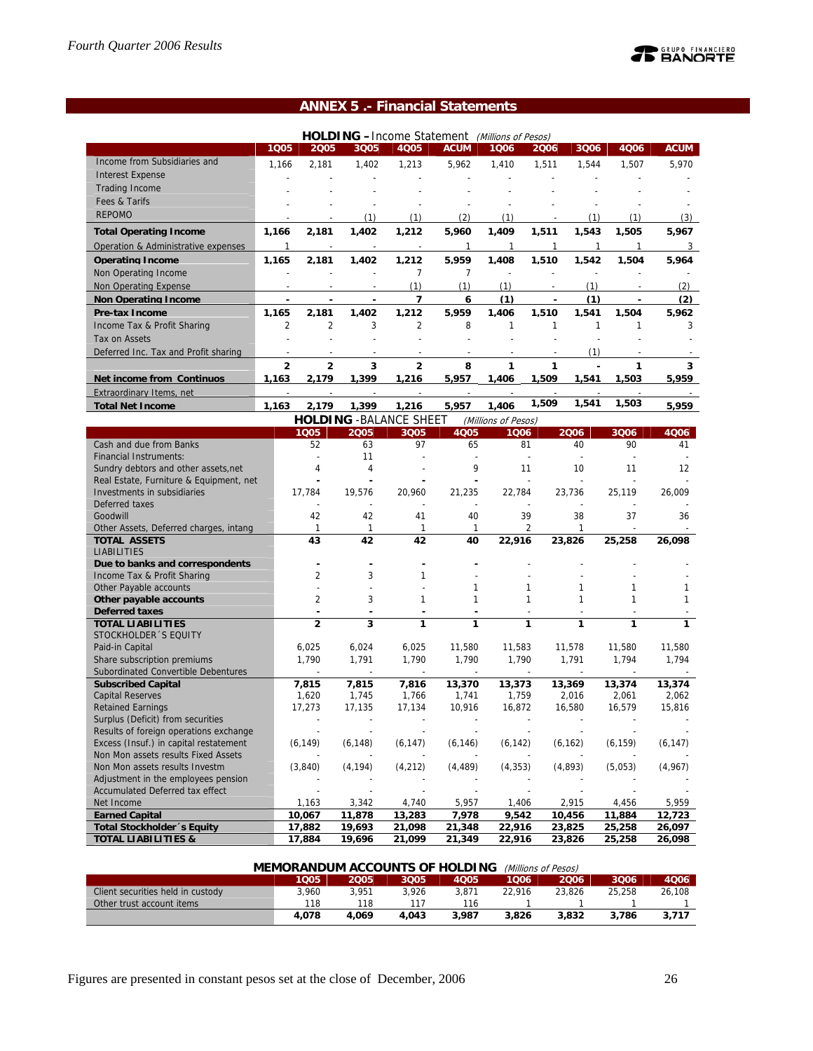## ANNEX 5 .- Financial Statements

**HOLDING – Income Statement** *(Millions of Pesos)*

| | 1Q05 | 2Q05 | 3Q05 | 4Q05 | ACUM | 1Q06 | 2Q06 | 3Q06 | 4Q06 | ACUM |
|---|---|---|---|---|---|---|---|---|---|---|
| Income from Subsidiaries and | 1,166 | 2,181 | 1,402 | 1,213 | 5,962 | 1,410 | 1,511 | 1,544 | 1,507 | 5,970 |
| Interest Expense | - | - | - | - | - | - | - | - | - | - |
| Trading Income | - | - | - | - | - | - | - | - | - | - |
| Fees & Tarifs | - | - | - | - | - | - | - | - | - | - |
| REPOMO | - | - | (1) | (1) | (2) | (1) | - | (1) | (1) | (3) |
| **Total Operating Income** | **1,166** | **2,181** | **1,402** | **1,212** | **5,960** | **1,409** | **1,511** | **1,543** | **1,505** | **5,967** |
| Operation & Administrative expenses | 1 | - | - | - | 1 | 1 | 1 | 1 | 1 | 3 |
| **Operating Income** | **1,165** | **2,181** | **1,402** | **1,212** | **5,959** | **1,408** | **1,510** | **1,542** | **1,504** | **5,964** |
| Non Operating Income | - | - | - | 7 | 7 | - | - | - | - | - |
| Non Operating Expense | - | - | - | (1) | (1) | (1) | - | (1) | - | (2) |
| **Non Operating Income** | **-** | **-** | **-** | **7** | **6** | **(1)** | **-** | **(1)** | **-** | **(2)** |
| **Pre-tax Income** | **1,165** | **2,181** | **1,402** | **1,212** | **5,959** | **1,406** | **1,510** | **1,541** | **1,504** | **5,962** |
| Income Tax & Profit Sharing | 2 | 2 | 3 | 2 | 8 | 1 | 1 | 1 | 1 | 3 |
| Tax on Assets | - | - | - | - | - | - | - | - | - | - |
| Deferred Inc. Tax and Profit sharing | - | - | - | - | - | - | - | (1) | - | - |
| | **2** | **2** | **3** | **2** | **8** | **1** | **1** | **-** | **1** | **3** |
| **Net income from Continuos** | **1,163** | **2,179** | **1,399** | **1,216** | **5,957** | **1,406** | **1,509** | **1,541** | **1,503** | **5,959** |
| Extraordinary Items, net | - | - | - | - | - | - | - | - | - | - |
| **Total Net Income** | **1,163** | **2,179** | **1,399** | **1,216** | **5,957** | **1,406** | **1,509** | **1,541** | **1,503** | **5,959** |

**HOLDING -BALANCE SHEET** *(Millions of Pesos)*

| | 1Q05 | 2Q05 | 3Q05 | 4Q05 | 1Q06 | 2Q06 | 3Q06 | 4Q06 |
|---|---|---|---|---|---|---|---|---|
| Cash and due from Banks | 52 | 63 | 97 | 65 | 81 | 40 | 90 | 41 |
| Financial Instruments: | - | 11 | - | - | - | - | - | - |
| Sundry debtors and other assets,net | 4 | 4 | - | 9 | 11 | 10 | 11 | 12 |
| Real Estate, Furniture & Equipment, net | - | - | - | - | - | - | - | - |
| Investments in subsidiaries | 17,784 | 19,576 | 20,960 | 21,235 | 22,784 | 23,736 | 25,119 | 26,009 |
| Deferred taxes | - | - | - | - | - | - | - | - |
| Goodwill | 42 | 42 | 41 | 40 | 39 | 38 | 37 | 36 |
| Other Assets, Deferred charges, intang | 1 | 1 | 1 | 1 | 2 | 1 | - | - |
| **TOTAL ASSETS** | **43** | **42** | **42** | **40** | **22,916** | **23,826** | **25,258** | **26,098** |
| LIABILITIES | | | | | | | | |
| **Due to banks and correspondents** | **-** | **-** | **-** | **-** | - | - | - | - |
| Income Tax & Profit Sharing | 2 | 3 | 1 | - | - | - | - | - |
| Other Payable accounts | - | - | - | 1 | 1 | 1 | 1 | 1 |
| **Other payable accounts** | 2 | 3 | 1 | 1 | 1 | 1 | 1 | 1 |
| **Deferred taxes** | **-** | **-** | **-** | **-** | - | - | - | - |
| **TOTAL LIABILITIES** | **2** | **3** | **1** | **1** | **1** | **1** | **1** | **1** |
| STOCKHOLDER´S EQUITY | | | | | | | | |
| Paid-in Capital | 6,025 | 6,024 | 6,025 | 11,580 | 11,583 | 11,578 | 11,580 | 11,580 |
| Share subscription premiums | 1,790 | 1,791 | 1,790 | 1,790 | 1,790 | 1,791 | 1,794 | 1,794 |
| Subordinated Convertible Debentures | - | - | - | - | - | - | - | - |
| **Subscribed Capital** | **7,815** | **7,815** | **7,816** | **13,370** | **13,373** | **13,369** | **13,374** | **13,374** |
| Capital Reserves | 1,620 | 1,745 | 1,766 | 1,741 | 1,759 | 2,016 | 2,061 | 2,062 |
| Retained Earnings | 17,273 | 17,135 | 17,134 | 10,916 | 16,872 | 16,580 | 16,579 | 15,816 |
| Surplus (Deficit) from securities | - | - | - | - | - | - | - | - |
| Results of foreign operations exchange | - | - | - | - | - | - | - | - |
| Excess (Insuf.) in capital restatement | (6,149) | (6,148) | (6,147) | (6,146) | (6,142) | (6,162) | (6,159) | (6,147) |
| Non Mon assets results Fixed Assets | - | - | - | - | - | - | - | - |
| Non Mon assets results Investm | (3,840) | (4,194) | (4,212) | (4,489) | (4,353) | (4,893) | (5,053) | (4,967) |
| Adjustment in the employees pension | - | - | - | - | - | - | - | - |
| Accumulated Deferred tax effect | - | - | - | - | - | - | - | - |
| Net Income | 1,163 | 3,342 | 4,740 | 5,957 | 1,406 | 2,915 | 4,456 | 5,959 |
| **Earned Capital** | **10,067** | **11,878** | **13,283** | **7,978** | **9,542** | **10,456** | **11,884** | **12,723** |
| **Total Stockholder´s Equity** | **17,882** | **19,693** | **21,098** | **21,348** | **22,916** | **23,825** | **25,258** | **26,097** |
| **TOTAL LIABILITIES &** | **17,884** | **19,696** | **21,099** | **21,349** | **22,916** | **23,826** | **25,258** | **26,098** |

**MEMORANDUM ACCOUNTS OF HOLDING** *(Millions of Pesos)*

| | 1Q05 | 2Q05 | 3Q05 | 4Q05 | 1Q06 | 2Q06 | 3Q06 | 4Q06 |
|---|---|---|---|---|---|---|---|---|
| Client securities held in custody | 3,960 | 3,951 | 3,926 | 3,871 | 22,916 | 23,826 | 25,258 | 26,108 |
| Other trust account items | 118 | 118 | 117 | 116 | 1 | 1 | 1 | 1 |
| | **4,078** | **4,069** | **4,043** | **3,987** | **3,826** | **3,832** | **3,786** | **3,717** |

Figures are presented in constant pesos set at the close of December, 2006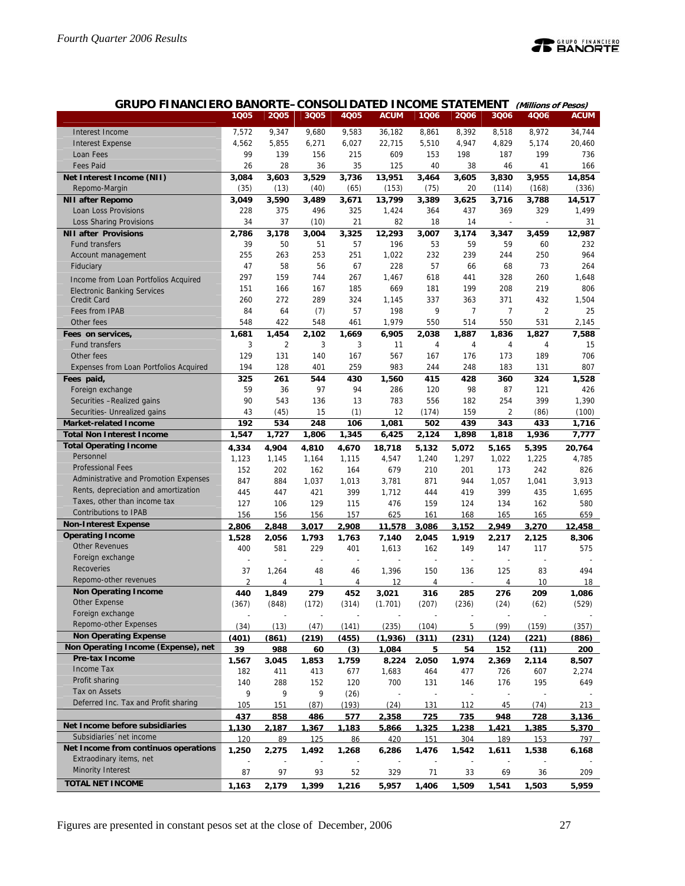## GRUPO FINANCIERO BANORTE– CONSOLIDATED INCOME STATEMENT *(Millions of Pesos)*

| | 1Q05 | 2Q05 | 3Q05 | 4Q05 | ACUM | 1Q06 | 2Q06 | 3Q06 | 4Q06 | ACUM |
|---|---|---|---|---|---|---|---|---|---|---|
| Interest Income | 7,572 | 9,347 | 9,680 | 9,583 | 36,182 | 8,861 | 8,392 | 8,518 | 8,972 | 34,744 |
| Interest Expense | 4,562 | 5,855 | 6,271 | 6,027 | 22,715 | 5,510 | 4,947 | 4,829 | 5,174 | 20,460 |
| Loan Fees | 99 | 139 | 156 | 215 | 609 | 153 | 198 | 187 | 199 | 736 |
| Fees Paid | 26 | 28 | 36 | 35 | 125 | 40 | 38 | 46 | 41 | 166 |
| **Net Interest Income (NII)** | **3,084** | **3,603** | **3,529** | **3,736** | **13,951** | **3,464** | **3,605** | **3,830** | **3,955** | **14,854** |
| Repomo-Margin | (35) | (13) | (40) | (65) | (153) | (75) | 20 | (114) | (168) | (336) |
| **NII after Repomo** | **3,049** | **3,590** | **3,489** | **3,671** | **13,799** | **3,389** | **3,625** | **3,716** | **3,788** | **14,517** |
| Loan Loss Provisions | 228 | 375 | 496 | 325 | 1,424 | 364 | 437 | 369 | 329 | 1,499 |
| Loss Sharing Provisions | 34 | 37 | (10) | 21 | 82 | 18 | 14 | - | - | 31 |
| **NII after Provisions** | **2,786** | **3,178** | **3,004** | **3,325** | **12,293** | **3,007** | **3,174** | **3,347** | **3,459** | **12,987** |
| Fund transfers | 39 | 50 | 51 | 57 | 196 | 53 | 59 | 59 | 60 | 232 |
| Account management | 255 | 263 | 253 | 251 | 1,022 | 232 | 239 | 244 | 250 | 964 |
| Fiduciary | 47 | 58 | 56 | 67 | 228 | 57 | 66 | 68 | 73 | 264 |
| Income from Loan Portfolios Acquired | 297 | 159 | 744 | 267 | 1,467 | 618 | 441 | 328 | 260 | 1,648 |
| Electronic Banking Services | 151 | 166 | 167 | 185 | 669 | 181 | 199 | 208 | 219 | 806 |
| Credit Card | 260 | 272 | 289 | 324 | 1,145 | 337 | 363 | 371 | 432 | 1,504 |
| Fees from IPAB | 84 | 64 | (7) | 57 | 198 | 9 | 7 | 7 | 2 | 25 |
| Other fees | 548 | 422 | 548 | 461 | 1,979 | 550 | 514 | 550 | 531 | 2,145 |
| **Fees on services,** | **1,681** | **1,454** | **2,102** | **1,669** | **6,905** | **2,038** | **1,887** | **1,836** | **1,827** | **7,588** |
| Fund transfers | 3 | 2 | 3 | 3 | 11 | 4 | 4 | 4 | 4 | 15 |
| Other fees | 129 | 131 | 140 | 167 | 567 | 167 | 176 | 173 | 189 | 706 |
| Expenses from Loan Portfolios Acquired | 194 | 128 | 401 | 259 | 983 | 244 | 248 | 183 | 131 | 807 |
| **Fees paid,** | **325** | **261** | **544** | **430** | **1,560** | **415** | **428** | **360** | **324** | **1,528** |
| Foreign exchange | 59 | 36 | 97 | 94 | 286 | 120 | 98 | 87 | 121 | 426 |
| Securities –Realized gains | 90 | 543 | 136 | 13 | 783 | 556 | 182 | 254 | 399 | 1,390 |
| Securities- Unrealized gains | 43 | (45) | 15 | (1) | 12 | (174) | 159 | 2 | (86) | (100) |
| **Market-related Income** | **192** | **534** | **248** | **106** | **1,081** | **502** | **439** | **343** | **433** | **1,716** |
| **Total Non Interest Income** | **1,547** | **1,727** | **1,806** | **1,345** | **6,425** | **2,124** | **1,898** | **1,818** | **1,936** | **7,777** |
| **Total Operating Income** | **4,334** | **4,904** | **4,810** | **4,670** | **18,718** | **5,132** | **5,072** | **5,165** | **5,395** | **20,764** |
| Personnel | 1,123 | 1,145 | 1,164 | 1,115 | 4,547 | 1,240 | 1,297 | 1,022 | 1,225 | 4,785 |
| Professional Fees | 152 | 202 | 162 | 164 | 679 | 210 | 201 | 173 | 242 | 826 |
| Administrative and Promotion Expenses | 847 | 884 | 1,037 | 1,013 | 3,781 | 871 | 944 | 1,057 | 1,041 | 3,913 |
| Rents, depreciation and amortization | 445 | 447 | 421 | 399 | 1,712 | 444 | 419 | 399 | 435 | 1,695 |
| Taxes, other than income tax | 127 | 106 | 129 | 115 | 476 | 159 | 124 | 134 | 162 | 580 |
| Contributions to IPAB | 156 | 156 | 156 | 157 | 625 | 161 | 168 | 165 | 165 | 659 |
| **Non-Interest Expense** | **2,806** | **2,848** | **3,017** | **2,908** | **11,578** | **3,086** | **3,152** | **2,949** | **3,270** | **12,458** |
| **Operating Income** | **1,528** | **2,056** | **1,793** | **1,763** | **7,140** | **2,045** | **1,919** | **2,217** | **2,125** | **8,306** |
| Other Revenues | 400 | 581 | 229 | 401 | 1,613 | 162 | 149 | 147 | 117 | 575 |
| Foreign exchange | - | - | - | - | - | - | - | - | - | - |
| Recoveries | 37 | 1,264 | 48 | 46 | 1,396 | 150 | 136 | 125 | 83 | 494 |
| Repomo-other revenues | 2 | 4 | 1 | 4 | 12 | 4 | - | 4 | 10 | 18 |
| **Non Operating Income** | **440** | **1,849** | **279** | **452** | **3,021** | **316** | **285** | **276** | **209** | **1,086** |
| Other Expense | (367) | (848) | (172) | (314) | (1.701) | (207) | (236) | (24) | (62) | (529) |
| Foreign exchange | - | - | - | - | - | - | - | - | - | - |
| Repomo-other Expenses | (34) | (13) | (47) | (141) | (235) | (104) | 5 | (99) | (159) | (357) |
| **Non Operating Expense** | **(401)** | **(861)** | **(219)** | **(455)** | **(1,936)** | **(311)** | **(231)** | **(124)** | **(221)** | **(886)** |
| **Non Operating Income (Expense), net** | **39** | **988** | **60** | **(3)** | **1,084** | **5** | **54** | **152** | **(11)** | **200** |
| **Pre-tax Income** | **1,567** | **3,045** | **1,853** | **1,759** | **8,224** | **2,050** | **1,974** | **2,369** | **2,114** | **8,507** |
| Income Tax | 182 | 411 | 413 | 677 | 1,683 | 464 | 477 | 726 | 607 | 2,274 |
| Profit sharing | 140 | 288 | 152 | 120 | 700 | 131 | 146 | 176 | 195 | 649 |
| Tax on Assets | 9 | 9 | 9 | (26) | - | - | - | - | - | - |
| Deferred Inc. Tax and Profit sharing | 105 | 151 | (87) | (193) | (24) | 131 | 112 | 45 | (74) | 213 |
| | **437** | **858** | **486** | **577** | **2,358** | **725** | **735** | **948** | **728** | **3,136** |
| **Net Income before subsidiaries** | **1,130** | **2,187** | **1,367** | **1,183** | **5,866** | **1,325** | **1,238** | **1,421** | **1,385** | **5,370** |
| Subsidiaries´net income | 120 | 89 | 125 | 86 | 420 | 151 | 304 | 189 | 153 | 797 |
| **Net Income from continuos operations** | **1,250** | **2,275** | **1,492** | **1,268** | **6,286** | **1,476** | **1,542** | **1,611** | **1,538** | **6,168** |
| Extraordinary items, net | - | - | - | - | - | - | - | - | - | - |
| Minority Interest | 87 | 97 | 93 | 52 | 329 | 71 | 33 | 69 | 36 | 209 |
| **TOTAL NET INCOME** | **1,163** | **2,179** | **1,399** | **1,216** | **5,957** | **1,406** | **1,509** | **1,541** | **1,503** | **5,959** |

Figures are presented in constant pesos set at the close of December, 2006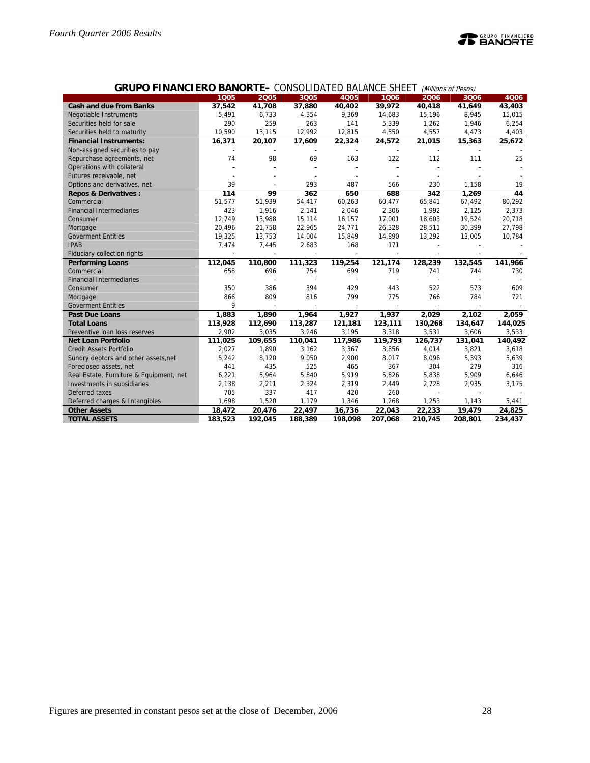## GRUPO FINANCIERO BANORTE– CONSOLIDATED BALANCE SHEET *(Millions of Pesos)*

| | 1Q05 | 2Q05 | 3Q05 | 4Q05 | 1Q06 | 2Q06 | 3Q06 | 4Q06 |
|---|---|---|---|---|---|---|---|---|
| **Cash and due from Banks** | **37,542** | **41,708** | **37,880** | **40,402** | **39,972** | **40,418** | **41,649** | **43,403** |
| Negotiable Instruments | 5,491 | 6,733 | 4,354 | 9,369 | 14,683 | 15,196 | 8,945 | 15,015 |
| Securities held for sale | 290 | 259 | 263 | 141 | 5,339 | 1,262 | 1,946 | 6,254 |
| Securities held to maturity | 10,590 | 13,115 | 12,992 | 12,815 | 4,550 | 4,557 | 4,473 | 4,403 |
| **Financial Instruments:** | **16,371** | **20,107** | **17,609** | **22,324** | **24,572** | **21,015** | **15,363** | **25,672** |
| Non-assigned securities to pay | - | - | - | - | - | - | - | - |
| Repurchase agreements, net | 74 | 98 | 69 | 163 | 122 | 112 | 111 | 25 |
| Operations with collateral | - | - | - | - | - | - | - | - |
| Futures receivable, net | - | - | - | - | - | - | - | - |
| Options and derivatives, net | 39 | - | 293 | 487 | 566 | 230 | 1,158 | 19 |
| **Repos & Derivatives :** | **114** | **99** | **362** | **650** | **688** | **342** | **1,269** | **44** |
| Commercial | 51,577 | 51,939 | 54,417 | 60,263 | 60,477 | 65,841 | 67,492 | 80,292 |
| Financial Intermediaries | 423 | 1,916 | 2,141 | 2,046 | 2,306 | 1,992 | 2,125 | 2,373 |
| Consumer | 12,749 | 13,988 | 15,114 | 16,157 | 17,001 | 18,603 | 19,524 | 20,718 |
| Mortgage | 20,496 | 21,758 | 22,965 | 24,771 | 26,328 | 28,511 | 30,399 | 27,798 |
| Goverment Entities | 19,325 | 13,753 | 14,004 | 15,849 | 14,890 | 13,292 | 13,005 | 10,784 |
| IPAB | 7,474 | 7,445 | 2,683 | 168 | 171 | - | - | - |
| Fiduciary collection rights | - | - | - | - | - | - | - | - |
| **Performing Loans** | **112,045** | **110,800** | **111,323** | **119,254** | **121,174** | **128,239** | **132,545** | **141,966** |
| Commercial | 658 | 696 | 754 | 699 | 719 | 741 | 744 | 730 |
| Financial Intermediaries | - | - | - | - | - | - | - | - |
| Consumer | 350 | 386 | 394 | 429 | 443 | 522 | 573 | 609 |
| Mortgage | 866 | 809 | 816 | 799 | 775 | 766 | 784 | 721 |
| Goverment Entities | 9 | - | - | - | - | - | - | - |
| **Past Due Loans** | **1,883** | **1,890** | **1,964** | **1,927** | **1,937** | **2,029** | **2,102** | **2,059** |
| **Total Loans** | **113,928** | **112,690** | **113,287** | **121,181** | **123,111** | **130,268** | **134,647** | **144,025** |
| Preventive loan loss reserves | 2,902 | 3,035 | 3,246 | 3,195 | 3,318 | 3,531 | 3,606 | 3,533 |
| **Net Loan Portfolio** | **111,025** | **109,655** | **110,041** | **117,986** | **119,793** | **126,737** | **131,041** | **140,492** |
| Credit Assets Portfolio | 2,027 | 1,890 | 3,162 | 3,367 | 3,856 | 4,014 | 3,821 | 3,618 |
| Sundry debtors and other assets,net | 5,242 | 8,120 | 9,050 | 2,900 | 8,017 | 8,096 | 5,393 | 5,639 |
| Foreclosed assets, net | 441 | 435 | 525 | 465 | 367 | 304 | 279 | 316 |
| Real Estate, Furniture & Equipment, net | 6,221 | 5,964 | 5,840 | 5,919 | 5,826 | 5,838 | 5,909 | 6,646 |
| Investments in subsidiaries | 2,138 | 2,211 | 2,324 | 2,319 | 2,449 | 2,728 | 2,935 | 3,175 |
| Deferred taxes | 705 | 337 | 417 | 420 | 260 | - | - | - |
| Deferred charges & Intangibles | 1,698 | 1,520 | 1,179 | 1,346 | 1,268 | 1,253 | 1,143 | 5,441 |
| **Other Assets** | **18,472** | **20,476** | **22,497** | **16,736** | **22,043** | **22,233** | **19,479** | **24,825** |
| **TOTAL ASSETS** | **183,523** | **192,045** | **188,389** | **198,098** | **207,068** | **210,745** | **208,801** | **234,437** |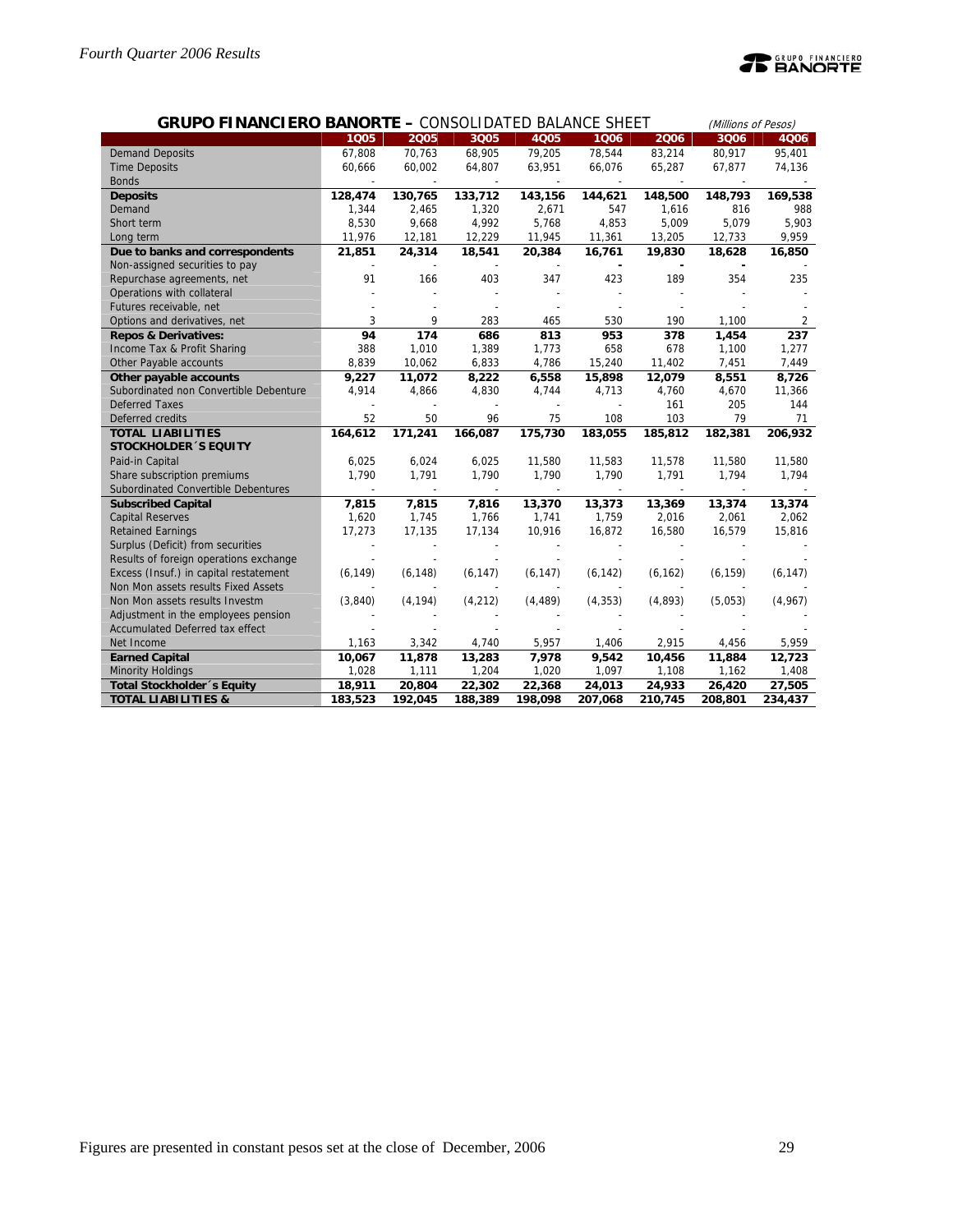## GRUPO FINANCIERO BANORTE – CONSOLIDATED BALANCE SHEET

*(Millions of Pesos)*

| | 1Q05 | 2Q05 | 3Q05 | 4Q05 | 1Q06 | 2Q06 | 3Q06 | 4Q06 |
|---|---|---|---|---|---|---|---|---|
| Demand Deposits | 67,808 | 70,763 | 68,905 | 79,205 | 78,544 | 83,214 | 80,917 | 95,401 |
| Time Deposits | 60,666 | 60,002 | 64,807 | 63,951 | 66,076 | 65,287 | 67,877 | 74,136 |
| Bonds | - | - | - | - | - | - | - | - |
| **Deposits** | **128,474** | **130,765** | **133,712** | **143,156** | **144,621** | **148,500** | **148,793** | **169,538** |
| Demand | 1,344 | 2,465 | 1,320 | 2,671 | 547 | 1,616 | 816 | 988 |
| Short term | 8,530 | 9,668 | 4,992 | 5,768 | 4,853 | 5,009 | 5,079 | 5,903 |
| Long term | 11,976 | 12,181 | 12,229 | 11,945 | 11,361 | 13,205 | 12,733 | 9,959 |
| **Due to banks and correspondents** | **21,851** | **24,314** | **18,541** | **20,384** | **16,761** | **19,830** | **18,628** | **16,850** |
| Non-assigned securities to pay | - | - | - | - | - | - | - | - |
| Repurchase agreements, net | 91 | 166 | 403 | 347 | 423 | 189 | 354 | 235 |
| Operations with collateral | - | - | - | - | - | - | - | - |
| Futures receivable, net | - | - | - | - | - | - | - | - |
| Options and derivatives, net | 3 | 9 | 283 | 465 | 530 | 190 | 1,100 | 2 |
| **Repos & Derivatives:** | **94** | **174** | **686** | **813** | **953** | **378** | **1,454** | **237** |
| Income Tax & Profit Sharing | 388 | 1,010 | 1,389 | 1,773 | 658 | 678 | 1,100 | 1,277 |
| Other Payable accounts | 8,839 | 10,062 | 6,833 | 4,786 | 15,240 | 11,402 | 7,451 | 7,449 |
| **Other payable accounts** | **9,227** | **11,072** | **8,222** | **6,558** | **15,898** | **12,079** | **8,551** | **8,726** |
| Subordinated non Convertible Debenture | 4,914 | 4,866 | 4,830 | 4,744 | 4,713 | 4,760 | 4,670 | 11,366 |
| Deferred Taxes | - | - | - | - | - | 161 | 205 | 144 |
| Deferred credits | 52 | 50 | 96 | 75 | 108 | 103 | 79 | 71 |
| **TOTAL LIABILITIES** | **164,612** | **171,241** | **166,087** | **175,730** | **183,055** | **185,812** | **182,381** | **206,932** |
| **STOCKHOLDER´S EQUITY** | | | | | | | | |
| Paid-in Capital | 6,025 | 6,024 | 6,025 | 11,580 | 11,583 | 11,578 | 11,580 | 11,580 |
| Share subscription premiums | 1,790 | 1,791 | 1,790 | 1,790 | 1,790 | 1,791 | 1,794 | 1,794 |
| Subordinated Convertible Debentures | - | - | - | - | - | - | - | - |
| **Subscribed Capital** | **7,815** | **7,815** | **7,816** | **13,370** | **13,373** | **13,369** | **13,374** | **13,374** |
| Capital Reserves | 1,620 | 1,745 | 1,766 | 1,741 | 1,759 | 2,016 | 2,061 | 2,062 |
| Retained Earnings | 17,273 | 17,135 | 17,134 | 10,916 | 16,872 | 16,580 | 16,579 | 15,816 |
| Surplus (Deficit) from securities | - | - | - | - | - | - | - | - |
| Results of foreign operations exchange | - | - | - | - | - | - | - | - |
| Excess (Insuf.) in capital restatement | (6,149) | (6,148) | (6,147) | (6,147) | (6,142) | (6,162) | (6,159) | (6,147) |
| Non Mon assets results Fixed Assets | - | - | - | - | - | - | - | - |
| Non Mon assets results Investm | (3,840) | (4,194) | (4,212) | (4,489) | (4,353) | (4,893) | (5,053) | (4,967) |
| Adjustment in the employees pension | - | - | - | - | - | - | - | - |
| Accumulated Deferred tax effect | - | - | - | - | - | - | - | - |
| Net Income | 1,163 | 3,342 | 4,740 | 5,957 | 1,406 | 2,915 | 4,456 | 5,959 |
| **Earned Capital** | **10,067** | **11,878** | **13,283** | **7,978** | **9,542** | **10,456** | **11,884** | **12,723** |
| Minority Holdings | 1,028 | 1,111 | 1,204 | 1,020 | 1,097 | 1,108 | 1,162 | 1,408 |
| **Total Stockholder´s Equity** | **18,911** | **20,804** | **22,302** | **22,368** | **24,013** | **24,933** | **26,420** | **27,505** |
| **TOTAL LIABILITIES &** | **183,523** | **192,045** | **188,389** | **198,098** | **207,068** | **210,745** | **208,801** | **234,437** |

Figures are presented in constant pesos set at the close of December, 2006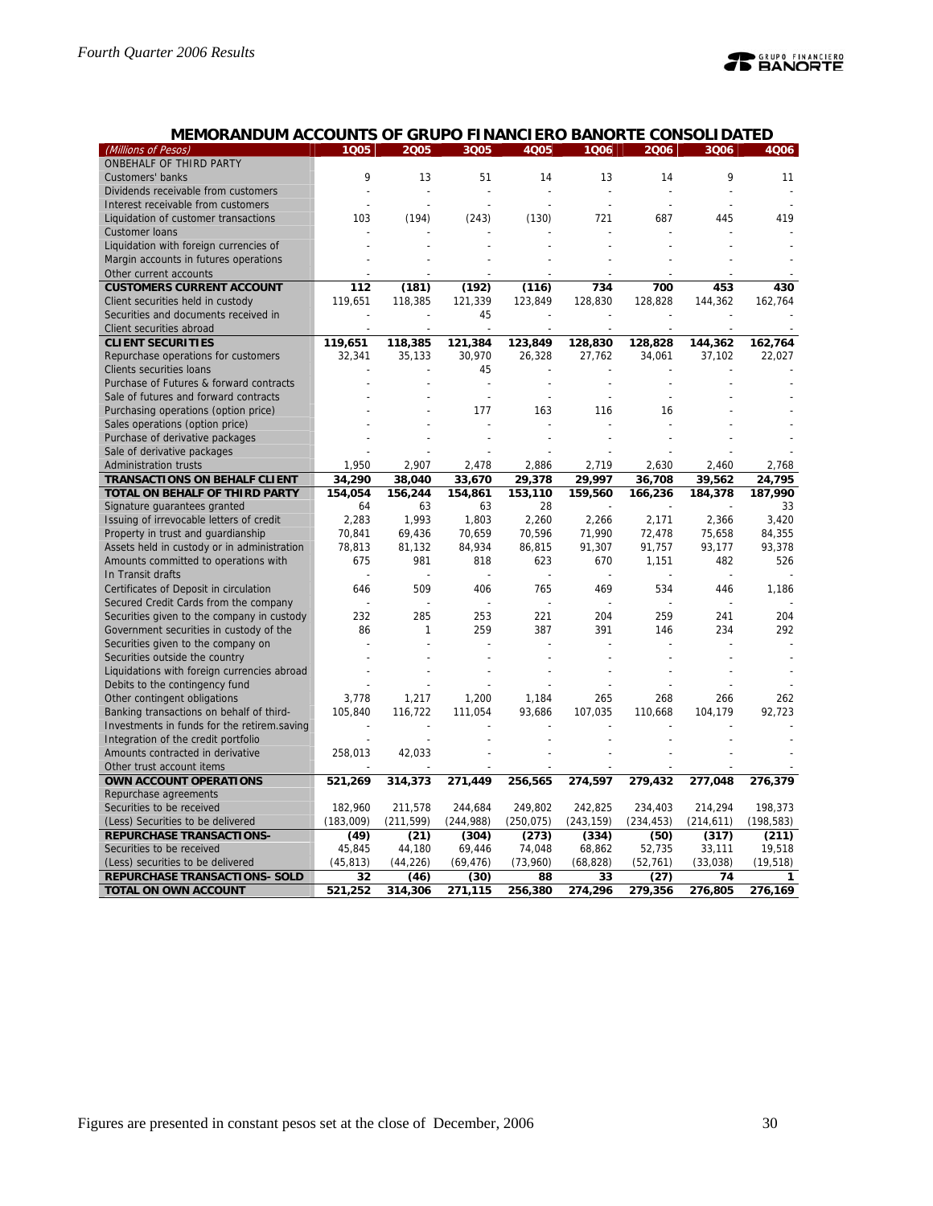## MEMORANDUM ACCOUNTS OF GRUPO FINANCIERO BANORTE CONSOLIDATED

| (Millions of Pesos) | 1Q05 | 2Q05 | 3Q05 | 4Q05 | 1Q06 | 2Q06 | 3Q06 | 4Q06 |
|---|---|---|---|---|---|---|---|---|
| ONBEHALF OF THIRD PARTY | | | | | | | | |
| Customers' banks | 9 | 13 | 51 | 14 | 13 | 14 | 9 | 11 |
| Dividends receivable from customers | - | - | - | - | - | - | - | - |
| Interest receivable from customers | - | - | - | - | - | - | - | - |
| Liquidation of customer transactions | 103 | (194) | (243) | (130) | 721 | 687 | 445 | 419 |
| Customer loans | - | - | - | - | - | - | - | - |
| Liquidation with foreign currencies of | - | - | - | - | - | - | - | - |
| Margin accounts in futures operations | - | - | - | - | - | - | - | - |
| Other current accounts | - | - | - | - | - | - | - | - |
| **CUSTOMERS CURRENT ACCOUNT** | **112** | **(181)** | **(192)** | **(116)** | **734** | **700** | **453** | **430** |
| Client securities held in custody | 119,651 | 118,385 | 121,339 | 123,849 | 128,830 | 128,828 | 144,362 | 162,764 |
| Securities and documents received in | - | - | 45 | - | - | - | - | - |
| Client securities abroad | - | - | - | - | - | - | - | - |
| **CLIENT SECURITIES** | **119,651** | **118,385** | **121,384** | **123,849** | **128,830** | **128,828** | **144,362** | **162,764** |
| Repurchase operations for customers | 32,341 | 35,133 | 30,970 | 26,328 | 27,762 | 34,061 | 37,102 | 22,027 |
| Clients securities loans | - | - | 45 | - | - | - | - | - |
| Purchase of Futures & forward contracts | - | - | - | - | - | - | - | - |
| Sale of futures and forward contracts | - | - | - | - | - | - | - | - |
| Purchasing operations (option price) | - | - | 177 | 163 | 116 | 16 | - | - |
| Sales operations (option price) | - | - | - | - | - | - | - | - |
| Purchase of derivative packages | - | - | - | - | - | - | - | - |
| Sale of derivative packages | - | - | - | - | - | - | - | - |
| Administration trusts | 1,950 | 2,907 | 2,478 | 2,886 | 2,719 | 2,630 | 2,460 | 2,768 |
| **TRANSACTIONS ON BEHALF CLIENT** | **34,290** | **38,040** | **33,670** | **29,378** | **29,997** | **36,708** | **39,562** | **24,795** |
| **TOTAL ON BEHALF OF THIRD PARTY** | **154,054** | **156,244** | **154,861** | **153,110** | **159,560** | **166,236** | **184,378** | **187,990** |
| Signature guarantees granted | 64 | 63 | 63 | 28 | - | - | - | 33 |
| Issuing of irrevocable letters of credit | 2,283 | 1,993 | 1,803 | 2,260 | 2,266 | 2,171 | 2,366 | 3,420 |
| Property in trust and guardianship | 70,841 | 69,436 | 70,659 | 70,596 | 71,990 | 72,478 | 75,658 | 84,355 |
| Assets held in custody or in administration | 78,813 | 81,132 | 84,934 | 86,815 | 91,307 | 91,757 | 93,177 | 93,378 |
| Amounts committed to operations with | 675 | 981 | 818 | 623 | 670 | 1,151 | 482 | 526 |
| In Transit drafts | - | - | - | - | - | - | - | - |
| Certificates of Deposit in circulation | 646 | 509 | 406 | 765 | 469 | 534 | 446 | 1,186 |
| Secured Credit Cards from the company | - | - | - | - | - | - | - | - |
| Securities given to the company in custody | 232 | 285 | 253 | 221 | 204 | 259 | 241 | 204 |
| Government securities in custody of the | 86 | 1 | 259 | 387 | 391 | 146 | 234 | 292 |
| Securities given to the company on | - | - | - | - | - | - | - | - |
| Securities outside the country | - | - | - | - | - | - | - | - |
| Liquidations with foreign currencies abroad | - | - | - | - | - | - | - | - |
| Debits to the contingency fund | - | - | - | - | - | - | - | - |
| Other contingent obligations | 3,778 | 1,217 | 1,200 | 1,184 | 265 | 268 | 266 | 262 |
| Banking transactions on behalf of third- | 105,840 | 116,722 | 111,054 | 93,686 | 107,035 | 110,668 | 104,179 | 92,723 |
| Investments in funds for the retirem.saving | - | - | - | - | - | - | - | - |
| Integration of the credit portfolio | - | - | - | - | - | - | - | - |
| Amounts contracted in derivative | 258,013 | 42,033 | - | - | - | - | - | - |
| Other trust account items | - | - | - | - | - | - | - | - |
| **OWN ACCOUNT OPERATIONS** | **521,269** | **314,373** | **271,449** | **256,565** | **274,597** | **279,432** | **277,048** | **276,379** |
| Repurchase agreements | | | | | | | | |
| Securities to be received | 182,960 | 211,578 | 244,684 | 249,802 | 242,825 | 234,403 | 214,294 | 198,373 |
| (Less) Securities to be delivered | (183,009) | (211,599) | (244,988) | (250,075) | (243,159) | (234,453) | (214,611) | (198,583) |
| **REPURCHASE TRANSACTIONS-** | **(49)** | **(21)** | **(304)** | **(273)** | **(334)** | **(50)** | **(317)** | **(211)** |
| Securities to be received | 45,845 | 44,180 | 69,446 | 74,048 | 68,862 | 52,735 | 33,111 | 19,518 |
| (Less) securities to be delivered | (45,813) | (44,226) | (69,476) | (73,960) | (68,828) | (52,761) | (33,038) | (19,518) |
| **REPURCHASE TRANSACTIONS- SOLD** | **32** | **(46)** | **(30)** | **88** | **33** | **(27)** | **74** | **1** |
| **TOTAL ON OWN ACCOUNT** | **521,252** | **314,306** | **271,115** | **256,380** | **274,296** | **279,356** | **276,805** | **276,169** |

Figures are presented in constant pesos set at the close of December, 2006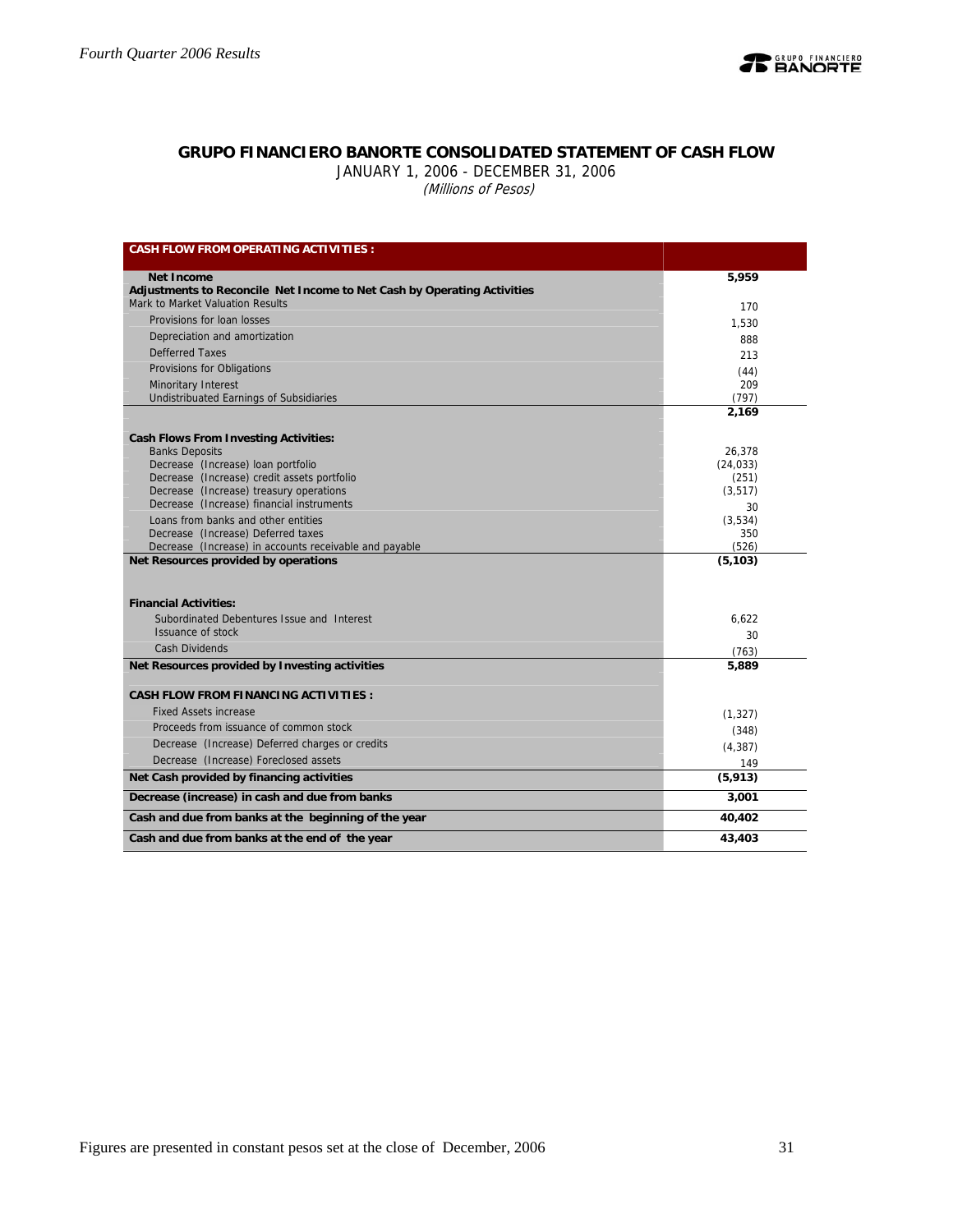## GRUPO FINANCIERO BANORTE CONSOLIDATED STATEMENT OF CASH FLOW

JANUARY 1, 2006 - DECEMBER 31, 2006

*(Millions of Pesos)*

| CASH FLOW FROM OPERATING ACTIVITIES : | |
|---|---|
| **Net Income** | **5,959** |
| **Adjustments to Reconcile Net Income to Net Cash by Operating Activities** | |
| Mark to Market Valuation Results | 170 |
| Provisions for loan losses | 1,530 |
| Depreciation and amortization | 888 |
| Defferred Taxes | 213 |
| Provisions for Obligations | (44) |
| Minoritary Interest | 209 |
| Undistributed Earnings of Subsidiaries | (797) |
| | **2,169** |
| **Cash Flows From Investing Activities:** | |
| Banks Deposits | 26,378 |
| Decrease (Increase) loan portfolio | (24,033) |
| Decrease (Increase) credit assets portfolio | (251) |
| Decrease (Increase) treasury operations | (3,517) |
| Decrease (Increase) financial instruments | 30 |
| Loans from banks and other entities | (3,534) |
| Decrease (Increase) Deferred taxes | 350 |
| Decrease (Increase) in accounts receivable and payable | (526) |
| **Net Resources provided by operations** | **(5,103)** |
| **Financial Activities:** | |
| Subordinated Debentures Issue and Interest | 6,622 |
| Issuance of stock | 30 |
| Cash Dividends | (763) |
| **Net Resources provided by Investing activities** | **5,889** |
| **CASH FLOW FROM FINANCING ACTIVITIES :** | |
| Fixed Assets increase | (1,327) |
| Proceeds from issuance of common stock | (348) |
| Decrease (Increase) Deferred charges or credits | (4,387) |
| Decrease (Increase) Foreclosed assets | 149 |
| **Net Cash provided by financing activities** | **(5,913)** |
| **Decrease (increase) in cash and due from banks** | **3,001** |
| **Cash and due from banks at the beginning of the year** | **40,402** |
| **Cash and due from banks at the end of the year** | **43,403** |

Figures are presented in constant pesos set at the close of December, 2006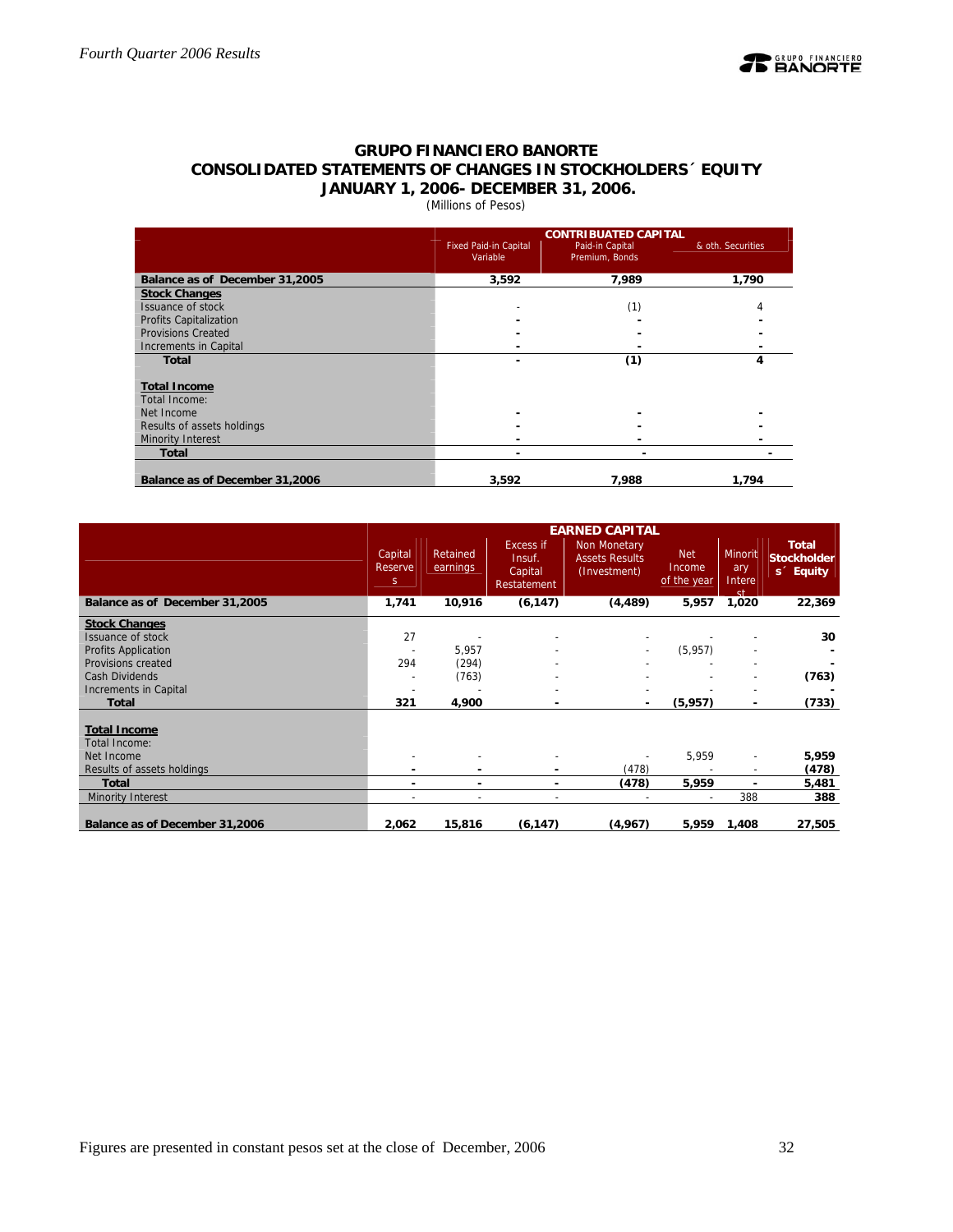## GRUPO FINANCIERO BANORTE
## CONSOLIDATED STATEMENTS OF CHANGES IN STOCKHOLDERS´ EQUITY
## JANUARY 1, 2006- DECEMBER 31, 2006.

(Millions of Pesos)

| | CONTRIBUATED CAPITAL | | |
|---|---|---|---|
| | Fixed Paid-in Capital Variable | Paid-in Capital Premium, Bonds | & oth. Securities |
| **Balance as of December 31,2005** | **3,592** | **7,989** | **1,790** |
| **Stock Changes** | | | |
| Issuance of stock | - | (1) | 4 |
| Profits Capitalization | - | - | - |
| Provisions Created | - | - | - |
| Increments in Capital | - | - | - |
| **Total** | **-** | **(1)** | **4** |
| **Total Income** | | | |
| Total Income: | | | |
| Net Income | - | - | - |
| Results of assets holdings | - | - | - |
| Minority Interest | - | - | - |
| **Total** | **-** | **-** | **-** |
| **Balance as of December 31,2006** | **3,592** | **7,988** | **1,794** |

| | EARNED CAPITAL | | | | | | |
|---|---|---|---|---|---|---|---|
| | Capital Reserves | Retained earnings | Excess if Insuf. Capital Restatement | Non Monetary Assets Results (Investment) | Net Income of the year | Minoritary Interest | **Total Stockholders´ Equity** |
| **Balance as of December 31,2005** | **1,741** | **10,916** | **(6,147)** | **(4,489)** | **5,957** | **1,020** | **22,369** |
| **Stock Changes** | | | | | | | |
| Issuance of stock | 27 | - | - | - | - | - | **30** |
| Profits Application | - | 5,957 | - | - | (5,957) | - | **-** |
| Provisions created | 294 | (294) | - | - | - | - | **-** |
| Cash Dividends | - | (763) | - | - | - | - | **(763)** |
| Increments in Capital | - | - | - | - | - | - | **-** |
| **Total** | **321** | **4,900** | **-** | **-** | **(5,957)** | **-** | **(733)** |
| **Total Income** | | | | | | | |
| Total Income: | | | | | | | |
| Net Income | - | - | - | - | 5,959 | - | **5,959** |
| Results of assets holdings | - | - | - | (478) | - | - | **(478)** |
| **Total** | **-** | **-** | **-** | **(478)** | **5,959** | **-** | **5,481** |
| Minority Interest | - | - | - | - | - | 388 | **388** |
| **Balance as of December 31,2006** | **2,062** | **15,816** | **(6,147)** | **(4,967)** | **5,959** | **1,408** | **27,505** |

Figures are presented in constant pesos set at the close of December, 2006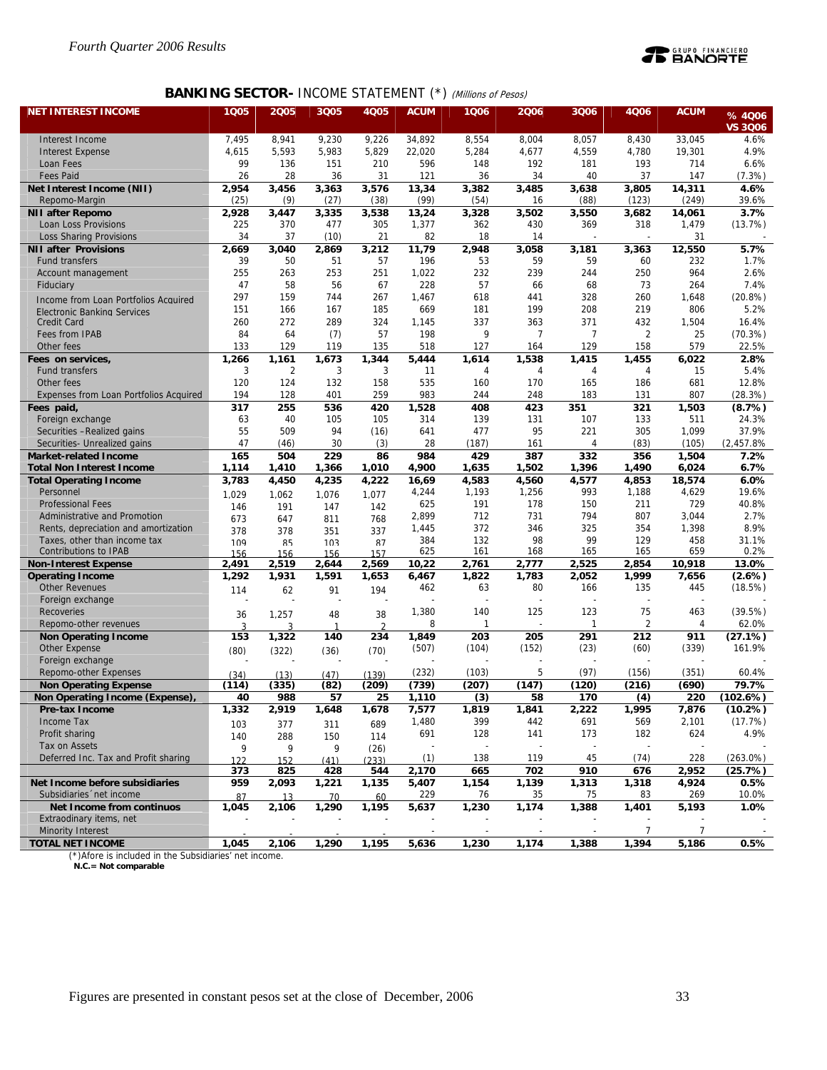## BANKING SECTOR- INCOME STATEMENT (*) *(Millions of Pesos)*

| NET INTEREST INCOME | 1Q05 | 2Q05 | 3Q05 | 4Q05 | ACUM | 1Q06 | 2Q06 | 3Q06 | 4Q06 | ACUM | % 4Q06 VS 3Q06 |
|---|---|---|---|---|---|---|---|---|---|---|---|
| Interest Income | 7,495 | 8,941 | 9,230 | 9,226 | 34,892 | 8,554 | 8,004 | 8,057 | 8,430 | 33,045 | 4.6% |
| Interest Expense | 4,615 | 5,593 | 5,983 | 5,829 | 22,020 | 5,284 | 4,677 | 4,559 | 4,780 | 19,301 | 4.9% |
| Loan Fees | 99 | 136 | 151 | 210 | 596 | 148 | 192 | 181 | 193 | 714 | 6.6% |
| Fees Paid | 26 | 28 | 36 | 31 | 121 | 36 | 34 | 40 | 37 | 147 | (7.3%) |
| **Net Interest Income (NII)** | **2,954** | **3,456** | **3,363** | **3,576** | **13,34** | **3,382** | **3,485** | **3,638** | **3,805** | **14,311** | **4.6%** |
| Repomo-Margin | (25) | (9) | (27) | (38) | (99) | (54) | 16 | (88) | (123) | (249) | 39.6% |
| **NII after Repomo** | **2,928** | **3,447** | **3,335** | **3,538** | **13,24** | **3,328** | **3,502** | **3,550** | **3,682** | **14,061** | **3.7%** |
| Loan Loss Provisions | 225 | 370 | 477 | 305 | 1,377 | 362 | 430 | 369 | 318 | 1,479 | (13.7%) |
| Loss Sharing Provisions | 34 | 37 | (10) | 21 | 82 | 18 | 14 | - | - | 31 | - |
| **NII after Provisions** | **2,669** | **3,040** | **2,869** | **3,212** | **11,79** | **2,948** | **3,058** | **3,181** | **3,363** | **12,550** | **5.7%** |
| Fund transfers | 39 | 50 | 51 | 57 | 196 | 53 | 59 | 59 | 60 | 232 | 1.7% |
| Account management | 255 | 263 | 253 | 251 | 1,022 | 232 | 239 | 244 | 250 | 964 | 2.6% |
| Fiduciary | 47 | 58 | 56 | 67 | 228 | 57 | 66 | 68 | 73 | 264 | 7.4% |
| Income from Loan Portfolios Acquired | 297 | 159 | 744 | 267 | 1,467 | 618 | 441 | 328 | 260 | 1,648 | (20.8%) |
| Electronic Banking Services | 151 | 166 | 167 | 185 | 669 | 181 | 199 | 208 | 219 | 806 | 5.2% |
| Credit Card | 260 | 272 | 289 | 324 | 1,145 | 337 | 363 | 371 | 432 | 1,504 | 16.4% |
| Fees from IPAB | 84 | 64 | (7) | 57 | 198 | 9 | 7 | 7 | 2 | 25 | (70.3%) |
| Other fees | 133 | 129 | 119 | 135 | 518 | 127 | 164 | 129 | 158 | 579 | 22.5% |
| **Fees on services,** | **1,266** | **1,161** | **1,673** | **1,344** | **5,444** | **1,614** | **1,538** | **1,415** | **1,455** | **6,022** | **2.8%** |
| Fund transfers | 3 | 2 | 3 | 3 | 11 | 4 | 4 | 4 | 4 | 15 | 5.4% |
| Other fees | 120 | 124 | 132 | 158 | 535 | 160 | 170 | 165 | 186 | 681 | 12.8% |
| Expenses from Loan Portfolios Acquired | 194 | 128 | 401 | 259 | 983 | 244 | 248 | 183 | 131 | 807 | (28.3%) |
| **Fees paid,** | **317** | **255** | **536** | **420** | **1,528** | **408** | **423** | **351** | **321** | **1,503** | **(8.7%)** |
| Foreign exchange | 63 | 40 | 105 | 105 | 314 | 139 | 131 | 107 | 133 | 511 | 24.3% |
| Securities –Realized gains | 55 | 509 | 94 | (16) | 641 | 477 | 95 | 221 | 305 | 1,099 | 37.9% |
| Securities- Unrealized gains | 47 | (46) | 30 | (3) | 28 | (187) | 161 | 4 | (83) | (105) | (2,457.8% |
| **Market-related Income** | **165** | **504** | **229** | **86** | **984** | **429** | **387** | **332** | **356** | **1,504** | **7.2%** |
| **Total Non Interest Income** | **1,114** | **1,410** | **1,366** | **1,010** | **4,900** | **1,635** | **1,502** | **1,396** | **1,490** | **6,024** | **6.7%** |
| **Total Operating Income** | **3,783** | **4,450** | **4,235** | **4,222** | **16,69** | **4,583** | **4,560** | **4,577** | **4,853** | **18,574** | **6.0%** |
| Personnel | 1,029 | 1,062 | 1,076 | 1,077 | 4,244 | 1,193 | 1,256 | 993 | 1,188 | 4,629 | 19.6% |
| Professional Fees | 146 | 191 | 147 | 142 | 625 | 191 | 178 | 150 | 211 | 729 | 40.8% |
| Administrative and Promotion | 673 | 647 | 811 | 768 | 2,899 | 712 | 731 | 794 | 807 | 3,044 | 2.7% |
| Rents, depreciation and amortization | 378 | 378 | 351 | 337 | 1,445 | 372 | 346 | 325 | 354 | 1,398 | 8.9% |
| Taxes, other than income tax | 109 | 85 | 103 | 87 | 384 | 132 | 98 | 99 | 129 | 458 | 31.1% |
| Contributions to IPAB | 156 | 156 | 156 | 157 | 625 | 161 | 168 | 165 | 165 | 659 | 0.2% |
| **Non-Interest Expense** | **2,491** | **2,519** | **2,644** | **2,569** | **10,22** | **2,761** | **2,777** | **2,525** | **2,854** | **10,918** | **13.0%** |
| **Operating Income** | **1,292** | **1,931** | **1,591** | **1,653** | **6,467** | **1,822** | **1,783** | **2,052** | **1,999** | **7,656** | **(2.6%)** |
| Other Revenues | 114 | 62 | 91 | 194 | 462 | 63 | 80 | 166 | 135 | 445 | (18.5%) |
| Foreign exchange | - | - | - | - | - | - | - | - | - | - | - |
| Recoveries | 36 | 1,257 | 48 | 38 | 1,380 | 140 | 125 | 123 | 75 | 463 | (39.5%) |
| Repomo-other revenues | 3 | 3 | 1 | 2 | 8 | 1 | - | 1 | 2 | 4 | 62.0% |
| **Non Operating Income** | **153** | **1,322** | **140** | **234** | **1,849** | **203** | **205** | **291** | **212** | **911** | **(27.1%)** |
| Other Expense | (80) | (322) | (36) | (70) | (507) | (104) | (152) | (23) | (60) | (339) | 161.9% |
| Foreign exchange | - | - | - | - | - | - | - | - | - | - | - |
| Repomo-other Expenses | (34) | (13) | (47) | (139) | (232) | (103) | 5 | (97) | (156) | (351) | 60.4% |
| **Non Operating Expense** | **(114)** | **(335)** | **(82)** | **(209)** | **(739)** | **(207)** | **(147)** | **(120)** | **(216)** | **(690)** | **79.7%** |
| **Non Operating Income (Expense),** | **40** | **988** | **57** | **25** | **1,110** | **(3)** | **58** | **170** | **(4)** | **220** | **(102.6%)** |
| **Pre-tax Income** | **1,332** | **2,919** | **1,648** | **1,678** | **7,577** | **1,819** | **1,841** | **2,222** | **1,995** | **7,876** | **(10.2%)** |
| Income Tax | 103 | 377 | 311 | 689 | 1,480 | 399 | 442 | 691 | 569 | 2,101 | (17.7%) |
| Profit sharing | 140 | 288 | 150 | 114 | 691 | 128 | 141 | 173 | 182 | 624 | 4.9% |
| Tax on Assets | 9 | 9 | 9 | (26) | - | - | - | - | - | - | - |
| Deferred Inc. Tax and Profit sharing | 122 | 152 | (41) | (233) | (1) | 138 | 119 | 45 | (74) | 228 | (263.0%) |
| | **373** | **825** | **428** | **544** | **2,170** | **665** | **702** | **910** | **676** | **2,952** | **(25.7%)** |
| **Net Income before subsidiaries** | **959** | **2,093** | **1,221** | **1,135** | **5,407** | **1,154** | **1,139** | **1,313** | **1,318** | **4,924** | **0.5%** |
| Subsidiaries´net income | 87 | 13 | 70 | 60 | 229 | 76 | 35 | 75 | 83 | 269 | 10.0% |
| **Net Income from continuos** | **1,045** | **2,106** | **1,290** | **1,195** | **5,637** | **1,230** | **1,174** | **1,388** | **1,401** | **5,193** | **1.0%** |
| Extraordinary items, net | - | - | - | - | - | - | - | - | - | - | - |
| Minority Interest | - | - | - | - | - | - | - | - | 7 | 7 | - |
| **TOTAL NET INCOME** | **1,045** | **2,106** | **1,290** | **1,195** | **5,636** | **1,230** | **1,174** | **1,388** | **1,394** | **5,186** | **0.5%** |

(*)Afore is included in the Subsidiaries' net income.
**N.C.= Not comparable**

Figures are presented in constant pesos set at the close of December, 2006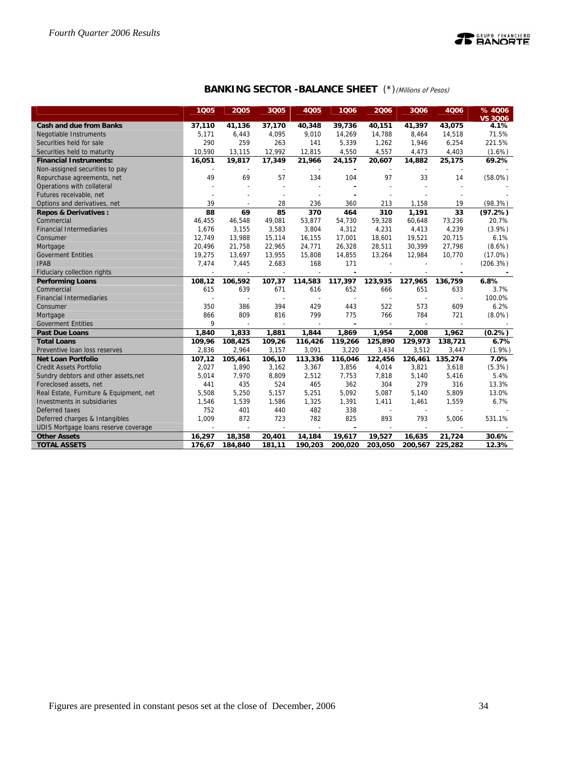## BANKING SECTOR -BALANCE SHEET (*) *(Millions of Pesos)*

| | 1Q05 | 2Q05 | 3Q05 | 4Q05 | 1Q06 | 2Q06 | 3Q06 | 4Q06 | % 4Q06 VS 3Q06 |
|---|---|---|---|---|---|---|---|---|---|
| **Cash and due from Banks** | **37,110** | **41,136** | **37,170** | **40,348** | **39,736** | **40,151** | **41,397** | **43,075** | **4.1%** |
| Negotiable Instruments | 5,171 | 6,443 | 4,095 | 9,010 | 14,269 | 14,788 | 8,464 | 14,518 | 71.5% |
| Securities held for sale | 290 | 259 | 263 | 141 | 5,339 | 1,262 | 1,946 | 6,254 | 221.5% |
| Securities held to maturity | 10,590 | 13,115 | 12,992 | 12,815 | 4,550 | 4,557 | 4,473 | 4,403 | (1.6%) |
| **Financial Instruments:** | **16,051** | **19,817** | **17,349** | **21,966** | **24,157** | **20,607** | **14,882** | **25,175** | **69.2%** |
| Non-assigned securities to pay | - | - | - | - | - | - | - | - | - |
| Repurchase agreements, net | 49 | 69 | 57 | 134 | 104 | 97 | 33 | 14 | (58.0%) |
| Operations with collateral | - | - | - | - | - | - | - | - | - |
| Futures receivable, net | - | - | - | - | - | - | - | - | - |
| Options and derivatives, net | 39 | - | 28 | 236 | 360 | 213 | 1,158 | 19 | (98.3%) |
| **Repos & Derivatives :** | **88** | **69** | **85** | **370** | **464** | **310** | **1,191** | **33** | **(97.2%)** |
| Commercial | 46,455 | 46,548 | 49,081 | 53,877 | 54,730 | 59,328 | 60,648 | 73,236 | 20.7% |
| Financial Intermediaries | 1,676 | 3,155 | 3,583 | 3,804 | 4,312 | 4,231 | 4,413 | 4,239 | (3.9%) |
| Consumer | 12,749 | 13,988 | 15,114 | 16,155 | 17,001 | 18,601 | 19,521 | 20,715 | 6.1% |
| Mortgage | 20,496 | 21,758 | 22,965 | 24,771 | 26,328 | 28,511 | 30,399 | 27,798 | (8.6%) |
| Goverment Entities | 19,275 | 13,697 | 13,955 | 15,808 | 14,855 | 13,264 | 12,984 | 10,770 | (17.0%) |
| IPAB | 7,474 | 7,445 | 2,683 | 168 | 171 | - | - | - | (206.3%) |
| Fiduciary collection rights | - | - | - | - | - | - | - | - | - |
| **Performing Loans** | **108,12** | **106,592** | **107,37** | **114,583** | **117,397** | **123,935** | **127,965** | **136,759** | **6.8%** |
| Commercial | 615 | 639 | 671 | 616 | 652 | 666 | 651 | 633 | 3.7% |
| Financial Intermediaries | - | - | - | - | - | - | - | - | 100.0% |
| Consumer | 350 | 386 | 394 | 429 | 443 | 522 | 573 | 609 | 6.2% |
| Mortgage | 866 | 809 | 816 | 799 | 775 | 766 | 784 | 721 | (8.0%) |
| Goverment Entities | 9 | - | - | - | - | - | - | - | - |
| **Past Due Loans** | **1,840** | **1,833** | **1,881** | **1,844** | **1,869** | **1,954** | **2,008** | **1,962** | **(0.2%)** |
| **Total Loans** | **109,96** | **108,425** | **109,26** | **116,426** | **119,266** | **125,890** | **129,973** | **138,721** | **6.7%** |
| Preventive loan loss reserves | 2,836 | 2,964 | 3,157 | 3,091 | 3,220 | 3,434 | 3,512 | 3,447 | (1.9%) |
| **Net Loan Portfolio** | **107,12** | **105,461** | **106,10** | **113,336** | **116,046** | **122,456** | **126,461** | **135,274** | **7.0%** |
| Credit Assets Portfolio | 2,027 | 1,890 | 3,162 | 3,367 | 3,856 | 4,014 | 3,821 | 3,618 | (5.3%) |
| Sundry debtors and other assets,net | 5,014 | 7,970 | 8,809 | 2,512 | 7,753 | 7,818 | 5,140 | 5,416 | 5.4% |
| Foreclosed assets, net | 441 | 435 | 524 | 465 | 362 | 304 | 279 | 316 | 13.3% |
| Real Estate, Furniture & Equipment, net | 5,508 | 5,250 | 5,157 | 5,251 | 5,092 | 5,087 | 5,140 | 5,809 | 13.0% |
| Investments in subsidiaries | 1,546 | 1,539 | 1,586 | 1,325 | 1,391 | 1,411 | 1,461 | 1,559 | 6.7% |
| Deferred taxes | 752 | 401 | 440 | 482 | 338 | - | - | - | - |
| Deferred charges & Intangibles | 1,009 | 872 | 723 | 782 | 825 | 893 | 793 | 5,006 | 531.1% |
| UDIS Mortgage loans reserve coverage | - | - | - | - | - | - | - | - | - |
| **Other Assets** | **16,297** | **18,358** | **20,401** | **14,184** | **19,617** | **19,527** | **16,635** | **21,724** | **30.6%** |
| **TOTAL ASSETS** | **176,67** | **184,840** | **181,11** | **190,203** | **200,020** | **203,050** | **200,567** | **225,282** | **12.3%** |

Figures are presented in constant pesos set at the close of December, 2006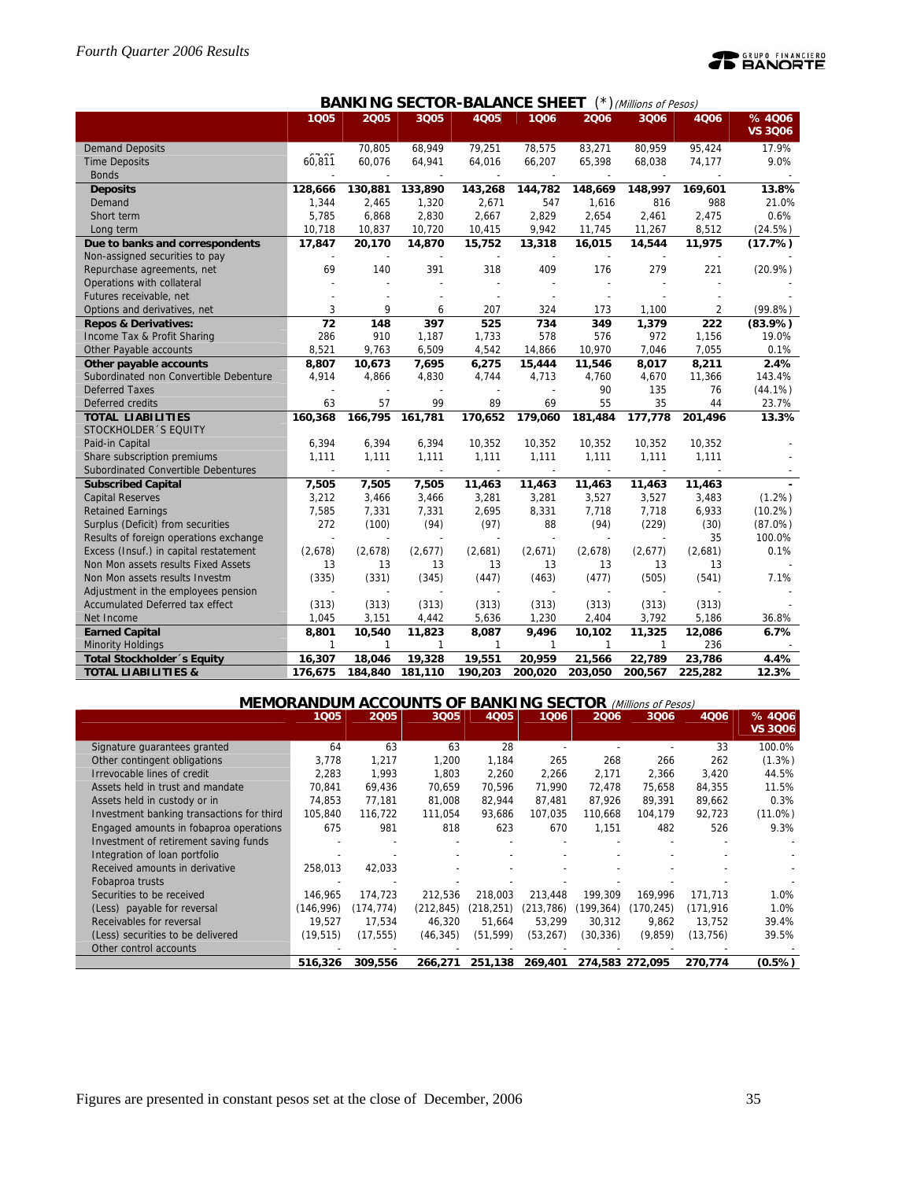## BANKING SECTOR-BALANCE SHEET (*) *(Millions of Pesos)*

| | 1Q05 | 2Q05 | 3Q05 | 4Q05 | 1Q06 | 2Q06 | 3Q06 | 4Q06 | % 4Q06 VS 3Q06 |
|---|---|---|---|---|---|---|---|---|---|
| Demand Deposits | 67,855 | 70,805 | 68,949 | 79,251 | 78,575 | 83,271 | 80,959 | 95,424 | 17.9% |
| Time Deposits | 60,811 | 60,076 | 64,941 | 64,016 | 66,207 | 65,398 | 68,038 | 74,177 | 9.0% |
| Bonds | - | - | - | - | - | - | - | - | - |
| **Deposits** | **128,666** | **130,881** | **133,890** | **143,268** | **144,782** | **148,669** | **148,997** | **169,601** | **13.8%** |
| Demand | 1,344 | 2,465 | 1,320 | 2,671 | 547 | 1,616 | 816 | 988 | 21.0% |
| Short term | 5,785 | 6,868 | 2,830 | 2,667 | 2,829 | 2,654 | 2,461 | 2,475 | 0.6% |
| Long term | 10,718 | 10,837 | 10,720 | 10,415 | 9,942 | 11,745 | 11,267 | 8,512 | (24.5%) |
| **Due to banks and correspondents** | **17,847** | **20,170** | **14,870** | **15,752** | **13,318** | **16,015** | **14,544** | **11,975** | **(17.7%)** |
| Non-assigned securities to pay | - | - | - | - | - | - | - | - | |
| Repurchase agreements, net | 69 | 140 | 391 | 318 | 409 | 176 | 279 | 221 | (20.9%) |
| Operations with collateral | - | - | - | - | - | - | - | - | - |
| Futures receivable, net | - | - | - | - | - | - | - | - | - |
| Options and derivatives, net | 3 | 9 | 6 | 207 | 324 | 173 | 1,100 | 2 | (99.8%) |
| **Repos & Derivatives:** | **72** | **148** | **397** | **525** | **734** | **349** | **1,379** | **222** | **(83.9%)** |
| Income Tax & Profit Sharing | 286 | 910 | 1,187 | 1,733 | 578 | 576 | 972 | 1,156 | 19.0% |
| Other Payable accounts | 8,521 | 9,763 | 6,509 | 4,542 | 14,866 | 10,970 | 7,046 | 7,055 | 0.1% |
| **Other payable accounts** | **8,807** | **10,673** | **7,695** | **6,275** | **15,444** | **11,546** | **8,017** | **8,211** | **2.4%** |
| Subordinated non Convertible Debenture | 4,914 | 4,866 | 4,830 | 4,744 | 4,713 | 4,760 | 4,670 | 11,366 | 143.4% |
| Deferred Taxes | - | - | - | - | - | 90 | 135 | 76 | (44.1%) |
| Deferred credits | 63 | 57 | 99 | 89 | 69 | 55 | 35 | 44 | 23.7% |
| **TOTAL LIABILITIES** | **160,368** | **166,795** | **161,781** | **170,652** | **179,060** | **181,484** | **177,778** | **201,496** | **13.3%** |
| STOCKHOLDER´S EQUITY | | | | | | | | | |
| Paid-in Capital | 6,394 | 6,394 | 6,394 | 10,352 | 10,352 | 10,352 | 10,352 | 10,352 | - |
| Share subscription premiums | 1,111 | 1,111 | 1,111 | 1,111 | 1,111 | 1,111 | 1,111 | 1,111 | - |
| Subordinated Convertible Debentures | - | - | - | - | - | - | - | - | - |
| **Subscribed Capital** | **7,505** | **7,505** | **7,505** | **11,463** | **11,463** | **11,463** | **11,463** | **11,463** | **-** |
| Capital Reserves | 3,212 | 3,466 | 3,466 | 3,281 | 3,281 | 3,527 | 3,527 | 3,483 | (1.2%) |
| Retained Earnings | 7,585 | 7,331 | 7,331 | 2,695 | 8,331 | 7,718 | 7,718 | 6,933 | (10.2%) |
| Surplus (Deficit) from securities | 272 | (100) | (94) | (97) | 88 | (94) | (229) | (30) | (87.0%) |
| Results of foreign operations exchange | - | - | - | - | - | - | - | 35 | 100.0% |
| Excess (Insuf.) in capital restatement | (2,678) | (2,678) | (2,677) | (2,681) | (2,671) | (2,678) | (2,677) | (2,681) | 0.1% |
| Non Mon assets results Fixed Assets | 13 | 13 | 13 | 13 | 13 | 13 | 13 | 13 | - |
| Non Mon assets results Investm | (335) | (331) | (345) | (447) | (463) | (477) | (505) | (541) | 7.1% |
| Adjustment in the employees pension | - | - | - | - | - | - | - | - | - |
| Accumulated Deferred tax effect | (313) | (313) | (313) | (313) | (313) | (313) | (313) | (313) | - |
| Net Income | 1,045 | 3,151 | 4,442 | 5,636 | 1,230 | 2,404 | 3,792 | 5,186 | 36.8% |
| **Earned Capital** | **8,801** | **10,540** | **11,823** | **8,087** | **9,496** | **10,102** | **11,325** | **12,086** | **6.7%** |
| Minority Holdings | 1 | 1 | 1 | 1 | 1 | 1 | 1 | 236 | - |
| **Total Stockholder´s Equity** | **16,307** | **18,046** | **19,328** | **19,551** | **20,959** | **21,566** | **22,789** | **23,786** | **4.4%** |
| **TOTAL LIABILITIES &** | **176,675** | **184,840** | **181,110** | **190,203** | **200,020** | **203,050** | **200,567** | **225,282** | **12.3%** |

## MEMORANDUM ACCOUNTS OF BANKING SECTOR *(Millions of Pesos)*

| | 1Q05 | 2Q05 | 3Q05 | 4Q05 | 1Q06 | 2Q06 | 3Q06 | 4Q06 | % 4Q06 VS 3Q06 |
|---|---|---|---|---|---|---|---|---|---|
| Signature guarantees granted | 64 | 63 | 63 | 28 | - | - | - | 33 | 100.0% |
| Other contingent obligations | 3,778 | 1,217 | 1,200 | 1,184 | 265 | 268 | 266 | 262 | (1.3%) |
| Irrevocable lines of credit | 2,283 | 1,993 | 1,803 | 2,260 | 2,266 | 2,171 | 2,366 | 3,420 | 44.5% |
| Assets held in trust and mandate | 70,841 | 69,436 | 70,659 | 70,596 | 71,990 | 72,478 | 75,658 | 84,355 | 11.5% |
| Assets held in custody or in | 74,853 | 77,181 | 81,008 | 82,944 | 87,481 | 87,926 | 89,391 | 89,662 | 0.3% |
| Investment banking transactions for third | 105,840 | 116,722 | 111,054 | 93,686 | 107,035 | 110,668 | 104,179 | 92,723 | (11.0%) |
| Engaged amounts in fobaproa operations | 675 | 981 | 818 | 623 | 670 | 1,151 | 482 | 526 | 9.3% |
| Investment of retirement saving funds | - | - | - | - | - | - | - | - | - |
| Integration of loan portfolio | - | - | - | - | - | - | - | - | - |
| Received amounts in derivative | 258,013 | 42,033 | - | - | - | - | - | - | - |
| Fobaproa trusts | - | - | - | - | - | - | - | - | - |
| Securities to be received | 146,965 | 174,723 | 212,536 | 218,003 | 213,448 | 199,309 | 169,996 | 171,713 | 1.0% |
| (Less) payable for reversal | (146,996) | (174,774) | (212,845) | (218,251) | (213,786) | (199,364) | (170,245) | (171,916 | 1.0% |
| Receivables for reversal | 19,527 | 17,534 | 46,320 | 51,664 | 53,299 | 30,312 | 9,862 | 13,752 | 39.4% |
| (Less) securities to be delivered | (19,515) | (17,555) | (46,345) | (51,599) | (53,267) | (30,336) | (9,859) | (13,756) | 39.5% |
| Other control accounts | - | - | - | - | - | - | - | - | - |
| | **516,326** | **309,556** | **266,271** | **251,138** | **269,401** | **274,583** | **272,095** | **270,774** | **(0.5%)** |

Figures are presented in constant pesos set at the close of December, 2006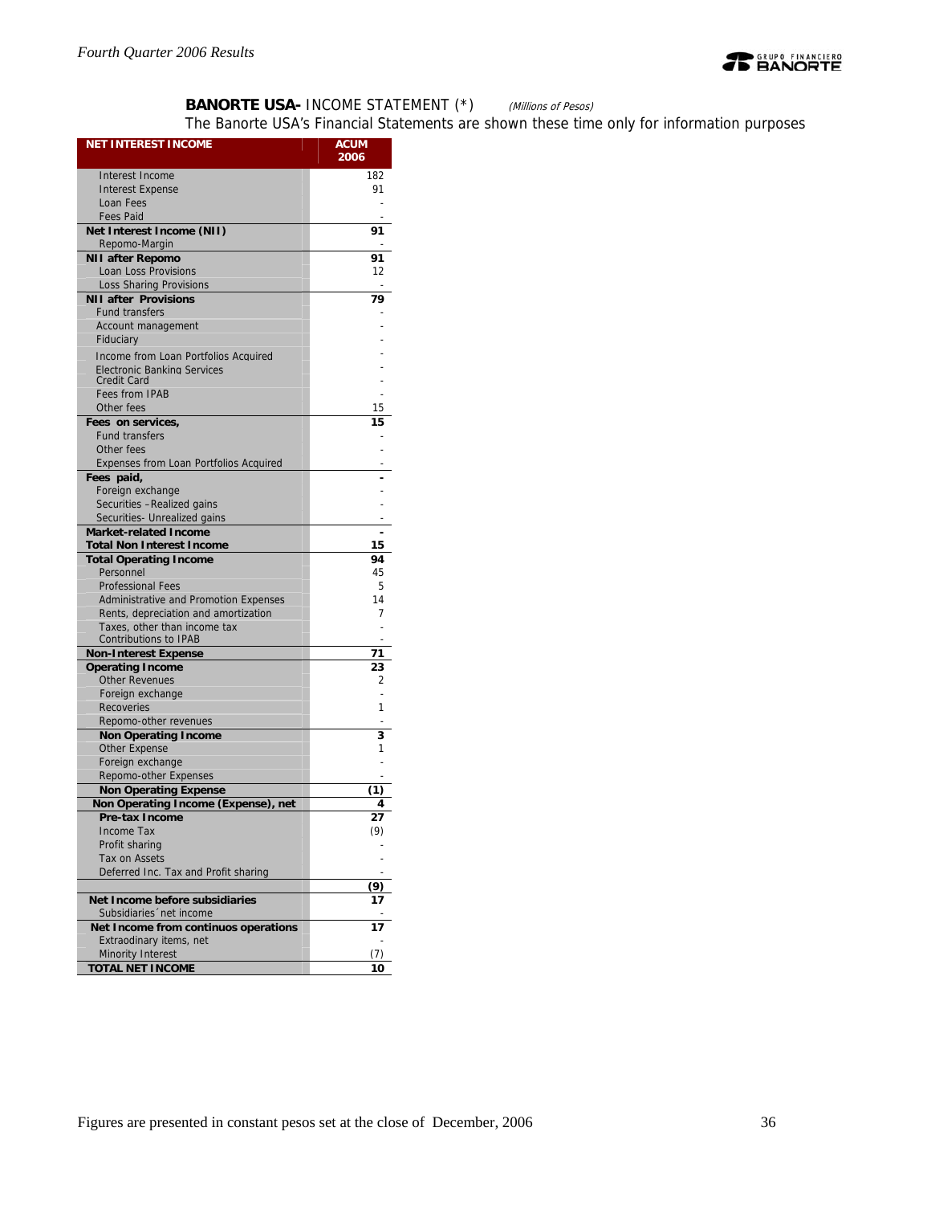**BANORTE USA-** INCOME STATEMENT (*) *(Millions of Pesos)*

The Banorte USA's Financial Statements are shown these time only for information purposes

| NET INTEREST INCOME | ACUM 2006 |
|---|---|
| Interest Income | 182 |
| Interest Expense | 91 |
| Loan Fees | - |
| Fees Paid | - |
| **Net Interest Income (NII)** | **91** |
| Repomo-Margin | - |
| **NII after Repomo** | **91** |
| Loan Loss Provisions | 12 |
| Loss Sharing Provisions | - |
| **NII after Provisions** | **79** |
| Fund transfers | - |
| Account management | - |
| Fiduciary | - |
| Income from Loan Portfolios Acquired | - |
| Electronic Banking Services | - |
| Credit Card | - |
| Fees from IPAB | - |
| Other fees | 15 |
| **Fees on services,** | **15** |
| Fund transfers | - |
| Other fees | - |
| Expenses from Loan Portfolios Acquired | - |
| **Fees paid,** | **-** |
| Foreign exchange | - |
| Securities –Realized gains | - |
| Securities- Unrealized gains | - |
| **Market-related Income** | **-** |
| **Total Non Interest Income** | **15** |
| **Total Operating Income** | **94** |
| Personnel | 45 |
| Professional Fees | 5 |
| Administrative and Promotion Expenses | 14 |
| Rents, depreciation and amortization | 7 |
| Taxes, other than income tax | - |
| Contributions to IPAB | - |
| **Non-Interest Expense** | **71** |
| **Operating Income** | **23** |
| Other Revenues | 2 |
| Foreign exchange | - |
| Recoveries | 1 |
| Repomo-other revenues | - |
| **Non Operating Income** | **3** |
| Other Expense | 1 |
| Foreign exchange | - |
| Repomo-other Expenses | - |
| **Non Operating Expense** | **(1)** |
| **Non Operating Income (Expense), net** | **4** |
| **Pre-tax Income** | **27** |
| Income Tax | (9) |
| Profit sharing | - |
| Tax on Assets | - |
| Deferred Inc. Tax and Profit sharing | - |
| | **(9)** |
| **Net Income before subsidiaries** | **17** |
| Subsidiaries´ net income | - |
| **Net Income from continuos operations** | **17** |
| Extraordinary items, net | - |
| Minority Interest | (7) |
| **TOTAL NET INCOME** | **10** |

Figures are presented in constant pesos set at the close of December, 2006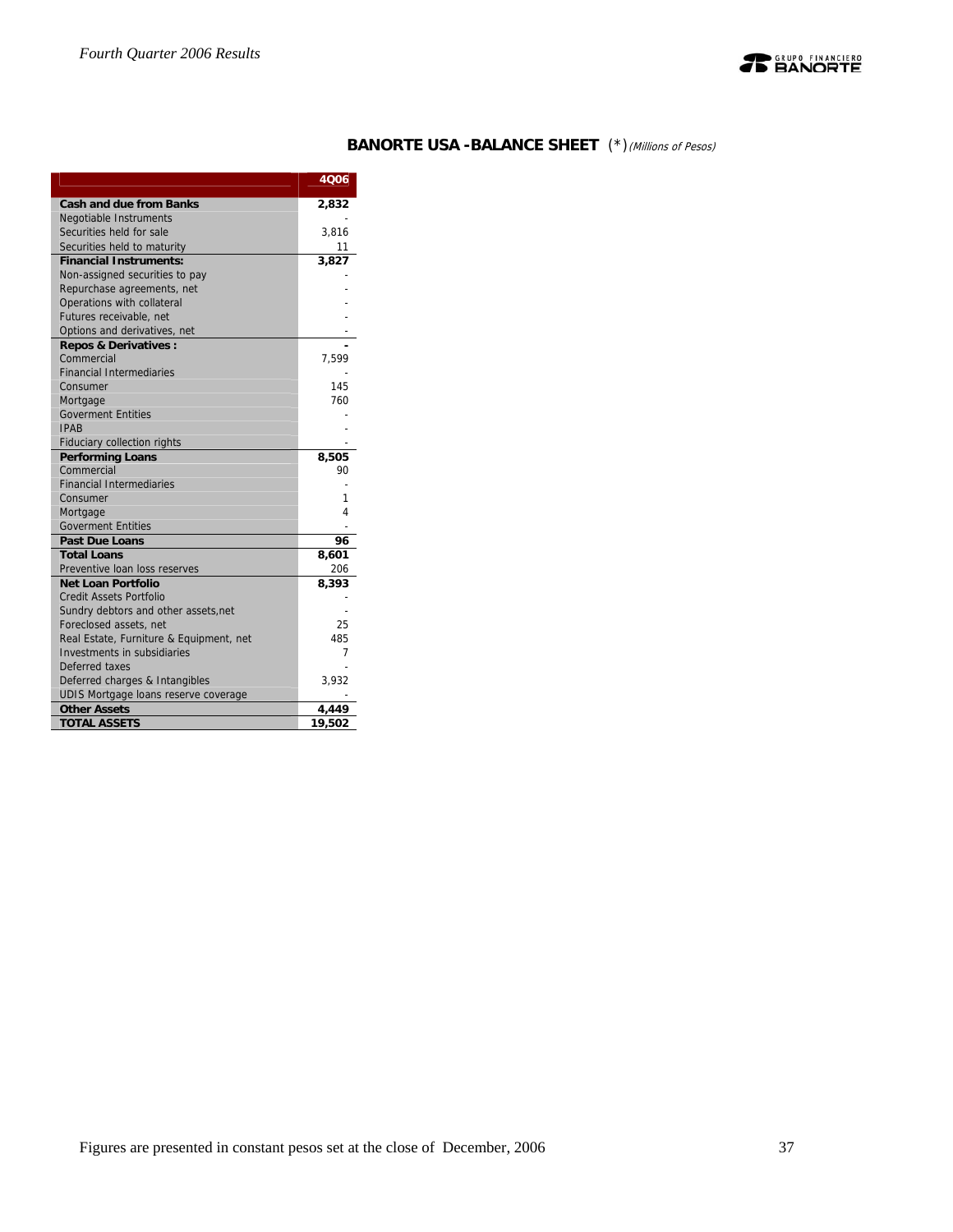## BANORTE USA -BALANCE SHEET (*) *(Millions of Pesos)*

| | 4Q06 |
|---|---|
| **Cash and due from Banks** | **2,832** |
| Negotiable Instruments | - |
| Securities held for sale | 3,816 |
| Securities held to maturity | 11 |
| **Financial Instruments:** | **3,827** |
| Non-assigned securities to pay | - |
| Repurchase agreements, net | - |
| Operations with collateral | - |
| Futures receivable, net | - |
| Options and derivatives, net | - |
| **Repos & Derivatives :** | **-** |
| Commercial | 7,599 |
| Financial Intermediaries | - |
| Consumer | 145 |
| Mortgage | 760 |
| Goverment Entities | - |
| IPAB | - |
| Fiduciary collection rights | - |
| **Performing Loans** | **8,505** |
| Commercial | 90 |
| Financial Intermediaries | - |
| Consumer | 1 |
| Mortgage | 4 |
| Goverment Entities | - |
| **Past Due Loans** | **96** |
| **Total Loans** | **8,601** |
| Preventive loan loss reserves | 206 |
| **Net Loan Portfolio** | **8,393** |
| Credit Assets Portfolio | - |
| Sundry debtors and other assets,net | - |
| Foreclosed assets, net | 25 |
| Real Estate, Furniture & Equipment, net | 485 |
| Investments in subsidiaries | 7 |
| Deferred taxes | - |
| Deferred charges & Intangibles | 3,932 |
| UDIS Mortgage loans reserve coverage | - |
| **Other Assets** | **4,449** |
| **TOTAL ASSETS** | **19,502** |

Figures are presented in constant pesos set at the close of December, 2006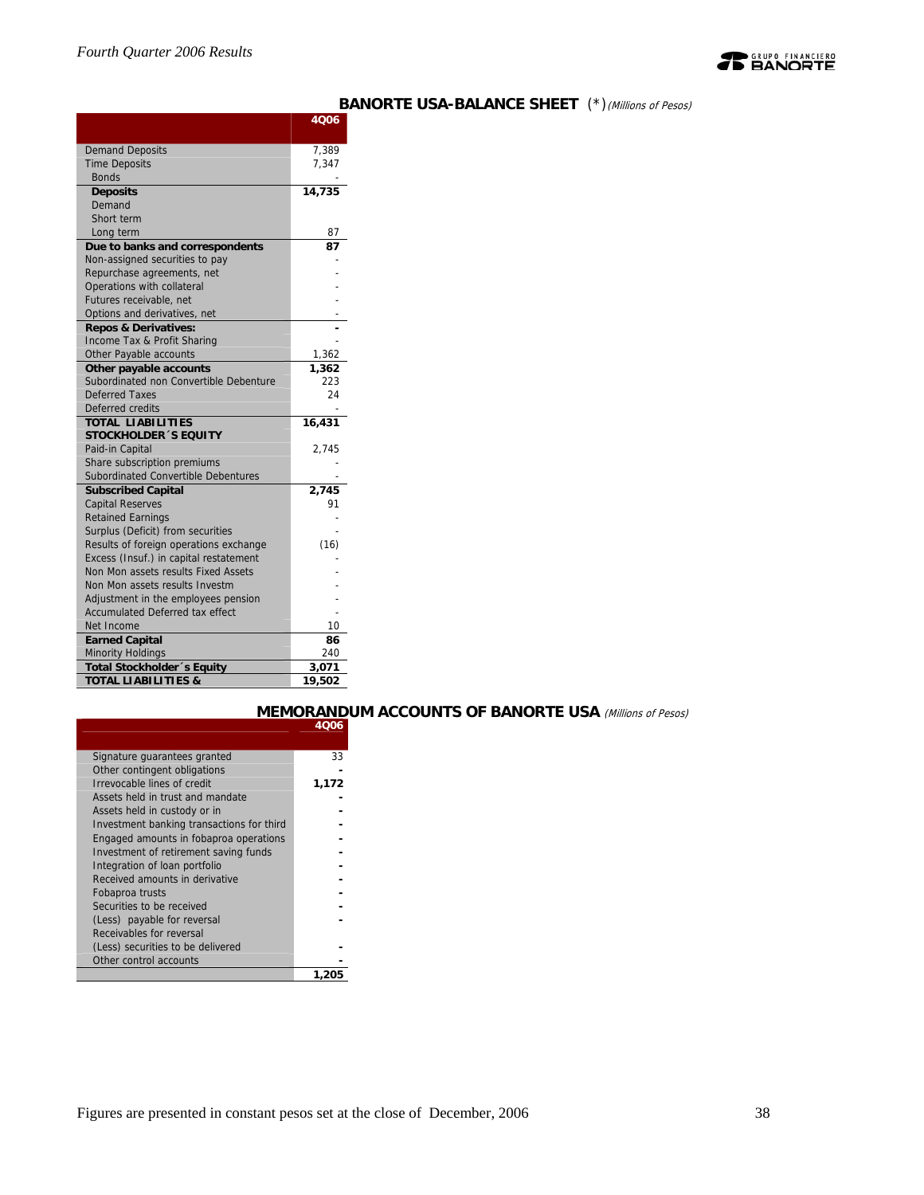## BANORTE USA-BALANCE SHEET (*) *(Millions of Pesos)*

| | 4Q06 |
|---|---|
| Demand Deposits | 7,389 |
| Time Deposits | 7,347 |
| Bonds | - |
| **Deposits** | **14,735** |
| Demand | |
| Short term | |
| Long term | 87 |
| **Due to banks and correspondents** | **87** |
| Non-assigned securities to pay | - |
| Repurchase agreements, net | - |
| Operations with collateral | - |
| Futures receivable, net | - |
| Options and derivatives, net | - |
| **Repos & Derivatives:** | **-** |
| Income Tax & Profit Sharing | - |
| Other Payable accounts | 1,362 |
| **Other payable accounts** | **1,362** |
| Subordinated non Convertible Debenture | 223 |
| Deferred Taxes | 24 |
| Deferred credits | - |
| **TOTAL LIABILITIES** | **16,431** |
| **STOCKHOLDER´S EQUITY** | |
| Paid-in Capital | 2,745 |
| Share subscription premiums | - |
| Subordinated Convertible Debentures | - |
| **Subscribed Capital** | **2,745** |
| Capital Reserves | 91 |
| Retained Earnings | - |
| Surplus (Deficit) from securities | - |
| Results of foreign operations exchange | (16) |
| Excess (Insuf.) in capital restatement | - |
| Non Mon assets results Fixed Assets | - |
| Non Mon assets results Investm | - |
| Adjustment in the employees pension | - |
| Accumulated Deferred tax effect | - |
| Net Income | 10 |
| **Earned Capital** | **86** |
| Minority Holdings | 240 |
| **Total Stockholder´s Equity** | **3,071** |
| **TOTAL LIABILITIES &** | **19,502** |

## MEMORANDUM ACCOUNTS OF BANORTE USA *(Millions of Pesos)*

| | 4Q06 |
|---|---|
| Signature guarantees granted | 33 |
| Other contingent obligations | - |
| Irrevocable lines of credit | **1,172** |
| Assets held in trust and mandate | - |
| Assets held in custody or in | - |
| Investment banking transactions for third | - |
| Engaged amounts in fobaproa operations | - |
| Investment of retirement saving funds | - |
| Integration of loan portfolio | - |
| Received amounts in derivative | - |
| Fobaproa trusts | - |
| Securities to be received | - |
| (Less) payable for reversal | - |
| Receivables for reversal | |
| (Less) securities to be delivered | - |
| Other control accounts | - |
| | **1,205** |

Figures are presented in constant pesos set at the close of December, 2006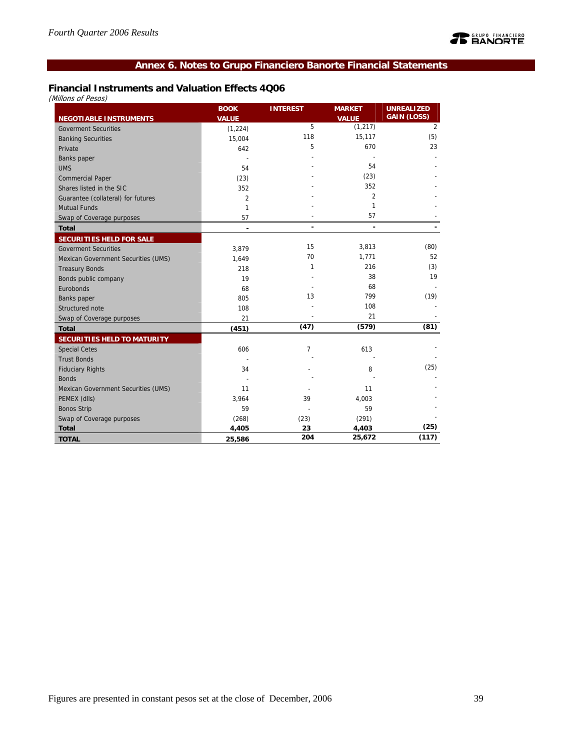## Annex 6. Notes to Grupo Financiero Banorte Financial Statements

### Financial Instruments and Valuation Effects 4Q06

*(Millons of Pesos)*

| NEGOTIABLE INSTRUMENTS | BOOK VALUE | INTEREST | MARKET VALUE | UNREALIZED GAIN (LOSS) |
|---|---|---|---|---|
| Goverment Securities | (1,224) | 5 | (1,217) | 2 |
| Banking Securities | 15,004 | 118 | 15,117 | (5) |
| Private | 642 | 5 | 670 | 23 |
| Banks paper | - | - | - | - |
| UMS | 54 | - | 54 | - |
| Commercial Paper | (23) | - | (23) | - |
| Shares listed in the SIC | 352 | - | 352 | - |
| Guarantee (collateral) for futures | 2 | - | 2 | - |
| Mutual Funds | 1 | - | 1 | - |
| Swap of Coverage purposes | 57 | - | 57 | - |
| **Total** | **-** | **-** | **-** | **-** |
| **SECURITIES HELD FOR SALE** | | | | |
| Goverment Securities | 3,879 | 15 | 3,813 | (80) |
| Mexican Government Securities (UMS) | 1,649 | 70 | 1,771 | 52 |
| Treasury Bonds | 218 | 1 | 216 | (3) |
| Bonds public company | 19 | - | 38 | 19 |
| Eurobonds | 68 | - | 68 | - |
| Banks paper | 805 | 13 | 799 | (19) |
| Structured note | 108 | - | 108 | - |
| Swap of Coverage purposes | 21 | - | 21 | - |
| **Total** | **(451)** | **(47)** | **(579)** | **(81)** |
| **SECURITIES HELD TO MATURITY** | | | | |
| Special Cetes | 606 | 7 | 613 | - |
| Trust Bonds | - | - | - | - |
| Fiduciary Rights | 34 | - | 8 | (25) |
| Bonds | - | - | - | - |
| Mexican Government Securities (UMS) | 11 | - | 11 | - |
| PEMEX (dlls) | 3,964 | 39 | 4,003 | - |
| Bonos Strip | 59 | - | 59 | - |
| Swap of Coverage purposes | (268) | (23) | (291) | - |
| **Total** | **4,405** | **23** | **4,403** | **(25)** |
| **TOTAL** | **25,586** | **204** | **25,672** | **(117)** |

Figures are presented in constant pesos set at the close of December, 2006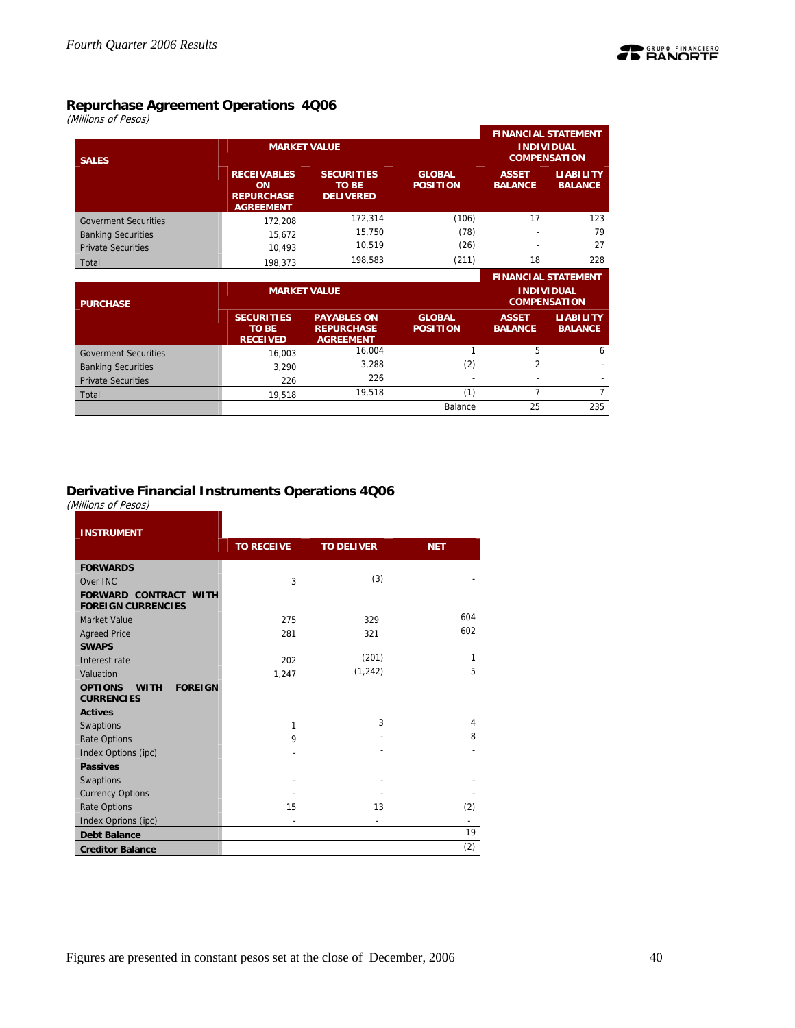## Repurchase Agreement Operations 4Q06

*(Millions of Pesos)*

| SALES | MARKET VALUE | | | FINANCIAL STATEMENT INDIVIDUAL COMPENSATION | |
|---|---|---|---|---|---|
| | RECEIVABLES ON REPURCHASE AGREEMENT | SECURITIES TO BE DELIVERED | GLOBAL POSITION | ASSET BALANCE | LIABILITY BALANCE |
| Goverment Securities | 172,208 | 172,314 | (106) | 17 | 123 |
| Banking Securities | 15,672 | 15,750 | (78) | - | 79 |
| Private Securities | 10,493 | 10,519 | (26) | - | 27 |
| Total | 198,373 | 198,583 | (211) | 18 | 228 |

| PURCHASE | MARKET VALUE | | | FINANCIAL STATEMENT INDIVIDUAL COMPENSATION | |
|---|---|---|---|---|---|
| | SECURITIES TO BE RECEIVED | PAYABLES ON REPURCHASE AGREEMENT | GLOBAL POSITION | ASSET BALANCE | LIABILITY BALANCE |
| Goverment Securities | 16,003 | 16,004 | 1 | 5 | 6 |
| Banking Securities | 3,290 | 3,288 | (2) | 2 | - |
| Private Securities | 226 | 226 | - | - | - |
| Total | 19,518 | 19,518 | (1) | 7 | 7 |
| | | | Balance | 25 | 235 |

## Derivative Financial Instruments Operations 4Q06

*(Millions of Pesos)*

| INSTRUMENT | TO RECEIVE | TO DELIVER | NET |
|---|---|---|---|
| **FORWARDS** | | | |
| Over INC | 3 | (3) | - |
| **FORWARD CONTRACT WITH FOREIGN CURRENCIES** | | | |
| Market Value | 275 | 329 | 604 |
| Agreed Price | 281 | 321 | 602 |
| **SWAPS** | | | |
| Interest rate | 202 | (201) | 1 |
| Valuation | 1,247 | (1,242) | 5 |
| **OPTIONS WITH FOREIGN CURRENCIES** | | | |
| **Actives** | | | |
| Swaptions | 1 | 3 | 4 |
| Rate Options | 9 | - | 8 |
| Index Options (ipc) | - | - | - |
| **Passives** | | | |
| Swaptions | - | - | - |
| Currency Options | - | - | - |
| Rate Options | 15 | 13 | (2) |
| Index Oprions (ipc) | - | - | - |
| **Debt Balance** | | | 19 |
| **Creditor Balance** | | | (2) |

Figures are presented in constant pesos set at the close of December, 2006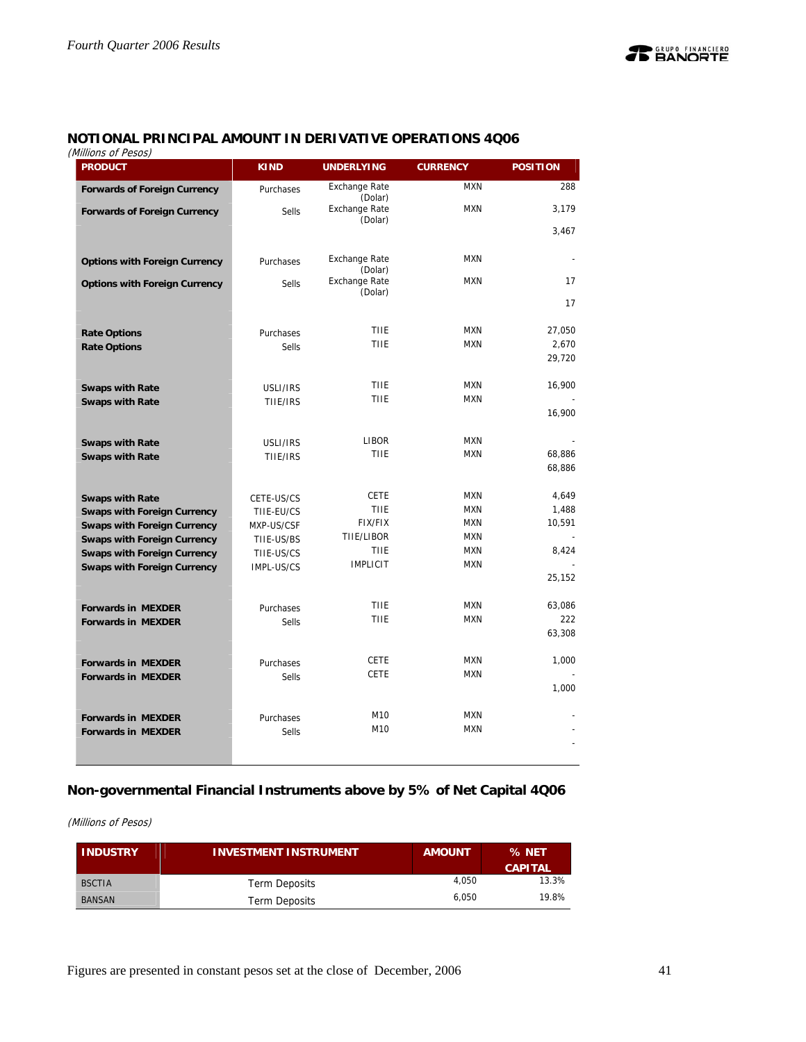## NOTIONAL PRINCIPAL AMOUNT IN DERIVATIVE OPERATIONS 4Q06

*(Millions of Pesos)*

| PRODUCT | KIND | UNDERLYING | CURRENCY | POSITION |
|---|---|---|---|---|
| **Forwards of Foreign Currency** | Purchases | Exchange Rate (Dolar) | MXN | 288 |
| **Forwards of Foreign Currency** | Sells | Exchange Rate (Dolar) | MXN | 3,179 |
| | | | | 3,467 |
| **Options with Foreign Currency** | Purchases | Exchange Rate (Dolar) | MXN | - |
| **Options with Foreign Currency** | Sells | Exchange Rate (Dolar) | MXN | 17 |
| | | | | 17 |
| **Rate Options** | Purchases | TIIE | MXN | 27,050 |
| **Rate Options** | Sells | TIIE | MXN | 2,670 |
| | | | | 29,720 |
| **Swaps with Rate** | USLI/IRS | TIIE | MXN | 16,900 |
| **Swaps with Rate** | TIIE/IRS | TIIE | MXN | - |
| | | | | 16,900 |
| **Swaps with Rate** | USLI/IRS | LIBOR | MXN | - |
| **Swaps with Rate** | TIIE/IRS | TIIE | MXN | 68,886 |
| | | | | 68,886 |
| **Swaps with Rate** | CETE-US/CS | CETE | MXN | 4,649 |
| **Swaps with Foreign Currency** | TIIE-EU/CS | TIIE | MXN | 1,488 |
| **Swaps with Foreign Currency** | MXP-US/CSF | FIX/FIX | MXN | 10,591 |
| **Swaps with Foreign Currency** | TIIE-US/BS | TIIE/LIBOR | MXN | - |
| **Swaps with Foreign Currency** | TIIE-US/CS | TIIE | MXN | 8,424 |
| **Swaps with Foreign Currency** | IMPL-US/CS | IMPLICIT | MXN | - |
| | | | | 25,152 |
| **Forwards in MEXDER** | Purchases | TIIE | MXN | 63,086 |
| **Forwards in MEXDER** | Sells | TIIE | MXN | 222 |
| | | | | 63,308 |
| **Forwards in MEXDER** | Purchases | CETE | MXN | 1,000 |
| **Forwards in MEXDER** | Sells | CETE | MXN | - |
| | | | | 1,000 |
| **Forwards in MEXDER** | Purchases | M10 | MXN | - |
| **Forwards in MEXDER** | Sells | M10 | MXN | - |
| | | | | - |

## Non-governmental Financial Instruments above by 5% of Net Capital 4Q06

*(Millions of Pesos)*

| INDUSTRY | INVESTMENT INSTRUMENT | AMOUNT | % NET CAPITAL |
|---|---|---|---|
| BSCTIA | Term Deposits | 4,050 | 13.3% |
| BANSAN | Term Deposits | 6,050 | 19.8% |

Figures are presented in constant pesos set at the close of December, 2006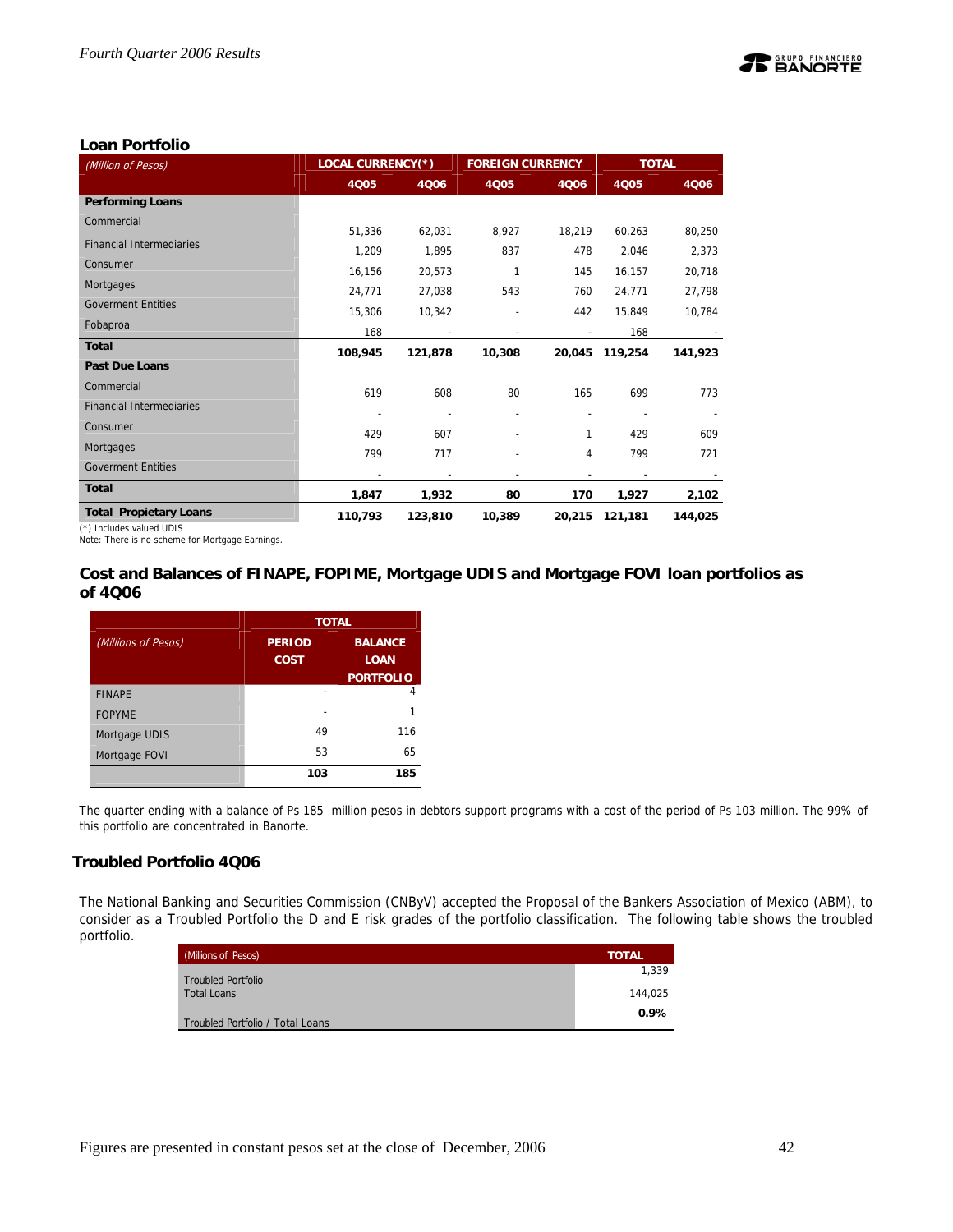## Loan Portfolio

| *(Million of Pesos)* | LOCAL CURRENCY(*) | | FOREIGN CURRENCY | | TOTAL | |
|---|---|---|---|---|---|---|
| | 4Q05 | 4Q06 | 4Q05 | 4Q06 | 4Q05 | 4Q06 |
| **Performing Loans** | | | | | | |
| Commercial | 51,336 | 62,031 | 8,927 | 18,219 | 60,263 | 80,250 |
| Financial Intermediaries | 1,209 | 1,895 | 837 | 478 | 2,046 | 2,373 |
| Consumer | 16,156 | 20,573 | 1 | 145 | 16,157 | 20,718 |
| Mortgages | 24,771 | 27,038 | 543 | 760 | 24,771 | 27,798 |
| Goverment Entities | 15,306 | 10,342 | - | 442 | 15,849 | 10,784 |
| Fobaproa | 168 | - | - | - | 168 | - |
| **Total** | **108,945** | **121,878** | **10,308** | **20,045** | **119,254** | **141,923** |
| **Past Due Loans** | | | | | | |
| Commercial | 619 | 608 | 80 | 165 | 699 | 773 |
| Financial Intermediaries | - | - | - | - | - | - |
| Consumer | 429 | 607 | - | 1 | 429 | 609 |
| Mortgages | 799 | 717 | - | 4 | 799 | 721 |
| Goverment Entities | - | - | - | - | - | - |
| **Total** | **1,847** | **1,932** | **80** | **170** | **1,927** | **2,102** |
| **Total Propietary Loans** | **110,793** | **123,810** | **10,389** | **20,215** | **121,181** | **144,025** |

(*) Includes valued UDIS
Note: There is no scheme for Mortgage Earnings.

## Cost and Balances of FINAPE, FOPIME, Mortgage UDIS and Mortgage FOVI loan portfolios as of 4Q06

| *(Millions of Pesos)* | TOTAL | |
|---|---|---|
| | PERIOD COST | BALANCE LOAN PORTFOLIO |
| FINAPE | - | 4 |
| FOPYME | - | 1 |
| Mortgage UDIS | 49 | 116 |
| Mortgage FOVI | 53 | 65 |
| | **103** | **185** |

The quarter ending with a balance of Ps 185 million pesos in debtors support programs with a cost of the period of Ps 103 million. The 99% of this portfolio are concentrated in Banorte.

## Troubled Portfolio 4Q06

The National Banking and Securities Commission (CNByV) accepted the Proposal of the Bankers Association of Mexico (ABM), to consider as a Troubled Portfolio the D and E risk grades of the portfolio classification. The following table shows the troubled portfolio.

| (Millions of Pesos) | TOTAL |
|---|---|
| Troubled Portfolio | 1,339 |
| Total Loans | 144,025 |
| Troubled Portfolio / Total Loans | **0.9%** |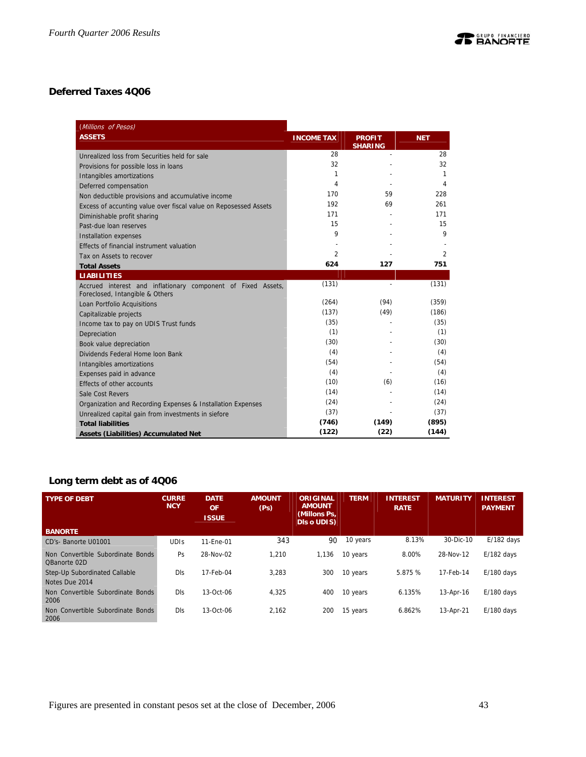## Deferred Taxes 4Q06

| *(Millions of Pesos)* ASSETS | INCOME TAX | PROFIT SHARING | NET |
|---|---|---|---|
| Unrealized loss from Securities held for sale | 28 | - | 28 |
| Provisions for possible loss in loans | 32 | - | 32 |
| Intangibles amortizations | 1 | - | 1 |
| Deferred compensation | 4 | - | 4 |
| Non deductible provisions and accumulative income | 170 | 59 | 228 |
| Excess of accunting value over fiscal value on Reposessed Assets | 192 | 69 | 261 |
| Diminishable profit sharing | 171 | - | 171 |
| Past-due loan reserves | 15 | - | 15 |
| Installation expenses | 9 | - | 9 |
| Effects of financial instrument valuation | - | - | - |
| Tax on Assets to recover | 2 | - | 2 |
| **Total Assets** | **624** | **127** | **751** |
| **LIABILITIES** | | | |
| Accrued interest and inflationary component of Fixed Assets, Foreclosed, Intangible & Others | (131) | - | (131) |
| Loan Portfolio Acquisitions | (264) | (94) | (359) |
| Capitalizable projects | (137) | (49) | (186) |
| Income tax to pay on UDIS Trust funds | (35) | - | (35) |
| Depreciation | (1) | - | (1) |
| Book value depreciation | (30) | - | (30) |
| Dividends Federal Home loon Bank | (4) | - | (4) |
| Intangibles amortizations | (54) | - | (54) |
| Expenses paid in advance | (4) | - | (4) |
| Effects of other accounts | (10) | (6) | (16) |
| Sale Cost Revers | (14) | - | (14) |
| Organization and Recording Expenses & Installation Expenses | (24) | - | (24) |
| Unrealized capital gain from investments in siefore | (37) | - | (37) |
| **Total liabilities** | **(746)** | **(149)** | **(895)** |
| **Assets (Liabilities) Accumulated Net** | **(122)** | **(22)** | **(144)** |

## Long term debt as of 4Q06

| TYPE OF DEBT | CURRENCY | DATE OF ISSUE | AMOUNT (Ps) | ORIGINAL AMOUNT (Millons Ps, Dls o UDIS) | TERM | INTEREST RATE | MATURITY | INTEREST PAYMENT |
|---|---|---|---|---|---|---|---|---|
| **BANORTE** | | | | | | | | |
| CD's- Banorte U01001 | UDIs | 11-Ene-01 | 343 | 90 | 10 years | 8.13% | 30-Dic-10 | E/182 days |
| Non Convertible Subordinate Bonds QBanorte 02D | Ps | 28-Nov-02 | 1,210 | 1,136 | 10 years | 8.00% | 28-Nov-12 | E/182 days |
| Step-Up Subordinated Callable Notes Due 2014 | Dls | 17-Feb-04 | 3,283 | 300 | 10 years | 5.875 % | 17-Feb-14 | E/180 days |
| Non Convertible Subordinate Bonds 2006 | Dls | 13-Oct-06 | 4,325 | 400 | 10 years | 6.135% | 13-Apr-16 | E/180 days |
| Non Convertible Subordinate Bonds 2006 | Dls | 13-Oct-06 | 2,162 | 200 | 15 years | 6.862% | 13-Apr-21 | E/180 days |

Figures are presented in constant pesos set at the close of December, 2006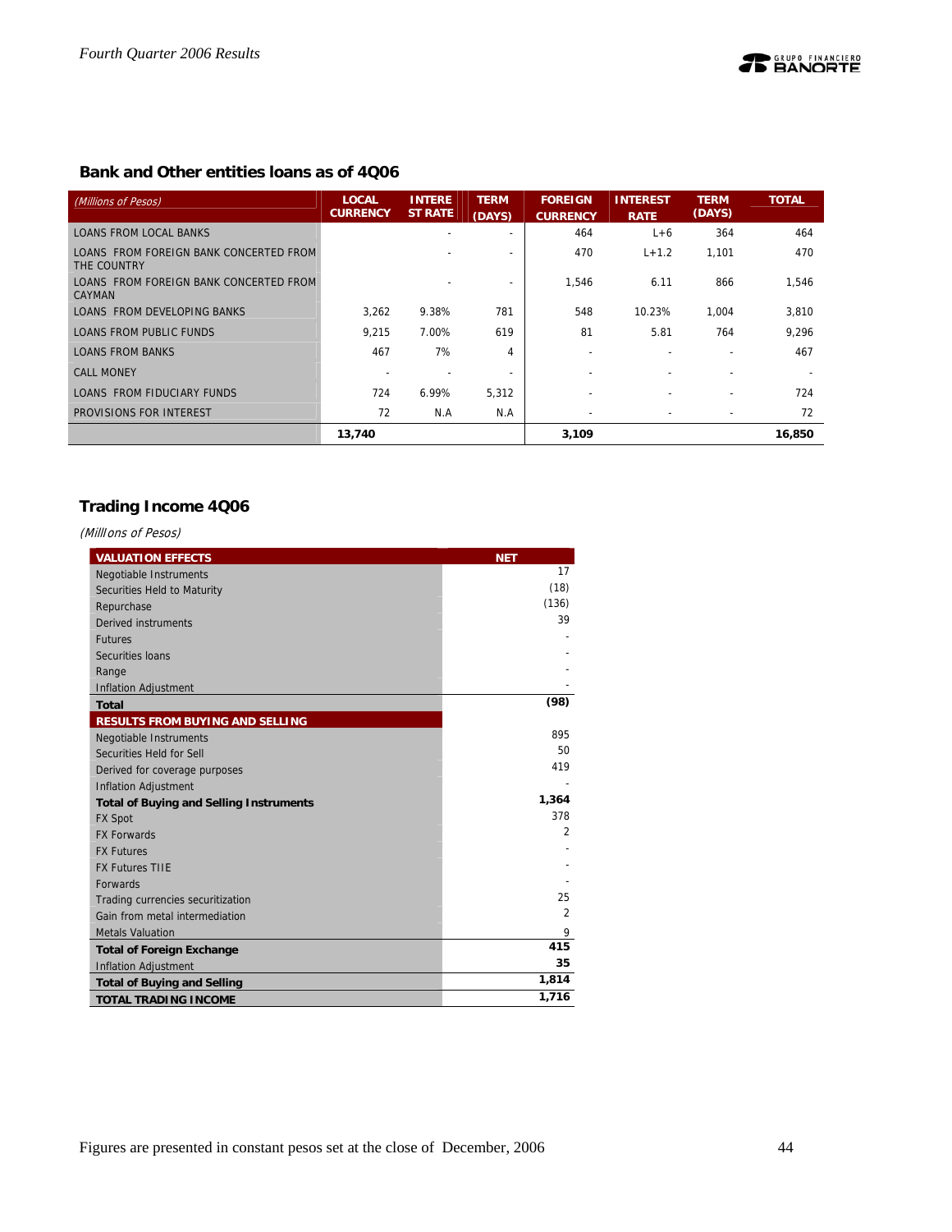## Bank and Other entities loans as of 4Q06

| *(Millions of Pesos)* | LOCAL CURRENCY | INTEREST RATE | TERM (DAYS) | FOREIGN CURRENCY | INTEREST RATE | TERM (DAYS) | TOTAL |
|---|---|---|---|---|---|---|---|
| LOANS FROM LOCAL BANKS | | - | - | 464 | L+6 | 364 | 464 |
| LOANS FROM FOREIGN BANK CONCERTED FROM THE COUNTRY | | - | - | 470 | L+1.2 | 1,101 | 470 |
| LOANS FROM FOREIGN BANK CONCERTED FROM CAYMAN | | - | - | 1,546 | 6.11 | 866 | 1,546 |
| LOANS FROM DEVELOPING BANKS | 3,262 | 9.38% | 781 | 548 | 10.23% | 1,004 | 3,810 |
| LOANS FROM PUBLIC FUNDS | 9,215 | 7.00% | 619 | 81 | 5.81 | 764 | 9,296 |
| LOANS FROM BANKS | 467 | 7% | 4 | - | - | - | 467 |
| CALL MONEY | - | - | - | - | - | - | - |
| LOANS FROM FIDUCIARY FUNDS | 724 | 6.99% | 5,312 | - | - | - | 724 |
| PROVISIONS FOR INTEREST | 72 | N.A | N.A | - | - | - | 72 |
| | **13,740** | | | **3,109** | | | **16,850** |

## Trading Income 4Q06

*(Millions of Pesos)*

| VALUATION EFFECTS | NET |
|---|---|
| Negotiable Instruments | 17 |
| Securities Held to Maturity | (18) |
| Repurchase | (136) |
| Derived instruments | 39 |
| Futures | - |
| Securities loans | - |
| Range | - |
| Inflation Adjustment | - |
| **Total** | **(98)** |
| **RESULTS FROM BUYING AND SELLING** | |
| Negotiable Instruments | 895 |
| Securities Held for Sell | 50 |
| Derived for coverage purposes | 419 |
| Inflation Adjustment | - |
| **Total of Buying and Selling Instruments** | **1,364** |
| FX Spot | 378 |
| FX Forwards | 2 |
| FX Futures | - |
| FX Futures TIIE | - |
| Forwards | - |
| Trading currencies securitization | 25 |
| Gain from metal intermediation | 2 |
| Metals Valuation | 9 |
| **Total of Foreign Exchange** | **415** |
| Inflation Adjustment | **35** |
| **Total of Buying and Selling** | **1,814** |
| **TOTAL TRADING INCOME** | **1,716** |

Figures are presented in constant pesos set at the close of December, 2006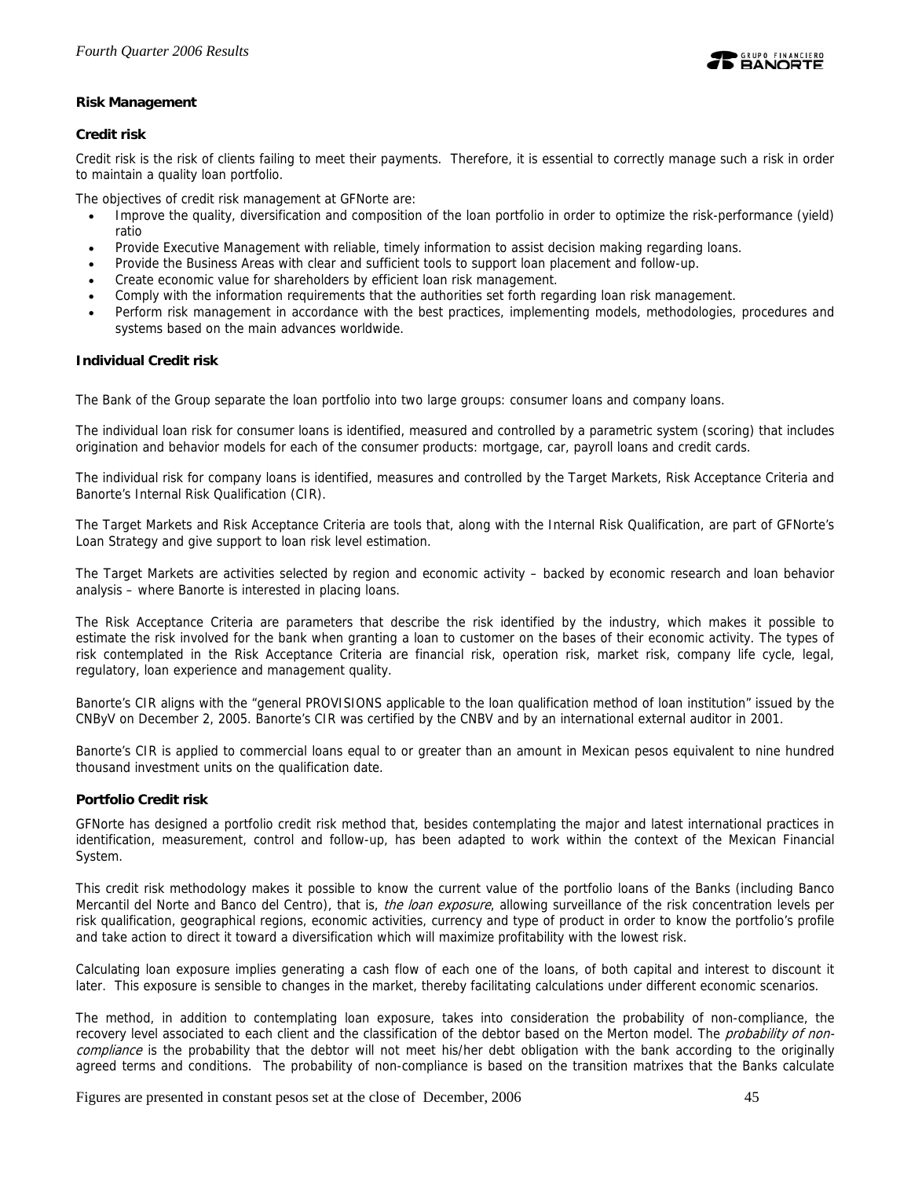### Risk Management

#### Credit risk

Credit risk is the risk of clients failing to meet their payments. Therefore, it is essential to correctly manage such a risk in order to maintain a quality loan portfolio.

The objectives of credit risk management at GFNorte are:

- Improve the quality, diversification and composition of the loan portfolio in order to optimize the risk-performance (yield) ratio
- Provide Executive Management with reliable, timely information to assist decision making regarding loans.
- Provide the Business Areas with clear and sufficient tools to support loan placement and follow-up.
- Create economic value for shareholders by efficient loan risk management.
- Comply with the information requirements that the authorities set forth regarding loan risk management.
- Perform risk management in accordance with the best practices, implementing models, methodologies, procedures and systems based on the main advances worldwide.

#### Individual Credit risk

The Bank of the Group separate the loan portfolio into two large groups: consumer loans and company loans.

The individual loan risk for consumer loans is identified, measured and controlled by a parametric system (scoring) that includes origination and behavior models for each of the consumer products: mortgage, car, payroll loans and credit cards.

The individual risk for company loans is identified, measures and controlled by the Target Markets, Risk Acceptance Criteria and Banorte's Internal Risk Qualification (CIR).

The Target Markets and Risk Acceptance Criteria are tools that, along with the Internal Risk Qualification, are part of GFNorte's Loan Strategy and give support to loan risk level estimation.

The Target Markets are activities selected by region and economic activity – backed by economic research and loan behavior analysis – where Banorte is interested in placing loans.

The Risk Acceptance Criteria are parameters that describe the risk identified by the industry, which makes it possible to estimate the risk involved for the bank when granting a loan to customer on the bases of their economic activity. The types of risk contemplated in the Risk Acceptance Criteria are financial risk, operation risk, market risk, company life cycle, legal, regulatory, loan experience and management quality.

Banorte's CIR aligns with the "general PROVISIONS applicable to the loan qualification method of loan institution" issued by the CNByV on December 2, 2005. Banorte's CIR was certified by the CNBV and by an international external auditor in 2001.

Banorte's CIR is applied to commercial loans equal to or greater than an amount in Mexican pesos equivalent to nine hundred thousand investment units on the qualification date.

#### Portfolio Credit risk

GFNorte has designed a portfolio credit risk method that, besides contemplating the major and latest international practices in identification, measurement, control and follow-up, has been adapted to work within the context of the Mexican Financial System.

This credit risk methodology makes it possible to know the current value of the portfolio loans of the Banks (including Banco Mercantil del Norte and Banco del Centro), that is, *the loan exposure*, allowing surveillance of the risk concentration levels per risk qualification, geographical regions, economic activities, currency and type of product in order to know the portfolio's profile and take action to direct it toward a diversification which will maximize profitability with the lowest risk.

Calculating loan exposure implies generating a cash flow of each one of the loans, of both capital and interest to discount it later. This exposure is sensible to changes in the market, thereby facilitating calculations under different economic scenarios.

The method, in addition to contemplating loan exposure, takes into consideration the probability of non-compliance, the recovery level associated to each client and the classification of the debtor based on the Merton model. The *probability of non-compliance* is the probability that the debtor will not meet his/her debt obligation with the bank according to the originally agreed terms and conditions. The probability of non-compliance is based on the transition matrixes that the Banks calculate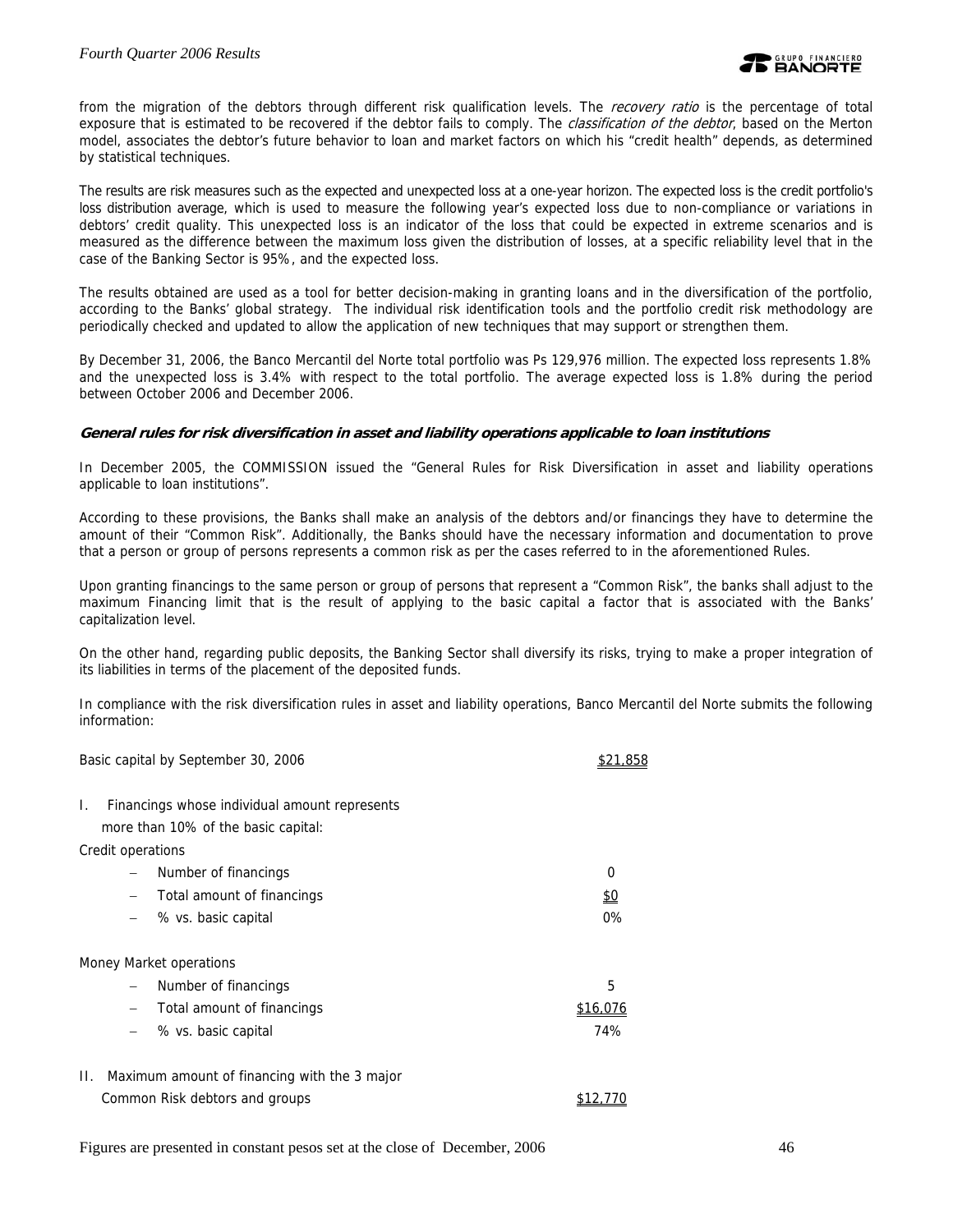from the migration of the debtors through different risk qualification levels. The *recovery ratio* is the percentage of total exposure that is estimated to be recovered if the debtor fails to comply. The *classification of the debtor*, based on the Merton model, associates the debtor's future behavior to loan and market factors on which his "credit health" depends, as determined by statistical techniques.

The results are risk measures such as the expected and unexpected loss at a one-year horizon. The expected loss is the credit portfolio's loss distribution average, which is used to measure the following year's expected loss due to non-compliance or variations in debtors' credit quality. This unexpected loss is an indicator of the loss that could be expected in extreme scenarios and is measured as the difference between the maximum loss given the distribution of losses, at a specific reliability level that in the case of the Banking Sector is 95%, and the expected loss.

The results obtained are used as a tool for better decision-making in granting loans and in the diversification of the portfolio, according to the Banks' global strategy. The individual risk identification tools and the portfolio credit risk methodology are periodically checked and updated to allow the application of new techniques that may support or strengthen them.

By December 31, 2006, the Banco Mercantil del Norte total portfolio was Ps 129,976 million. The expected loss represents 1.8% and the unexpected loss is 3.4% with respect to the total portfolio. The average expected loss is 1.8% during the period between October 2006 and December 2006.

### ***General rules for risk diversification in asset and liability operations applicable to loan institutions***

In December 2005, the COMMISSION issued the "General Rules for Risk Diversification in asset and liability operations applicable to loan institutions".

According to these provisions, the Banks shall make an analysis of the debtors and/or financings they have to determine the amount of their "Common Risk". Additionally, the Banks should have the necessary information and documentation to prove that a person or group of persons represents a common risk as per the cases referred to in the aforementioned Rules.

Upon granting financings to the same person or group of persons that represent a "Common Risk", the banks shall adjust to the maximum Financing limit that is the result of applying to the basic capital a factor that is associated with the Banks' capitalization level.

On the other hand, regarding public deposits, the Banking Sector shall diversify its risks, trying to make a proper integration of its liabilities in terms of the placement of the deposited funds.

In compliance with the risk diversification rules in asset and liability operations, Banco Mercantil del Norte submits the following information:

| | |
|---|---|
| Basic capital by September 30, 2006 | $21,858 |
| I. Financings whose individual amount represents more than 10% of the basic capital: | |
| Credit operations | |
| – Number of financings | 0 |
| – Total amount of financings | $0 |
| – % vs. basic capital | 0% |
| Money Market operations | |
| – Number of financings | 5 |
| – Total amount of financings | $16,076 |
| – % vs. basic capital | 74% |
| II. Maximum amount of financing with the 3 major Common Risk debtors and groups | $12,770 |

Figures are presented in constant pesos set at the close of December, 2006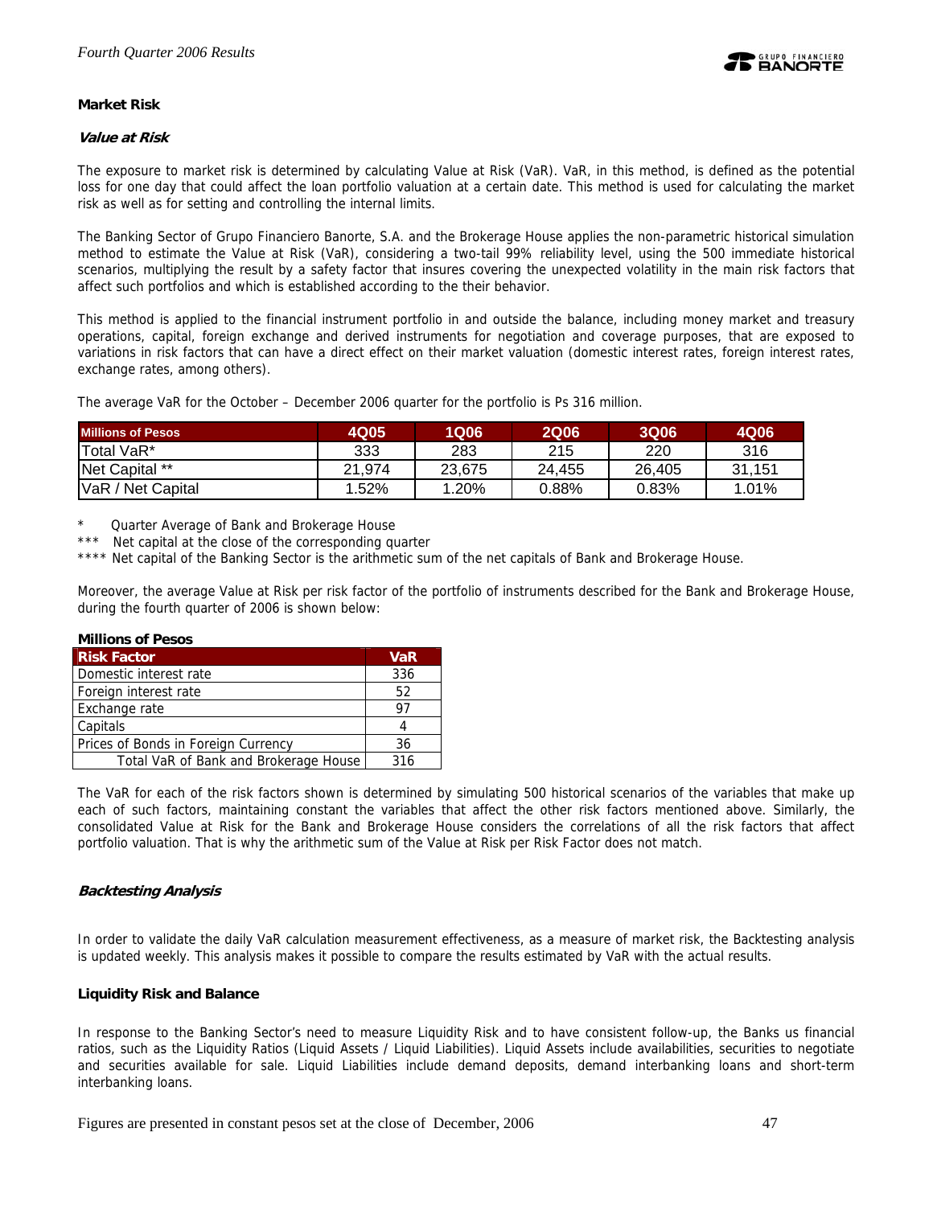**Market Risk**

***Value at Risk***

The exposure to market risk is determined by calculating Value at Risk (VaR). VaR, in this method, is defined as the potential loss for one day that could affect the loan portfolio valuation at a certain date. This method is used for calculating the market risk as well as for setting and controlling the internal limits.

The Banking Sector of Grupo Financiero Banorte, S.A. and the Brokerage House applies the non-parametric historical simulation method to estimate the Value at Risk (VaR), considering a two-tail 99% reliability level, using the 500 immediate historical scenarios, multiplying the result by a safety factor that insures covering the unexpected volatility in the main risk factors that affect such portfolios and which is established according to the their behavior.

This method is applied to the financial instrument portfolio in and outside the balance, including money market and treasury operations, capital, foreign exchange and derived instruments for negotiation and coverage purposes, that are exposed to variations in risk factors that can have a direct effect on their market valuation (domestic interest rates, foreign interest rates, exchange rates, among others).

The average VaR for the October – December 2006 quarter for the portfolio is Ps 316 million.

| Millions of Pesos | 4Q05 | 1Q06 | 2Q06 | 3Q06 | 4Q06 |
|---|---|---|---|---|---|
| Total VaR* | 333 | 283 | 215 | 220 | 316 |
| Net Capital ** | 21,974 | 23,675 | 24,455 | 26,405 | 31,151 |
| VaR / Net Capital | 1.52% | 1.20% | 0.88% | 0.83% | 1.01% |

\* Quarter Average of Bank and Brokerage House

\*\*\* Net capital at the close of the corresponding quarter

\*\*\*\* Net capital of the Banking Sector is the arithmetic sum of the net capitals of Bank and Brokerage House.

Moreover, the average Value at Risk per risk factor of the portfolio of instruments described for the Bank and Brokerage House, during the fourth quarter of 2006 is shown below:

**Millions of Pesos**

| Risk Factor | VaR |
|---|---|
| Domestic interest rate | 336 |
| Foreign interest rate | 52 |
| Exchange rate | 97 |
| Capitals | 4 |
| Prices of Bonds in Foreign Currency | 36 |
| Total VaR of Bank and Brokerage House | 316 |

The VaR for each of the risk factors shown is determined by simulating 500 historical scenarios of the variables that make up each of such factors, maintaining constant the variables that affect the other risk factors mentioned above. Similarly, the consolidated Value at Risk for the Bank and Brokerage House considers the correlations of all the risk factors that affect portfolio valuation. That is why the arithmetic sum of the Value at Risk per Risk Factor does not match.

***Backtesting Analysis***

In order to validate the daily VaR calculation measurement effectiveness, as a measure of market risk, the Backtesting analysis is updated weekly. This analysis makes it possible to compare the results estimated by VaR with the actual results.

**Liquidity Risk and Balance**

In response to the Banking Sector's need to measure Liquidity Risk and to have consistent follow-up, the Banks us financial ratios, such as the Liquidity Ratios (Liquid Assets / Liquid Liabilities). Liquid Assets include availabilities, securities to negotiate and securities available for sale. Liquid Liabilities include demand deposits, demand interbanking loans and short-term interbanking loans.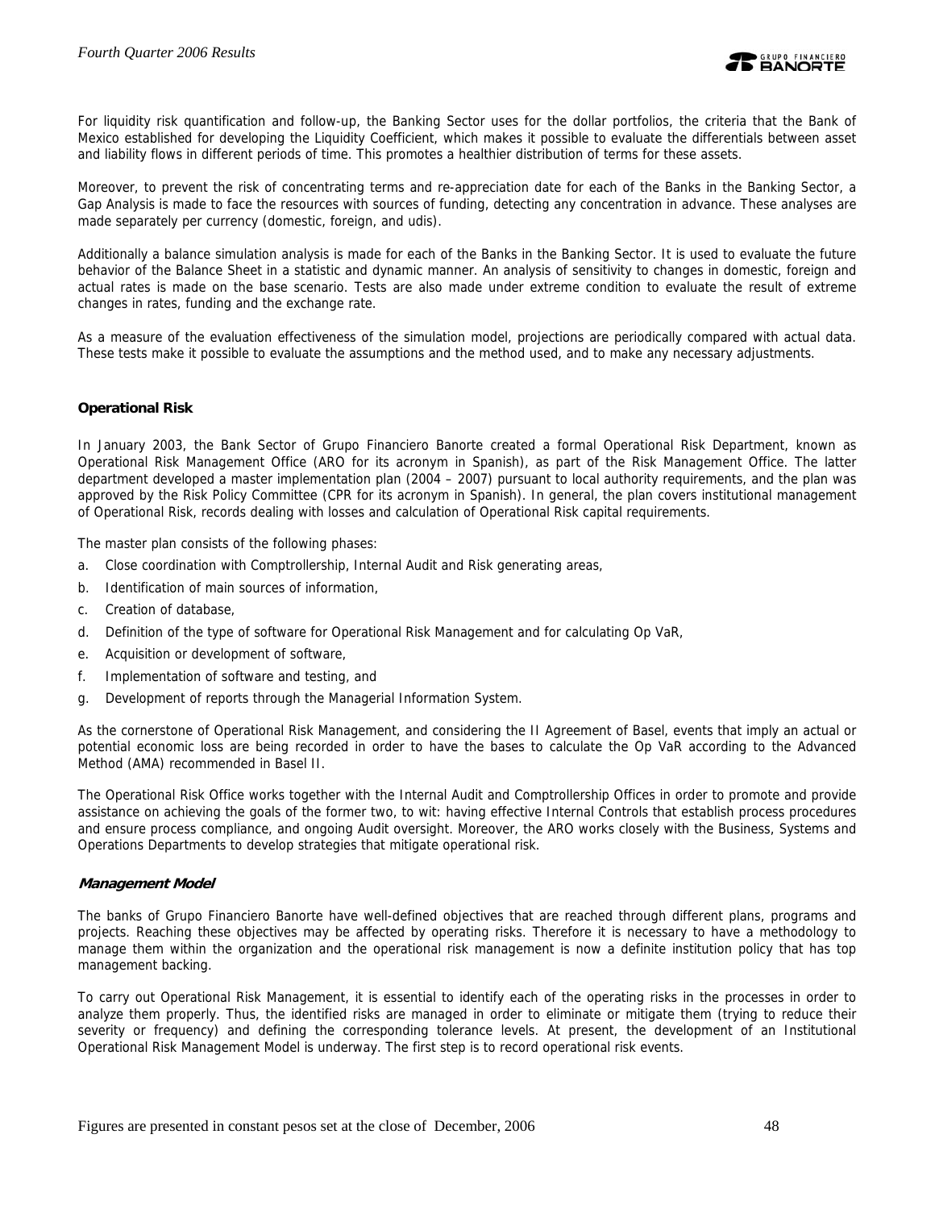For liquidity risk quantification and follow-up, the Banking Sector uses for the dollar portfolios, the criteria that the Bank of Mexico established for developing the Liquidity Coefficient, which makes it possible to evaluate the differentials between asset and liability flows in different periods of time. This promotes a healthier distribution of terms for these assets.

Moreover, to prevent the risk of concentrating terms and re-appreciation date for each of the Banks in the Banking Sector, a Gap Analysis is made to face the resources with sources of funding, detecting any concentration in advance. These analyses are made separately per currency (domestic, foreign, and udis).

Additionally a balance simulation analysis is made for each of the Banks in the Banking Sector. It is used to evaluate the future behavior of the Balance Sheet in a statistic and dynamic manner. An analysis of sensitivity to changes in domestic, foreign and actual rates is made on the base scenario. Tests are also made under extreme condition to evaluate the result of extreme changes in rates, funding and the exchange rate.

As a measure of the evaluation effectiveness of the simulation model, projections are periodically compared with actual data. These tests make it possible to evaluate the assumptions and the method used, and to make any necessary adjustments.

### Operational Risk

In January 2003, the Bank Sector of Grupo Financiero Banorte created a formal Operational Risk Department, known as Operational Risk Management Office (ARO for its acronym in Spanish), as part of the Risk Management Office. The latter department developed a master implementation plan (2004 – 2007) pursuant to local authority requirements, and the plan was approved by the Risk Policy Committee (CPR for its acronym in Spanish). In general, the plan covers institutional management of Operational Risk, records dealing with losses and calculation of Operational Risk capital requirements.

The master plan consists of the following phases:

a. Close coordination with Comptrollership, Internal Audit and Risk generating areas,
b. Identification of main sources of information,
c. Creation of database,
d. Definition of the type of software for Operational Risk Management and for calculating Op VaR,
e. Acquisition or development of software,
f. Implementation of software and testing, and
g. Development of reports through the Managerial Information System.

As the cornerstone of Operational Risk Management, and considering the II Agreement of Basel, events that imply an actual or potential economic loss are being recorded in order to have the bases to calculate the Op VaR according to the Advanced Method (AMA) recommended in Basel II.

The Operational Risk Office works together with the Internal Audit and Comptrollership Offices in order to promote and provide assistance on achieving the goals of the former two, to wit: having effective Internal Controls that establish process procedures and ensure process compliance, and ongoing Audit oversight. Moreover, the ARO works closely with the Business, Systems and Operations Departments to develop strategies that mitigate operational risk.

#### *Management Model*

The banks of Grupo Financiero Banorte have well-defined objectives that are reached through different plans, programs and projects. Reaching these objectives may be affected by operating risks. Therefore it is necessary to have a methodology to manage them within the organization and the operational risk management is now a definite institution policy that has top management backing.

To carry out Operational Risk Management, it is essential to identify each of the operating risks in the processes in order to analyze them properly. Thus, the identified risks are managed in order to eliminate or mitigate them (trying to reduce their severity or frequency) and defining the corresponding tolerance levels. At present, the development of an Institutional Operational Risk Management Model is underway. The first step is to record operational risk events.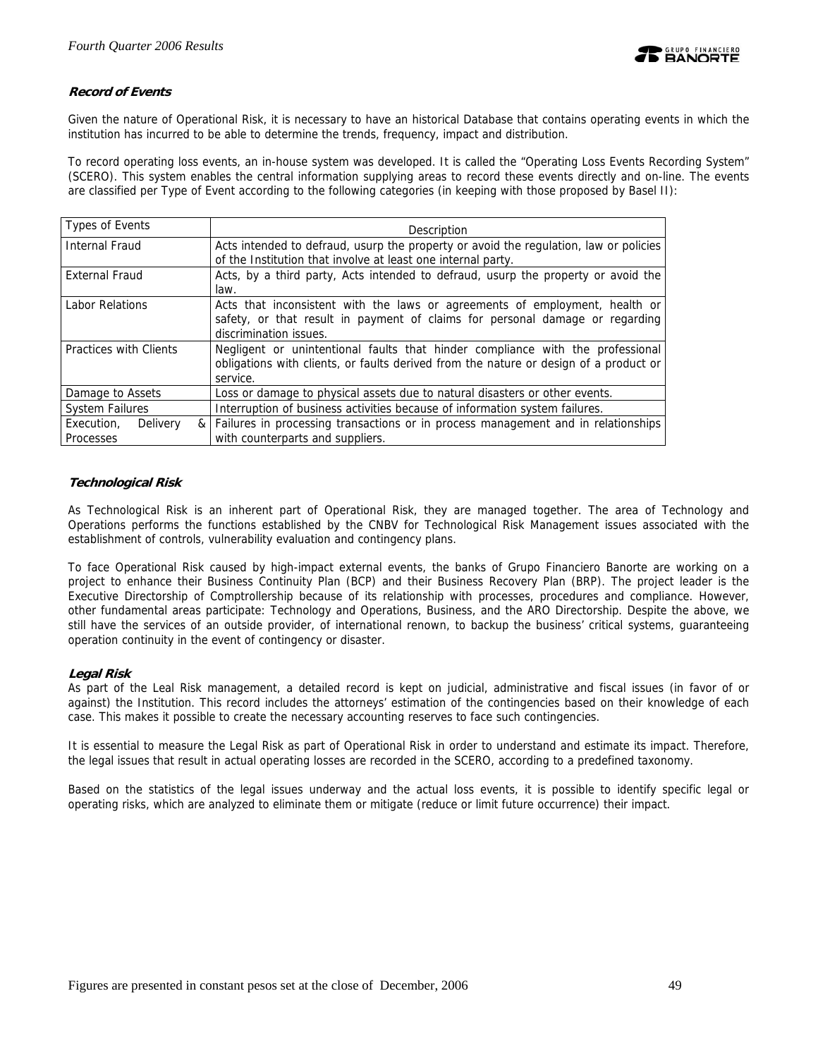### ***Record of Events***

Given the nature of Operational Risk, it is necessary to have an historical Database that contains operating events in which the institution has incurred to be able to determine the trends, frequency, impact and distribution.

To record operating loss events, an in-house system was developed. It is called the "Operating Loss Events Recording System" (SCERO). This system enables the central information supplying areas to record these events directly and on-line. The events are classified per Type of Event according to the following categories (in keeping with those proposed by Basel II):

| Types of Events | Description |
|---|---|
| Internal Fraud | Acts intended to defraud, usurp the property or avoid the regulation, law or policies of the Institution that involve at least one internal party. |
| External Fraud | Acts, by a third party, Acts intended to defraud, usurp the property or avoid the law. |
| Labor Relations | Acts that inconsistent with the laws or agreements of employment, health or safety, or that result in payment of claims for personal damage or regarding discrimination issues. |
| Practices with Clients | Negligent or unintentional faults that hinder compliance with the professional obligations with clients, or faults derived from the nature or design of a product or service. |
| Damage to Assets | Loss or damage to physical assets due to natural disasters or other events. |
| System Failures | Interruption of business activities because of information system failures. |
| Execution, Delivery & Processes | Failures in processing transactions or in process management and in relationships with counterparts and suppliers. |

### ***Technological Risk***

As Technological Risk is an inherent part of Operational Risk, they are managed together. The area of Technology and Operations performs the functions established by the CNBV for Technological Risk Management issues associated with the establishment of controls, vulnerability evaluation and contingency plans.

To face Operational Risk caused by high-impact external events, the banks of Grupo Financiero Banorte are working on a project to enhance their Business Continuity Plan (BCP) and their Business Recovery Plan (BRP). The project leader is the Executive Directorship of Comptrollership because of its relationship with processes, procedures and compliance. However, other fundamental areas participate: Technology and Operations, Business, and the ARO Directorship. Despite the above, we still have the services of an outside provider, of international renown, to backup the business' critical systems, guaranteeing operation continuity in the event of contingency or disaster.

### ***Legal Risk***

As part of the Leal Risk management, a detailed record is kept on judicial, administrative and fiscal issues (in favor of or against) the Institution. This record includes the attorneys' estimation of the contingencies based on their knowledge of each case. This makes it possible to create the necessary accounting reserves to face such contingencies.

It is essential to measure the Legal Risk as part of Operational Risk in order to understand and estimate its impact. Therefore, the legal issues that result in actual operating losses are recorded in the SCERO, according to a predefined taxonomy.

Based on the statistics of the legal issues underway and the actual loss events, it is possible to identify specific legal or operating risks, which are analyzed to eliminate them or mitigate (reduce or limit future occurrence) their impact.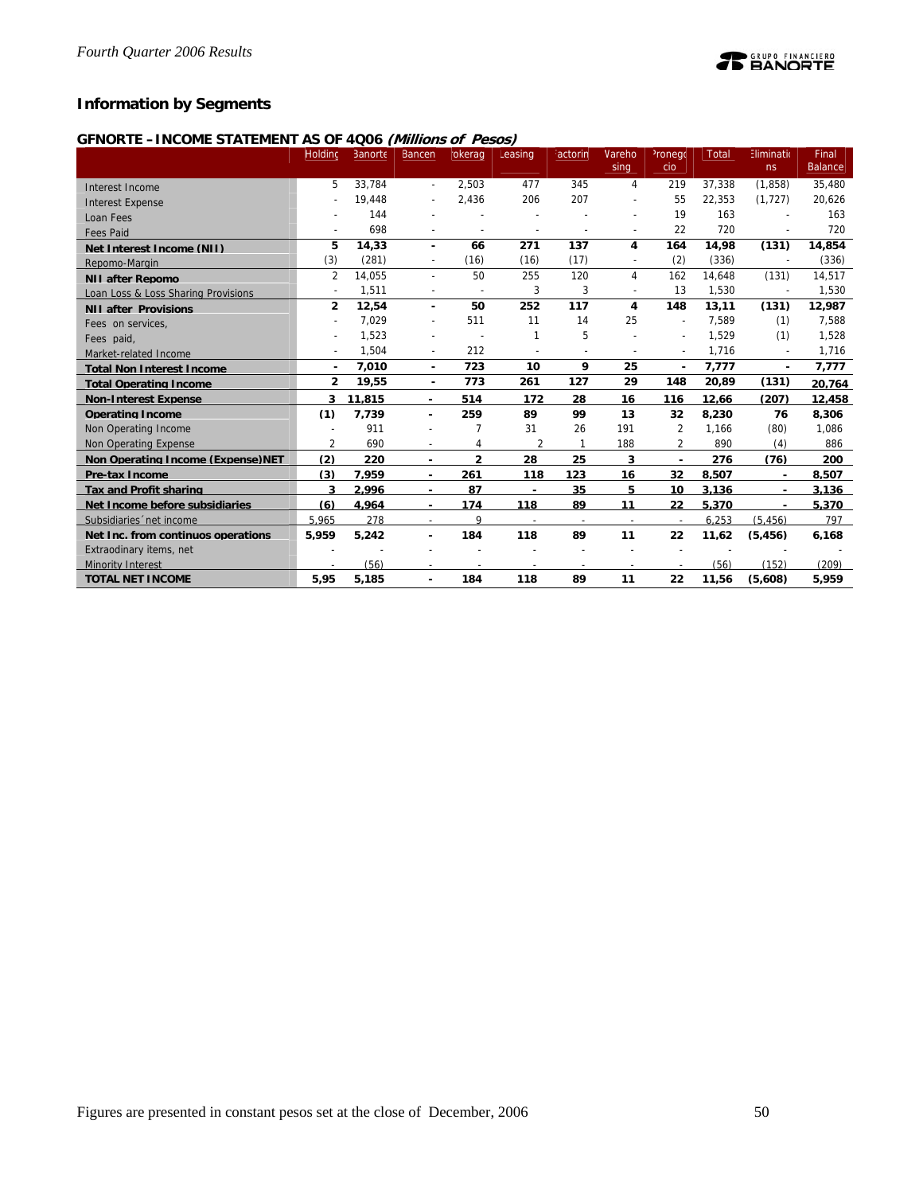## Information by Segments

### GFNORTE – INCOME STATEMENT AS OF 4Q06 *(Millions of Pesos)*

| | Holding | Banorte | Bancen | Brokerage | Leasing | Factoring | Warehousing | Pronegocio | Total | Eliminations | Final Balance |
|---|---|---|---|---|---|---|---|---|---|---|---|
| Interest Income | 5 | 33,784 | - | 2,503 | 477 | 345 | 4 | 219 | 37,338 | (1,858) | 35,480 |
| Interest Expense | - | 19,448 | - | 2,436 | 206 | 207 | - | 55 | 22,353 | (1,727) | 20,626 |
| Loan Fees | - | 144 | - | - | - | - | - | 19 | 163 | - | 163 |
| Fees Paid | - | 698 | - | - | - | - | - | 22 | 720 | - | 720 |
| **Net Interest Income (NII)** | **5** | **14,33** | **-** | **66** | **271** | **137** | **4** | **164** | **14,98** | **(131)** | **14,854** |
| Repomo-Margin | (3) | (281) | - | (16) | (16) | (17) | - | (2) | (336) | - | (336) |
| **NII after Repomo** | 2 | 14,055 | - | 50 | 255 | 120 | 4 | 162 | 14,648 | (131) | 14,517 |
| Loan Loss & Loss Sharing Provisions | - | 1,511 | - | - | 3 | 3 | - | 13 | 1,530 | - | 1,530 |
| **NII after Provisions** | **2** | **12,54** | **-** | **50** | **252** | **117** | **4** | **148** | **13,11** | **(131)** | **12,987** |
| Fees on services, | - | 7,029 | - | 511 | 11 | 14 | 25 | - | 7,589 | (1) | 7,588 |
| Fees paid, | - | 1,523 | - | - | 1 | 5 | - | - | 1,529 | (1) | 1,528 |
| Market-related Income | - | 1,504 | - | 212 | - | - | - | - | 1,716 | - | 1,716 |
| **Total Non Interest Income** | **-** | **7,010** | **-** | **723** | **10** | **9** | **25** | **-** | **7,777** | **-** | **7,777** |
| **Total Operating Income** | **2** | **19,55** | **-** | **773** | **261** | **127** | **29** | **148** | **20,89** | **(131)** | **20,764** |
| **Non-Interest Expense** | **3** | **11,815** | **-** | **514** | **172** | **28** | **16** | **116** | **12,66** | **(207)** | **12,458** |
| **Operating Income** | **(1)** | **7,739** | **-** | **259** | **89** | **99** | **13** | **32** | **8,230** | **76** | **8,306** |
| Non Operating Income | - | 911 | - | 7 | 31 | 26 | 191 | 2 | 1,166 | (80) | 1,086 |
| Non Operating Expense | 2 | 690 | - | 4 | 2 | 1 | 188 | 2 | 890 | (4) | 886 |
| **Non Operating Income (Expense)NET** | **(2)** | **220** | **-** | **2** | **28** | **25** | **3** | **-** | **276** | **(76)** | **200** |
| **Pre-tax Income** | **(3)** | **7,959** | **-** | **261** | **118** | **123** | **16** | **32** | **8,507** | **-** | **8,507** |
| **Tax and Profit sharing** | **3** | **2,996** | **-** | **87** | **-** | **35** | **5** | **10** | **3,136** | **-** | **3,136** |
| **Net Income before subsidiaries** | **(6)** | **4,964** | **-** | **174** | **118** | **89** | **11** | **22** | **5,370** | **-** | **5,370** |
| Subsidiaries´net income | 5,965 | 278 | - | 9 | - | - | - | - | 6,253 | (5,456) | 797 |
| **Net Inc. from continuos operations** | **5,959** | **5,242** | **-** | **184** | **118** | **89** | **11** | **22** | **11,62** | **(5,456)** | **6,168** |
| Extraodinary items, net | - | - | - | - | - | - | - | - | - | - | - |
| Minority Interest | - | (56) | - | - | - | - | - | - | (56) | (152) | (209) |
| **TOTAL NET INCOME** | **5,95** | **5,185** | **-** | **184** | **118** | **89** | **11** | **22** | **11,56** | **(5,608)** | **5,959** |

Figures are presented in constant pesos set at the close of December, 2006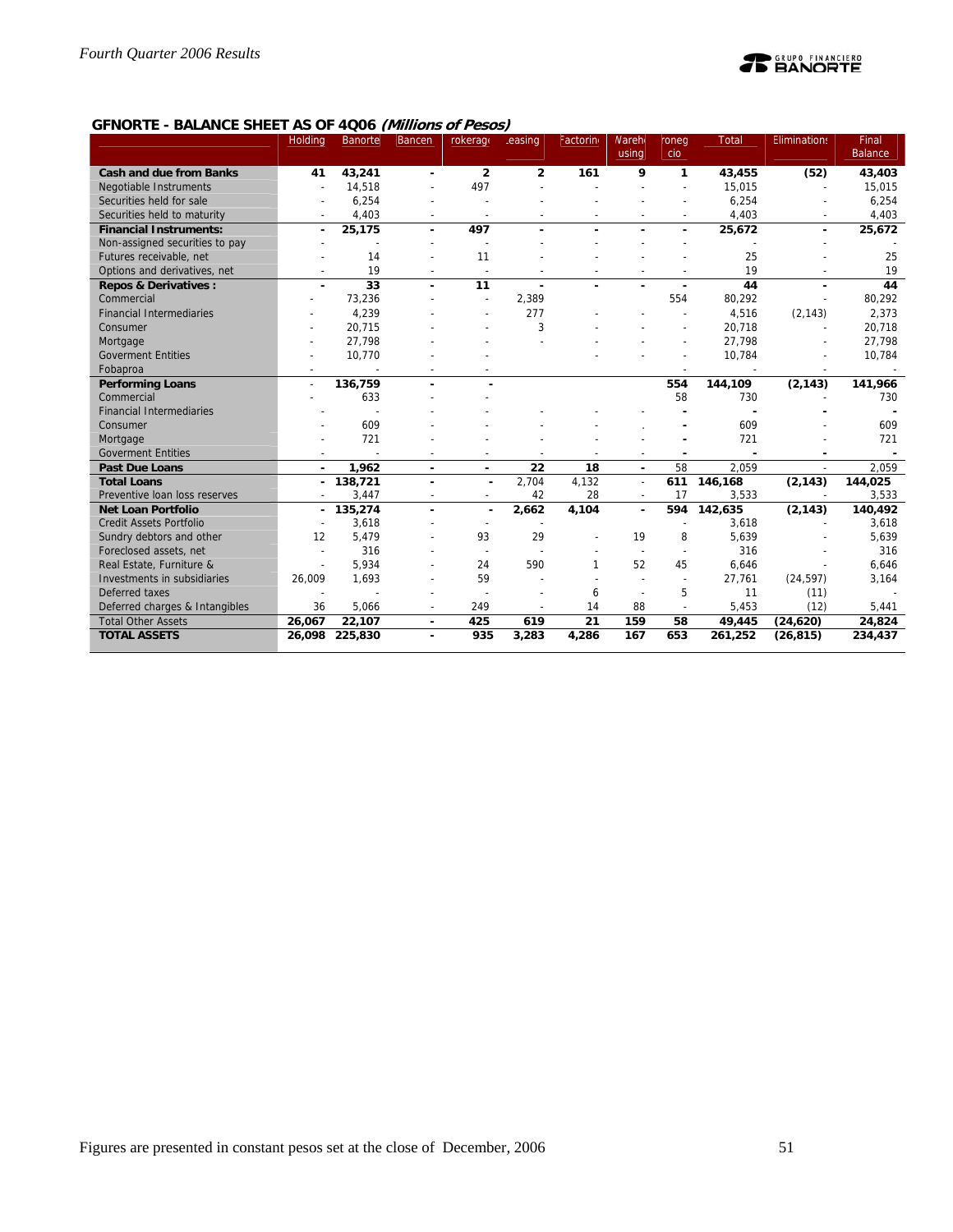## GFNORTE - BALANCE SHEET AS OF 4Q06 *(Millions of Pesos)*

| | Holding | Banorte | Bancen | Brokerage | Leasing | Factoring | Warehousing | Pronegocio | Total | Eliminations | Final Balance |
|---|---|---|---|---|---|---|---|---|---|---|---|
| **Cash and due from Banks** | **41** | **43,241** | **-** | **2** | **2** | **161** | **9** | **1** | **43,455** | **(52)** | **43,403** |
| Negotiable Instruments | - | 14,518 | - | 497 | - | - | - | - | 15,015 | - | 15,015 |
| Securities held for sale | - | 6,254 | - | - | - | - | - | - | 6,254 | - | 6,254 |
| Securities held to maturity | - | 4,403 | - | - | - | - | - | - | 4,403 | - | 4,403 |
| **Financial Instruments:** | **-** | **25,175** | **-** | **497** | **-** | **-** | **-** | **-** | **25,672** | **-** | **25,672** |
| Non-assigned securities to pay | - | - | - | - | - | - | - | - | - | - | - |
| Futures receivable, net | - | 14 | - | 11 | - | - | - | - | 25 | - | 25 |
| Options and derivatives, net | - | 19 | - | - | - | - | - | - | 19 | - | 19 |
| **Repos & Derivatives :** | **-** | **33** | **-** | **11** | **-** | **-** | **-** | **-** | **44** | **-** | **44** |
| Commercial | - | 73,236 | - | - | 2,389 | | | 554 | 80,292 | - | 80,292 |
| Financial Intermediaries | - | 4,239 | - | - | 277 | - | - | - | 4,516 | (2,143) | 2,373 |
| Consumer | - | 20,715 | - | - | 3 | - | - | - | 20,718 | - | 20,718 |
| Mortgage | - | 27,798 | - | - | - | - | - | - | 27,798 | - | 27,798 |
| Goverment Entities | - | 10,770 | - | - | | - | - | - | 10,784 | - | 10,784 |
| Fobaproa | - | - | - | - | | | | - | - | - | - |
| **Performing Loans** | - | **136,759** | **-** | **-** | | | | **554** | **144,109** | **(2,143)** | **141,966** |
| Commercial | - | 633 | - | - | | | | 58 | 730 | - | 730 |
| Financial Intermediaries | - | - | - | - | - | - | - | **-** | **-** | **-** | **-** |
| Consumer | - | 609 | - | - | - | - | . | **-** | 609 | - | 609 |
| Mortgage | - | 721 | - | - | - | - | - | **-** | 721 | - | 721 |
| Goverment Entities | - | - | - | - | - | - | - | **-** | **-** | **-** | **-** |
| **Past Due Loans** | **-** | **1,962** | **-** | **-** | **22** | **18** | **-** | 58 | 2,059 | - | 2,059 |
| **Total Loans** | **-** | **138,721** | **-** | **-** | 2,704 | 4,132 | - | **611** | **146,168** | **(2,143)** | **144,025** |
| Preventive loan loss reserves | - | 3,447 | - | - | 42 | 28 | - | 17 | 3,533 | - | 3,533 |
| **Net Loan Portfolio** | **-** | **135,274** | **-** | **-** | **2,662** | **4,104** | **-** | **594** | **142,635** | **(2,143)** | **140,492** |
| Credit Assets Portfolio | - | 3,618 | - | - | - | | | - | 3,618 | - | 3,618 |
| Sundry debtors and other | 12 | 5,479 | - | 93 | 29 | - | 19 | 8 | 5,639 | - | 5,639 |
| Foreclosed assets, net | - | 316 | - | - | - | - | - | - | 316 | - | 316 |
| Real Estate, Furniture & | - | 5,934 | - | 24 | 590 | 1 | 52 | 45 | 6,646 | - | 6,646 |
| Investments in subsidiaries | 26,009 | 1,693 | - | 59 | - | - | - | - | 27,761 | (24,597) | 3,164 |
| Deferred taxes | - | - | - | - | - | 6 | - | 5 | 11 | (11) | - |
| Deferred charges & Intangibles | 36 | 5,066 | - | 249 | - | 14 | 88 | - | 5,453 | (12) | 5,441 |
| Total Other Assets | **26,067** | **22,107** | **-** | **425** | **619** | **21** | **159** | **58** | **49,445** | **(24,620)** | **24,824** |
| **TOTAL ASSETS** | **26,098** | **225,830** | **-** | **935** | **3,283** | **4,286** | **167** | **653** | **261,252** | **(26,815)** | **234,437** |

Figures are presented in constant pesos set at the close of December, 2006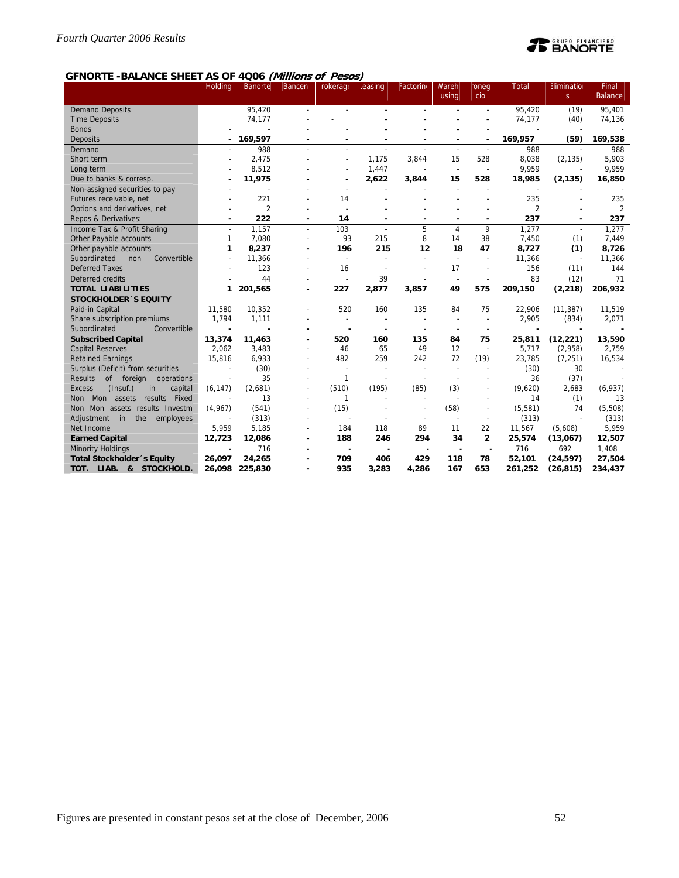## GFNORTE -BALANCE SHEET AS OF 4Q06 *(Millions of Pesos)*

| | Holding | Banorte | Bancen | Brokerage | Leasing | Factoring | Warehousing | Pronegocio | Total | Eliminations | Final Balance |
|---|---|---|---|---|---|---|---|---|---|---|---|
| Demand Deposits | | 95,420 | - | - | - | - | - | - | 95,420 | (19) | 95,401 |
| Time Deposits | | 74,177 | - | - | - | - | - | - | 74,177 | (40) | 74,136 |
| Bonds | | - | - | - | - | - | - | - | - | - | - |
| **Deposits** | **-** | **169,597** | **-** | **-** | **-** | **-** | **-** | **-** | **169,957** | **(59)** | **169,538** |
| Demand | - | 988 | - | - | - | - | - | - | 988 | - | 988 |
| Short term | - | 2,475 | - | - | 1,175 | 3,844 | 15 | 528 | 8,038 | (2,135) | 5,903 |
| Long term | - | 8,512 | - | - | 1,447 | - | - | - | 9,959 | - | 9,959 |
| **Due to banks & corresp.** | **-** | **11,975** | **-** | **-** | **2,622** | **3,844** | **15** | **528** | **18,985** | **(2,135)** | **16,850** |
| Non-assigned securities to pay | - | - | - | - | - | - | - | - | - | - | - |
| Futures receivable, net | - | 221 | - | 14 | - | - | - | - | 235 | - | 235 |
| Options and derivatives, net | - | 2 | - | - | - | - | - | - | 2 | - | 2 |
| **Repos & Derivatives:** | **-** | **222** | **-** | **14** | **-** | **-** | **-** | **-** | **237** | **-** | **237** |
| Income Tax & Profit Sharing | - | 1,157 | - | 103 | - | 5 | 4 | 9 | 1,277 | - | 1,277 |
| Other Payable accounts | 1 | 7,080 | - | 93 | 215 | 8 | 14 | 38 | 7,450 | (1) | 7,449 |
| **Other payable accounts** | **1** | **8,237** | **-** | **196** | **215** | **12** | **18** | **47** | **8,727** | **(1)** | **8,726** |
| Subordinated non Convertible | - | 11,366 | - | - | - | - | - | - | 11,366 | - | 11,366 |
| Deferred Taxes | - | 123 | - | 16 | - | - | 17 | - | 156 | (11) | 144 |
| Deferred credits | - | 44 | - | - | 39 | - | - | - | 83 | (12) | 71 |
| **TOTAL LIABILITIES** | **1** | **201,565** | **-** | **227** | **2,877** | **3,857** | **49** | **575** | **209,150** | **(2,218)** | **206,932** |
| **STOCKHOLDER´S EQUITY** | | | | | | | | | | | |
| Paid-in Capital | 11,580 | 10,352 | - | 520 | 160 | 135 | 84 | 75 | 22,906 | (11,387) | 11,519 |
| Share subscription premiums | 1,794 | 1,111 | - | - | - | - | - | - | 2,905 | (834) | 2,071 |
| Subordinated Convertible | - | - | - | - | - | - | - | - | - | - | - |
| **Subscribed Capital** | **13,374** | **11,463** | **-** | **520** | **160** | **135** | **84** | **75** | **25,811** | **(12,221)** | **13,590** |
| Capital Reserves | 2,062 | 3,483 | - | 46 | 65 | 49 | 12 | - | 5,717 | (2,958) | 2,759 |
| Retained Earnings | 15,816 | 6,933 | - | 482 | 259 | 242 | 72 | (19) | 23,785 | (7,251) | 16,534 |
| Surplus (Deficit) from securities | - | (30) | - | - | - | - | - | - | (30) | 30 | - |
| Results of foreign operations | - | 35 | - | 1 | - | - | - | - | 36 | (37) | - |
| Excess (Insuf.) in capital | (6,147) | (2,681) | - | (510) | (195) | (85) | (3) | - | (9,620) | 2,683 | (6,937) |
| Non Mon assets results Fixed | - | 13 | - | 1 | - | - | - | - | 14 | (1) | 13 |
| Non Mon assets results Investm | (4,967) | (541) | - | (15) | - | - | (58) | - | (5,581) | 74 | (5,508) |
| Adjustment in the employees | - | (313) | - | - | - | - | - | - | (313) | - | (313) |
| Net Income | 5,959 | 5,185 | - | 184 | 118 | 89 | 11 | 22 | 11,567 | (5,608) | 5,959 |
| **Earned Capital** | **12,723** | **12,086** | **-** | **188** | **246** | **294** | **34** | **2** | **25,574** | **(13,067)** | **12,507** |
| Minority Holdings | - | 716 | - | - | - | - | - | - | 716 | 692 | 1,408 |
| **Total Stockholder´s Equity** | **26,097** | **24,265** | **-** | **709** | **406** | **429** | **118** | **78** | **52,101** | **(24,597)** | **27,504** |
| **TOT. LIAB. & STOCKHOLD.** | **26,098** | **225,830** | **-** | **935** | **3,283** | **4,286** | **167** | **653** | **261,252** | **(26,815)** | **234,437** |

Figures are presented in constant pesos set at the close of December, 2006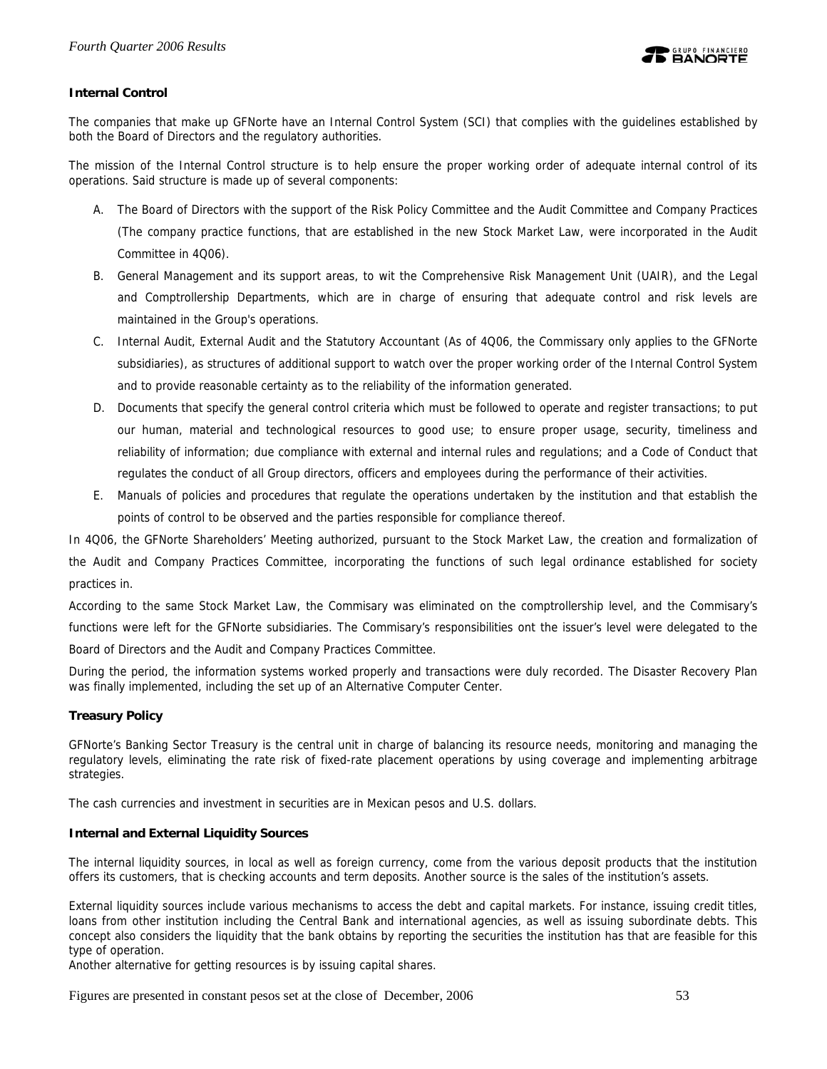### Internal Control

The companies that make up GFNorte have an Internal Control System (SCI) that complies with the guidelines established by both the Board of Directors and the regulatory authorities.

The mission of the Internal Control structure is to help ensure the proper working order of adequate internal control of its operations. Said structure is made up of several components:

A. The Board of Directors with the support of the Risk Policy Committee and the Audit Committee and Company Practices (The company practice functions, that are established in the new Stock Market Law, were incorporated in the Audit Committee in 4Q06).

B. General Management and its support areas, to wit the Comprehensive Risk Management Unit (UAIR), and the Legal and Comptrollership Departments, which are in charge of ensuring that adequate control and risk levels are maintained in the Group's operations.

C. Internal Audit, External Audit and the Statutory Accountant (As of 4Q06, the Commissary only applies to the GFNorte subsidiaries), as structures of additional support to watch over the proper working order of the Internal Control System and to provide reasonable certainty as to the reliability of the information generated.

D. Documents that specify the general control criteria which must be followed to operate and register transactions; to put our human, material and technological resources to good use; to ensure proper usage, security, timeliness and reliability of information; due compliance with external and internal rules and regulations; and a Code of Conduct that regulates the conduct of all Group directors, officers and employees during the performance of their activities.

E. Manuals of policies and procedures that regulate the operations undertaken by the institution and that establish the points of control to be observed and the parties responsible for compliance thereof.

In 4Q06, the GFNorte Shareholders' Meeting authorized, pursuant to the Stock Market Law, the creation and formalization of the Audit and Company Practices Committee, incorporating the functions of such legal ordinance established for society practices in.

According to the same Stock Market Law, the Commisary was eliminated on the comptrollership level, and the Commisary's functions were left for the GFNorte subsidiaries. The Commisary's responsibilities ont the issuer's level were delegated to the Board of Directors and the Audit and Company Practices Committee.

During the period, the information systems worked properly and transactions were duly recorded. The Disaster Recovery Plan was finally implemented, including the set up of an Alternative Computer Center.

### Treasury Policy

GFNorte's Banking Sector Treasury is the central unit in charge of balancing its resource needs, monitoring and managing the regulatory levels, eliminating the rate risk of fixed-rate placement operations by using coverage and implementing arbitrage strategies.

The cash currencies and investment in securities are in Mexican pesos and U.S. dollars.

### Internal and External Liquidity Sources

The internal liquidity sources, in local as well as foreign currency, come from the various deposit products that the institution offers its customers, that is checking accounts and term deposits. Another source is the sales of the institution's assets.

External liquidity sources include various mechanisms to access the debt and capital markets. For instance, issuing credit titles, loans from other institution including the Central Bank and international agencies, as well as issuing subordinate debts. This concept also considers the liquidity that the bank obtains by reporting the securities the institution has that are feasible for this type of operation.

Another alternative for getting resources is by issuing capital shares.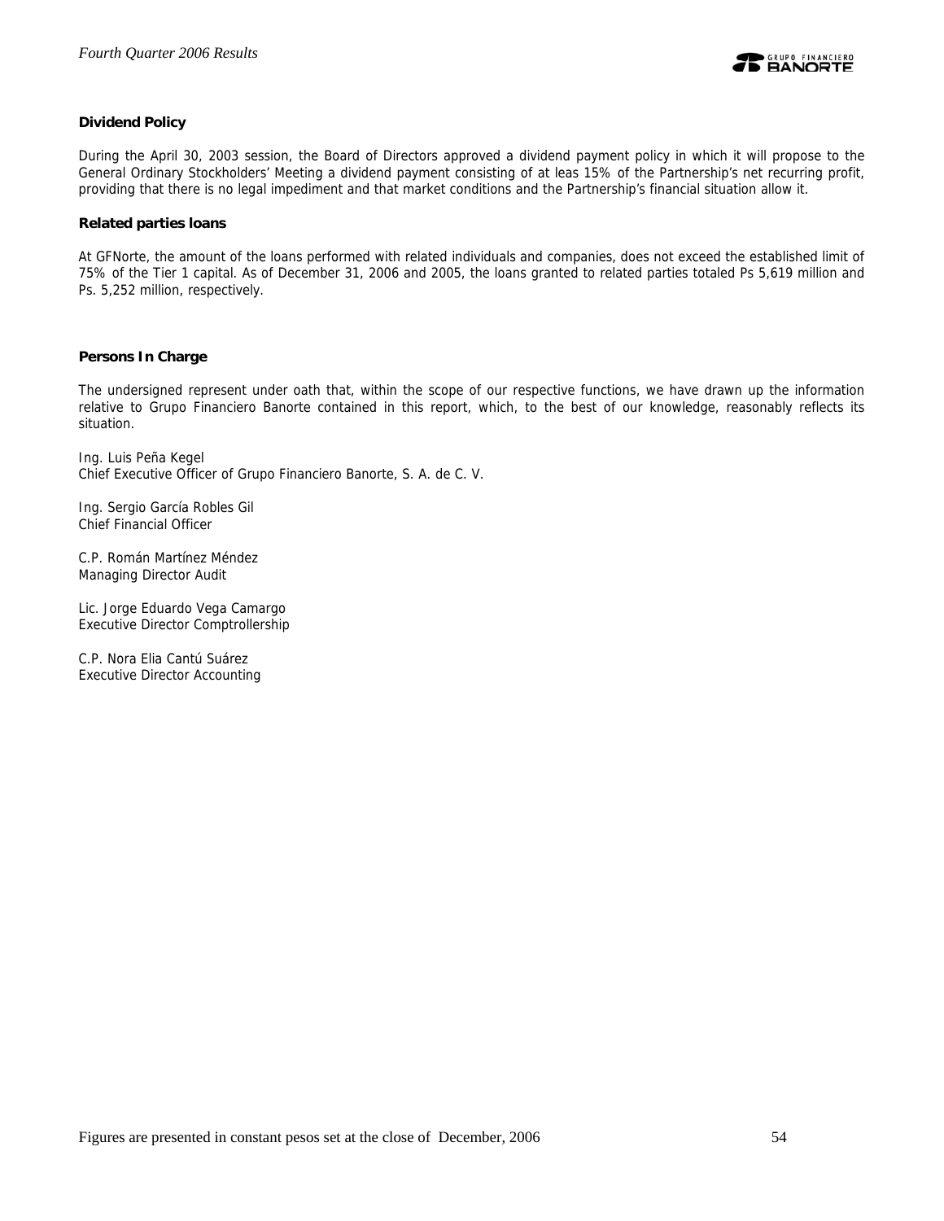**Dividend Policy**

During the April 30, 2003 session, the Board of Directors approved a dividend payment policy in which it will propose to the General Ordinary Stockholders' Meeting a dividend payment consisting of at leas 15% of the Partnership's net recurring profit, providing that there is no legal impediment and that market conditions and the Partnership's financial situation allow it.

**Related parties loans**

At GFNorte, the amount of the loans performed with related individuals and companies, does not exceed the established limit of 75% of the Tier 1 capital. As of December 31, 2006 and 2005, the loans granted to related parties totaled Ps 5,619 million and Ps. 5,252 million, respectively.

**Persons In Charge**

The undersigned represent under oath that, within the scope of our respective functions, we have drawn up the information relative to Grupo Financiero Banorte contained in this report, which, to the best of our knowledge, reasonably reflects its situation.

Ing. Luis Peña Kegel
Chief Executive Officer of Grupo Financiero Banorte, S. A. de C. V.

Ing. Sergio García Robles Gil
Chief Financial Officer

C.P. Román Martínez Méndez
Managing Director Audit

Lic. Jorge Eduardo Vega Camargo
Executive Director Comptrollership

C.P. Nora Elia Cantú Suárez
Executive Director Accounting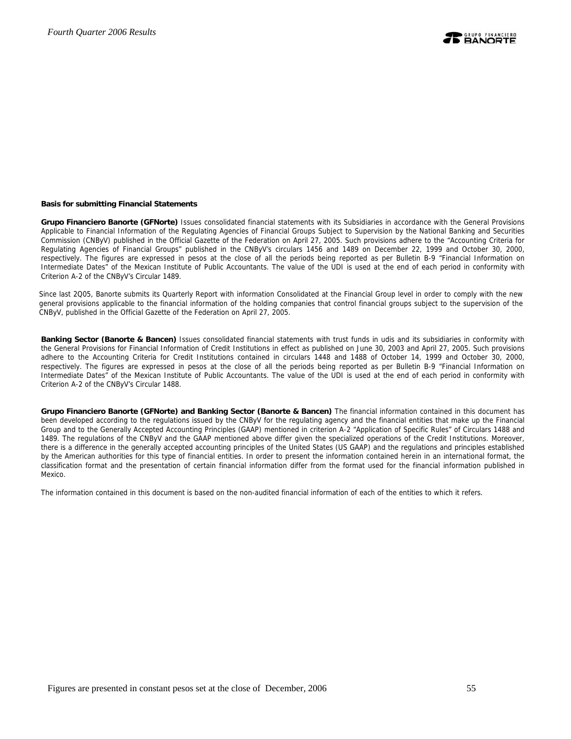**Basis for submitting Financial Statements**

**Grupo Financiero Banorte (GFNorte)** Issues consolidated financial statements with its Subsidiaries in accordance with the General Provisions Applicable to Financial Information of the Regulating Agencies of Financial Groups Subject to Supervision by the National Banking and Securities Commission (CNByV) published in the Official Gazette of the Federation on April 27, 2005. Such provisions adhere to the "Accounting Criteria for Regulating Agencies of Financial Groups" published in the CNByV's circulars 1456 and 1489 on December 22, 1999 and October 30, 2000, respectively. The figures are expressed in pesos at the close of all the periods being reported as per Bulletin B-9 "Financial Information on Intermediate Dates" of the Mexican Institute of Public Accountants. The value of the UDI is used at the end of each period in conformity with Criterion A-2 of the CNByV's Circular 1489.

Since last 2Q05, Banorte submits its Quarterly Report with information Consolidated at the Financial Group level in order to comply with the new general provisions applicable to the financial information of the holding companies that control financial groups subject to the supervision of the CNByV, published in the Official Gazette of the Federation on April 27, 2005.

**Banking Sector (Banorte & Bancen)** Issues consolidated financial statements with trust funds in udis and its subsidiaries in conformity with the General Provisions for Financial Information of Credit Institutions in effect as published on June 30, 2003 and April 27, 2005. Such provisions adhere to the Accounting Criteria for Credit Institutions contained in circulars 1448 and 1488 of October 14, 1999 and October 30, 2000, respectively. The figures are expressed in pesos at the close of all the periods being reported as per Bulletin B-9 "Financial Information on Intermediate Dates" of the Mexican Institute of Public Accountants. The value of the UDI is used at the end of each period in conformity with Criterion A-2 of the CNByV's Circular 1488.

**Grupo Financiero Banorte (GFNorte) and Banking Sector (Banorte & Bancen)** The financial information contained in this document has been developed according to the regulations issued by the CNByV for the regulating agency and the financial entities that make up the Financial Group and to the Generally Accepted Accounting Principles (GAAP) mentioned in criterion A-2 "Application of Specific Rules" of Circulars 1488 and 1489. The regulations of the CNByV and the GAAP mentioned above differ given the specialized operations of the Credit Institutions. Moreover, there is a difference in the generally accepted accounting principles of the United States (US GAAP) and the regulations and principles established by the American authorities for this type of financial entities. In order to present the information contained herein in an international format, the classification format and the presentation of certain financial information differ from the format used for the financial information published in Mexico.

The information contained in this document is based on the non-audited financial information of each of the entities to which it refers.